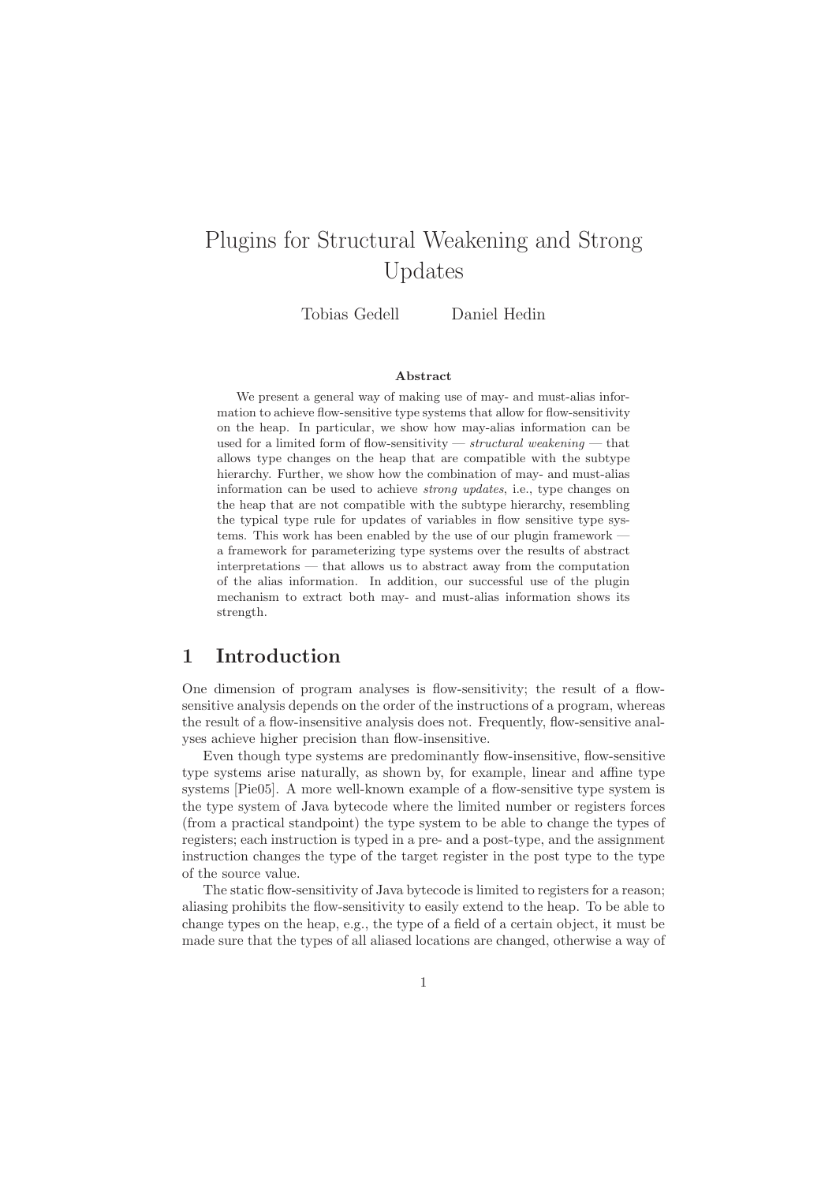# Plugins for Structural Weakening and Strong Updates

Tobias Gedell    Daniel Hedin

**Abstract**

We present a general way of making use of may- and must-alias information to achieve flow-sensitive type systems that allow for flow-sensitivity on the heap. In particular, we show how may-alias information can be used for a limited form of flow-sensitivity — *structural weakening* — that allows type changes on the heap that are compatible with the subtype hierarchy. Further, we show how the combination of may- and must-alias information can be used to achieve *strong updates*, i.e., type changes on the heap that are not compatible with the subtype hierarchy, resembling the typical type rule for updates of variables in flow sensitive type systems. This work has been enabled by the use of our plugin framework — a framework for parameterizing type systems over the results of abstract interpretations — that allows us to abstract away from the computation of the alias information. In addition, our successful use of the plugin mechanism to extract both may- and must-alias information shows its strength.

## 1 Introduction

One dimension of program analyses is flow-sensitivity; the result of a flow-sensitive analysis depends on the order of the instructions of a program, whereas the result of a flow-insensitive analysis does not. Frequently, flow-sensitive analyses achieve higher precision than flow-insensitive.

Even though type systems are predominantly flow-insensitive, flow-sensitive type systems arise naturally, as shown by, for example, linear and affine type systems [Pie05]. A more well-known example of a flow-sensitive type system is the type system of Java bytecode where the limited number or registers forces (from a practical standpoint) the type system to be able to change the types of registers; each instruction is typed in a pre- and a post-type, and the assignment instruction changes the type of the target register in the post type to the type of the source value.

The static flow-sensitivity of Java bytecode is limited to registers for a reason; aliasing prohibits the flow-sensitivity to easily extend to the heap. To be able to change types on the heap, e.g., the type of a field of a certain object, it must be made sure that the types of all aliased locations are changed, otherwise a way of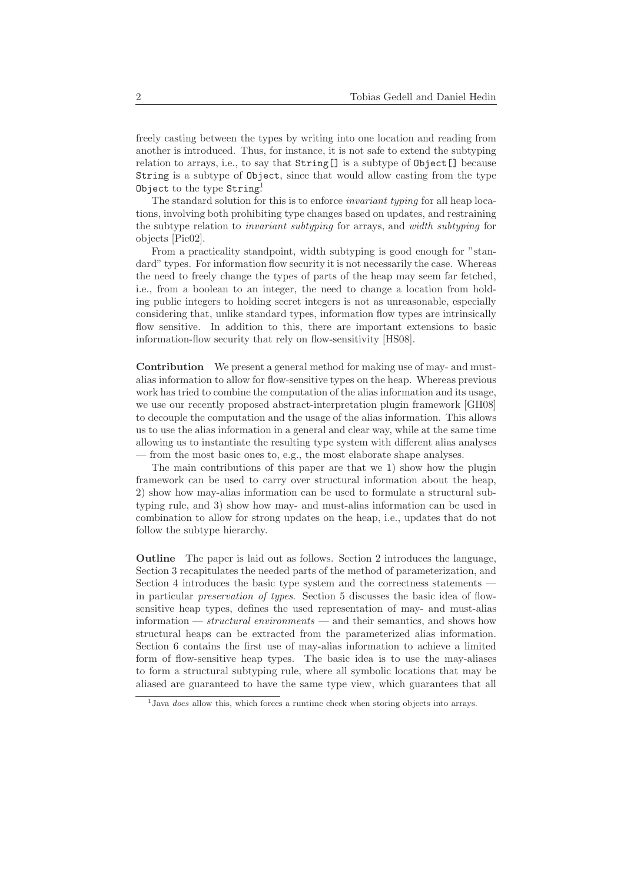freely casting between the types by writing into one location and reading from another is introduced. Thus, for instance, it is not safe to extend the subtyping relation to arrays, i.e., to say that `String[]` is a subtype of `Object[]` because `String` is a subtype of `Object`, since that would allow casting from the type `Object` to the type `String`.[1]

The standard solution for this is to enforce *invariant typing* for all heap locations, involving both prohibiting type changes based on updates, and restraining the subtype relation to *invariant subtyping* for arrays, and *width subtyping* for objects [Pie02].

From a practicality standpoint, width subtyping is good enough for "standard" types. For information flow security it is not necessarily the case. Whereas the need to freely change the types of parts of the heap may seem far fetched, i.e., from a boolean to an integer, the need to change a location from holding public integers to holding secret integers is not as unreasonable, especially considering that, unlike standard types, information flow types are intrinsically flow sensitive. In addition to this, there are important extensions to basic information-flow security that rely on flow-sensitivity [HS08].

**Contribution** We present a general method for making use of may- and must-alias information to allow for flow-sensitive types on the heap. Whereas previous work has tried to combine the computation of the alias information and its usage, we use our recently proposed abstract-interpretation plugin framework [GH08] to decouple the computation and the usage of the alias information. This allows us to use the alias information in a general and clear way, while at the same time allowing us to instantiate the resulting type system with different alias analyses — from the most basic ones to, e.g., the most elaborate shape analyses.

The main contributions of this paper are that we 1) show how the plugin framework can be used to carry over structural information about the heap, 2) show how may-alias information can be used to formulate a structural subtyping rule, and 3) show how may- and must-alias information can be used in combination to allow for strong updates on the heap, i.e., updates that do not follow the subtype hierarchy.

**Outline** The paper is laid out as follows. Section 2 introduces the language, Section 3 recapitulates the needed parts of the method of parameterization, and Section 4 introduces the basic type system and the correctness statements — in particular *preservation of types*. Section 5 discusses the basic idea of flow-sensitive heap types, defines the used representation of may- and must-alias information — *structural environments* — and their semantics, and shows how structural heaps can be extracted from the parameterized alias information. Section 6 contains the first use of may-alias information to achieve a limited form of flow-sensitive heap types. The basic idea is to use the may-aliases to form a structural subtyping rule, where all symbolic locations that may be aliased are guaranteed to have the same type view, which guarantees that all

[1] Java *does* allow this, which forces a runtime check when storing objects into arrays.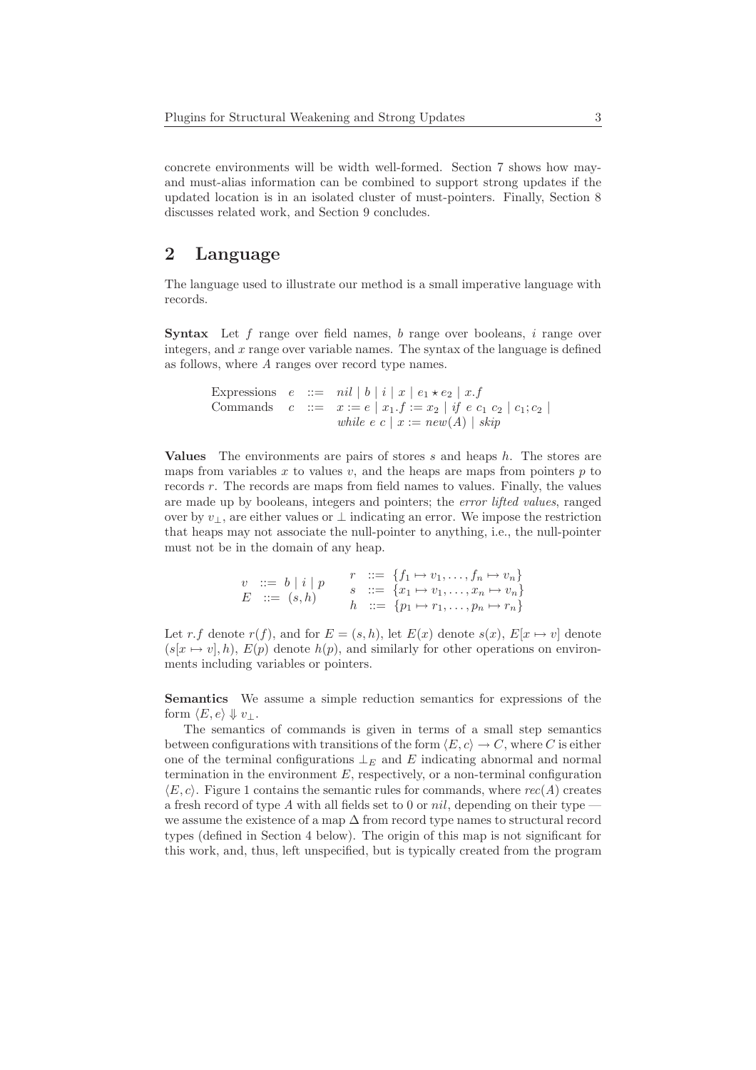concrete environments will be width well-formed. Section 7 shows how may- and must-alias information can be combined to support strong updates if the updated location is in an isolated cluster of must-pointers. Finally, Section 8 discusses related work, and Section 9 concludes.

## 2 Language

The language used to illustrate our method is a small imperative language with records.

**Syntax** Let $f$ range over field names, $b$ range over booleans, $i$ range over integers, and $x$ range over variable names. The syntax of the language is defined as follows, where $A$ ranges over record type names.

$$
\begin{array}{llll}
\text{Expressions} & e & ::= & nil \mid b \mid i \mid x \mid e_1 \star e_2 \mid x.f \\
\text{Commands} & c & ::= & x := e \mid x_1.f := x_2 \mid if\ e\ c_1\ c_2 \mid c_1; c_2 \mid \\
 & & & while\ e\ c \mid x := new(A) \mid skip
\end{array}
$$

**Values** The environments are pairs of stores $s$ and heaps $h$. The stores are maps from variables $x$ to values $v$, and the heaps are maps from pointers $p$ to records $r$. The records are maps from field names to values. Finally, the values are made up by booleans, integers and pointers; the *error lifted values*, ranged over by $v_\perp$, are either values or $\perp$ indicating an error. We impose the restriction that heaps may not associate the null-pointer to anything, i.e., the null-pointer must not be in the domain of any heap.

$$
\begin{array}{lll}
v & ::= & b \mid i \mid p \\
E & ::= & (s, h)
\end{array}
\qquad
\begin{array}{lll}
r & ::= & \{f_1 \mapsto v_1, \ldots, f_n \mapsto v_n\} \\
s & ::= & \{x_1 \mapsto v_1, \ldots, x_n \mapsto v_n\} \\
h & ::= & \{p_1 \mapsto r_1, \ldots, p_n \mapsto r_n\}
\end{array}
$$

Let $r.f$ denote $r(f)$, and for $E = (s, h)$, let $E(x)$ denote $s(x)$, $E[x \mapsto v]$ denote $(s[x \mapsto v], h)$, $E(p)$ denote $h(p)$, and similarly for other operations on environments including variables or pointers.

**Semantics** We assume a simple reduction semantics for expressions of the form $\langle E, e \rangle \Downarrow v_\perp$.

The semantics of commands is given in terms of a small step semantics between configurations with transitions of the form $\langle E, c \rangle \to C$, where $C$ is either one of the terminal configurations $\perp_E$ and $E$ indicating abnormal and normal termination in the environment $E$, respectively, or a non-terminal configuration $\langle E, c \rangle$. Figure 1 contains the semantic rules for commands, where $rec(A)$ creates a fresh record of type $A$ with all fields set to 0 or $nil$, depending on their type — we assume the existence of a map $\Delta$ from record type names to structural record types (defined in Section 4 below). The origin of this map is not significant for this work, and, thus, left unspecified, but is typically created from the program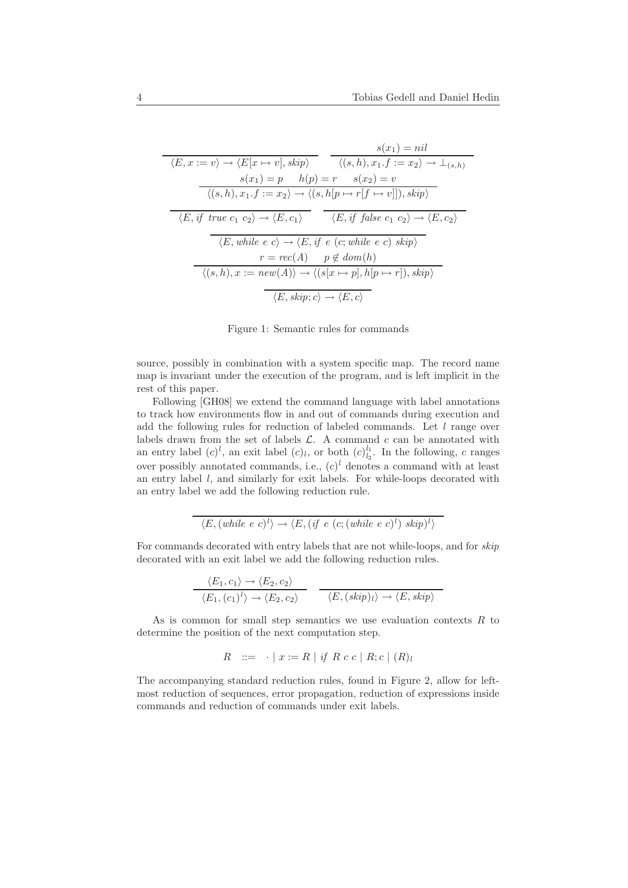$$\frac{}{\langle E, x := v\rangle \rightarrow \langle E[x \mapsto v], skip\rangle} \qquad \frac{s(x_1) = nil}{\langle (s,h), x_1.f := x_2\rangle \rightarrow \bot_{(s,h)}}$$

$$\frac{s(x_1) = p \qquad h(p) = r \qquad s(x_2) = v}{\langle (s,h), x_1.f := x_2\rangle \rightarrow \langle (s, h[p \mapsto r[f \mapsto v]]), skip\rangle}$$

$$\frac{}{\langle E, \mathit{if}\ \mathit{true}\ c_1\ c_2\rangle \rightarrow \langle E, c_1\rangle} \qquad \frac{}{\langle E, \mathit{if}\ \mathit{false}\ c_1\ c_2\rangle \rightarrow \langle E, c_2\rangle}$$

$$\frac{}{\langle E, \mathit{while}\ e\ c\rangle \rightarrow \langle E, \mathit{if}\ e\ (c; \mathit{while}\ e\ c)\ skip\rangle}$$

$$\frac{r = rec(A) \qquad p \notin dom(h)}{\langle (s,h), x := new(A)\rangle \rightarrow \langle (s[x \mapsto p], h[p \mapsto r]), skip\rangle}$$

$$\frac{}{\langle E, skip; c\rangle \rightarrow \langle E, c\rangle}$$

Figure 1: Semantic rules for commands

source, possibly in combination with a system specific map. The record name map is invariant under the execution of the program, and is left implicit in the rest of this paper.

Following [GH08] we extend the command language with label annotations to track how environments flow in and out of commands during execution and add the following rules for reduction of labeled commands. Let $l$ range over labels drawn from the set of labels $\mathcal{L}$. A command $c$ can be annotated with an entry label $(c)^l$, an exit label $(c)_l$, or both $(c)^{l_1}_{l_2}$. In the following, $c$ ranges over possibly annotated commands, i.e., $(c)^l$ denotes a command with at least an entry label $l$, and similarly for exit labels. For while-loops decorated with an entry label we add the following reduction rule.

$$\frac{}{\langle E, (\mathit{while}\ e\ c)^l\rangle \rightarrow \langle E, (\mathit{if}\ e\ (c; (\mathit{while}\ e\ c)^l)\ skip)^l\rangle}$$

For commands decorated with entry labels that are not while-loops, and for *skip* decorated with an exit label we add the following reduction rules.

$$\frac{\langle E_1, c_1\rangle \rightarrow \langle E_2, c_2\rangle}{\langle E_1, (c_1)^l\rangle \rightarrow \langle E_2, c_2\rangle} \qquad \frac{}{\langle E, (skip)_l\rangle \rightarrow \langle E, skip\rangle}$$

As is common for small step semantics we use evaluation contexts $R$ to determine the position of the next computation step.

$$R \quad ::= \quad \cdot \mid x := R \mid \mathit{if}\ R\ c\ c \mid R; c \mid (R)_l$$

The accompanying standard reduction rules, found in Figure 2, allow for left-most reduction of sequences, error propagation, reduction of expressions inside commands and reduction of commands under exit labels.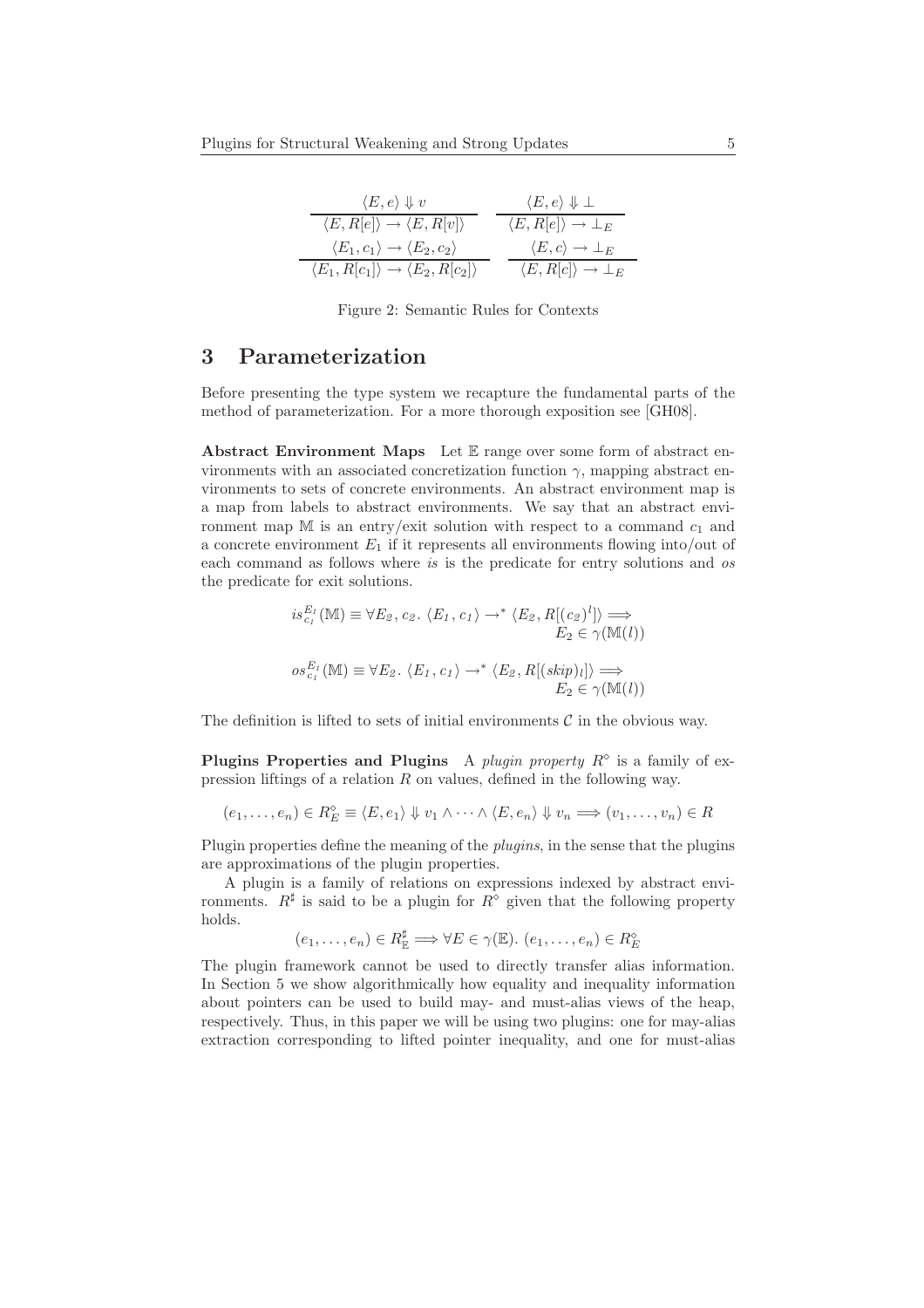$$\frac{\langle E, e\rangle \Downarrow v}{\langle E, R[e]\rangle \rightarrow \langle E, R[v]\rangle} \qquad \frac{\langle E, e\rangle \Downarrow \bot}{\langle E, R[e]\rangle \rightarrow \bot_E}$$

$$\frac{\langle E_1, c_1\rangle \rightarrow \langle E_2, c_2\rangle}{\langle E_1, R[c_1]\rangle \rightarrow \langle E_2, R[c_2]\rangle} \qquad \frac{\langle E, c\rangle \rightarrow \bot_E}{\langle E, R[c]\rangle \rightarrow \bot_E}$$

Figure 2: Semantic Rules for Contexts

# 3 Parameterization

Before presenting the type system we recapture the fundamental parts of the method of parameterization. For a more thorough exposition see [GH08].

**Abstract Environment Maps** Let $\mathbb{E}$ range over some form of abstract environments with an associated concretization function $\gamma$, mapping abstract environments to sets of concrete environments. An abstract environment map is a map from labels to abstract environments. We say that an abstract environment map $\mathbb{M}$ is an entry/exit solution with respect to a command $c_1$ and a concrete environment $E_1$ if it represents all environments flowing into/out of each command as follows where *is* is the predicate for entry solutions and *os* the predicate for exit solutions.

$$is^{E_1}_{c_1}(\mathbb{M}) \equiv \forall E_2, c_2.\ \langle E_1, c_1\rangle \rightarrow^* \langle E_2, R[(c_2)^l]\rangle \Longrightarrow E_2 \in \gamma(\mathbb{M}(l))$$

$$os^{E_1}_{c_1}(\mathbb{M}) \equiv \forall E_2.\ \langle E_1, c_1\rangle \rightarrow^* \langle E_2, R[(skip)_l]\rangle \Longrightarrow E_2 \in \gamma(\mathbb{M}(l))$$

The definition is lifted to sets of initial environments $\mathcal{C}$ in the obvious way.

**Plugins Properties and Plugins** A *plugin property* $R^\diamond$ is a family of expression liftings of a relation $R$ on values, defined in the following way.

$$(e_1, \ldots, e_n) \in R^\diamond_E \equiv \langle E, e_1\rangle \Downarrow v_1 \wedge \cdots \wedge \langle E, e_n\rangle \Downarrow v_n \Longrightarrow (v_1, \ldots, v_n) \in R$$

Plugin properties define the meaning of the *plugins*, in the sense that the plugins are approximations of the plugin properties.

A plugin is a family of relations on expressions indexed by abstract environments. $R^\sharp$ is said to be a plugin for $R^\diamond$ given that the following property holds.

$$(e_1, \ldots, e_n) \in R^\sharp_{\mathbb{E}} \Longrightarrow \forall E \in \gamma(\mathbb{E}).\ (e_1, \ldots, e_n) \in R^\diamond_E$$

The plugin framework cannot be used to directly transfer alias information. In Section 5 we show algorithmically how equality and inequality information about pointers can be used to build may- and must-alias views of the heap, respectively. Thus, in this paper we will be using two plugins: one for may-alias extraction corresponding to lifted pointer inequality, and one for must-alias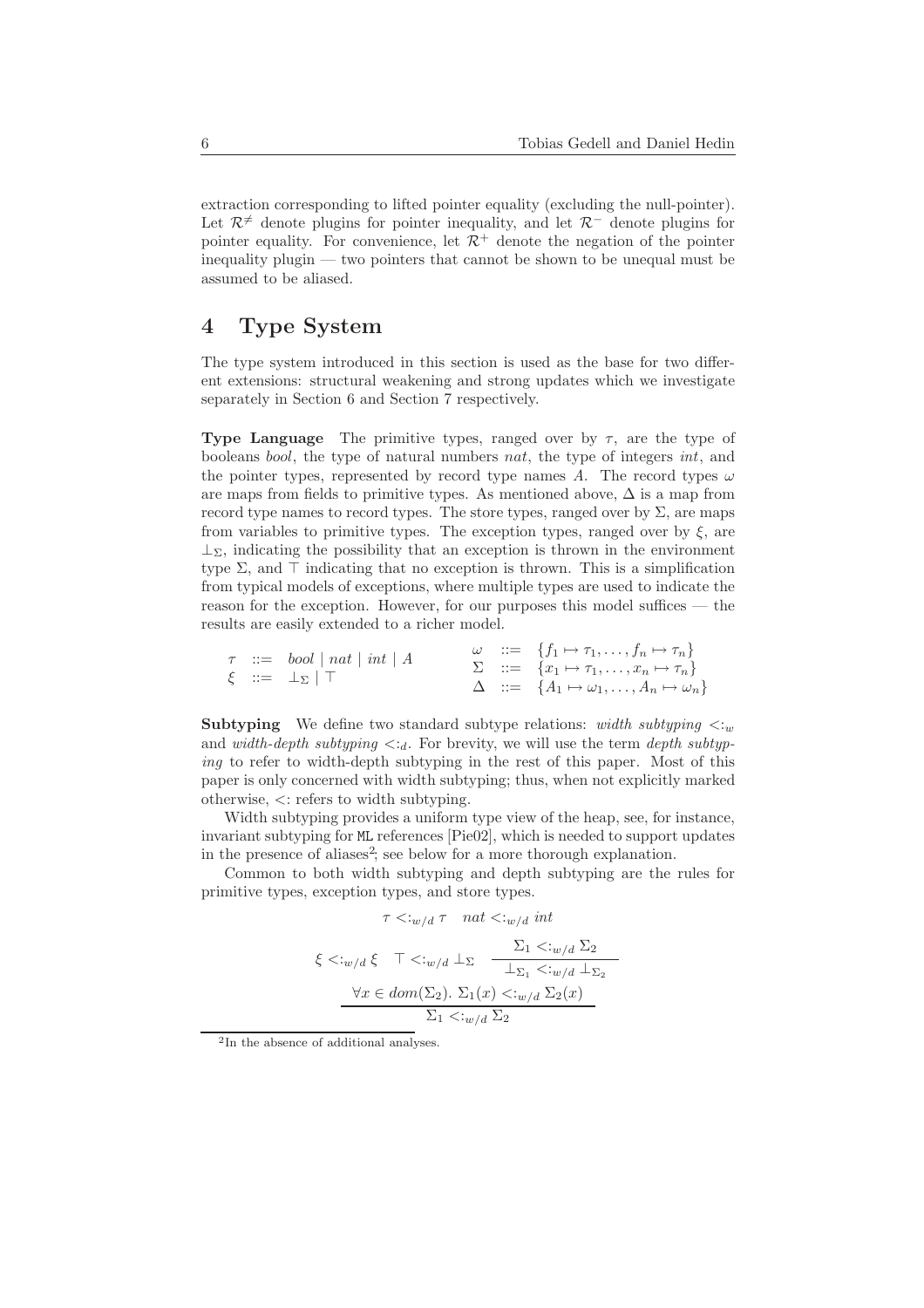extraction corresponding to lifted pointer equality (excluding the null-pointer). Let $\mathcal{R}^{\neq}$ denote plugins for pointer inequality, and let $\mathcal{R}^{-}$ denote plugins for pointer equality. For convenience, let $\mathcal{R}^{+}$ denote the negation of the pointer inequality plugin — two pointers that cannot be shown to be unequal must be assumed to be aliased.

# 4 Type System

The type system introduced in this section is used as the base for two different extensions: structural weakening and strong updates which we investigate separately in Section 6 and Section 7 respectively.

**Type Language** The primitive types, ranged over by $\tau$, are the type of booleans *bool*, the type of natural numbers *nat*, the type of integers *int*, and the pointer types, represented by record type names $A$. The record types $\omega$ are maps from fields to primitive types. As mentioned above, $\Delta$ is a map from record type names to record types. The store types, ranged over by $\Sigma$, are maps from variables to primitive types. The exception types, ranged over by $\xi$, are $\bot_\Sigma$, indicating the possibility that an exception is thrown in the environment type $\Sigma$, and $\top$ indicating that no exception is thrown. This is a simplification from typical models of exceptions, where multiple types are used to indicate the reason for the exception. However, for our purposes this model suffices — the results are easily extended to a richer model.

$$
\begin{array}{lcl}
\tau & ::= & bool \mid nat \mid int \mid A \\
\xi & ::= & \bot_\Sigma \mid \top
\end{array}
\qquad
\begin{array}{lcl}
\omega & ::= & \{f_1 \mapsto \tau_1, \ldots, f_n \mapsto \tau_n\} \\
\Sigma & ::= & \{x_1 \mapsto \tau_1, \ldots, x_n \mapsto \tau_n\} \\
\Delta & ::= & \{A_1 \mapsto \omega_1, \ldots, A_n \mapsto \omega_n\}
\end{array}
$$

**Subtyping** We define two standard subtype relations: *width subtyping* $<:_w$ and *width-depth subtyping* $<:_d$. For brevity, we will use the term *depth subtyping* to refer to width-depth subtyping in the rest of this paper. Most of this paper is only concerned with width subtyping; thus, when not explicitly marked otherwise, $<:$ refers to width subtyping.

Width subtyping provides a uniform type view of the heap, see, for instance, invariant subtyping for ML references [Pie02], which is needed to support updates in the presence of aliases[2]; see below for a more thorough explanation.

Common to both width subtyping and depth subtyping are the rules for primitive types, exception types, and store types.

$$\tau <:_{w/d} \tau \qquad nat <:_{w/d} int$$

$$\xi <:_{w/d} \xi \qquad \top <:_{w/d} \bot_\Sigma \qquad \frac{\Sigma_1 <:_{w/d} \Sigma_2}{\bot_{\Sigma_1} <:_{w/d} \bot_{\Sigma_2}}$$

$$\frac{\forall x \in dom(\Sigma_2).\ \Sigma_1(x) <:_{w/d} \Sigma_2(x)}{\Sigma_1 <:_{w/d} \Sigma_2}$$

[2] In the absence of additional analyses.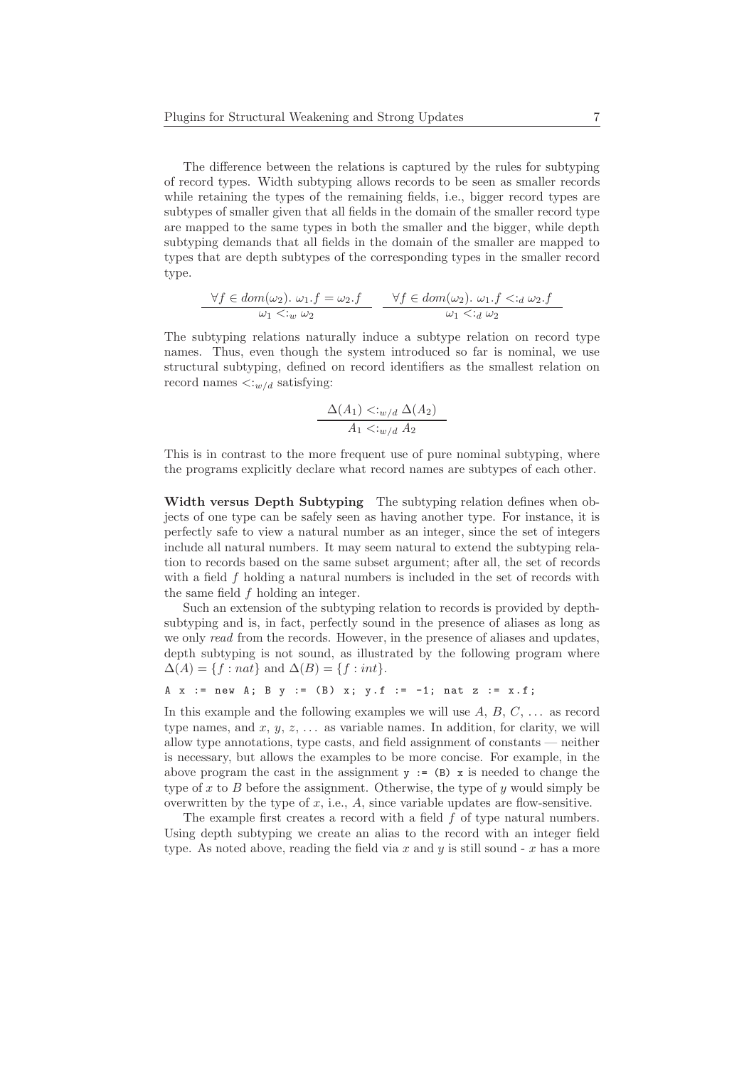The difference between the relations is captured by the rules for subtyping of record types. Width subtyping allows records to be seen as smaller records while retaining the types of the remaining fields, i.e., bigger record types are subtypes of smaller given that all fields in the domain of the smaller record type are mapped to the same types in both the smaller and the bigger, while depth subtyping demands that all fields in the domain of the smaller are mapped to types that are depth subtypes of the corresponding types in the smaller record type.

$$\frac{\forall f \in dom(\omega_2).\ \omega_1.f = \omega_2.f}{\omega_1 <:_w \omega_2} \qquad \frac{\forall f \in dom(\omega_2).\ \omega_1.f <:_d \omega_2.f}{\omega_1 <:_d \omega_2}$$

The subtyping relations naturally induce a subtype relation on record type names. Thus, even though the system introduced so far is nominal, we use structural subtyping, defined on record identifiers as the smallest relation on record names $<:_{w/d}$ satisfying:

$$\frac{\Delta(A_1) <:_{w/d} \Delta(A_2)}{A_1 <:_{w/d} A_2}$$

This is in contrast to the more frequent use of pure nominal subtyping, where the programs explicitly declare what record names are subtypes of each other.

**Width versus Depth Subtyping** The subtyping relation defines when objects of one type can be safely seen as having another type. For instance, it is perfectly safe to view a natural number as an integer, since the set of integers include all natural numbers. It may seem natural to extend the subtyping relation to records based on the same subset argument; after all, the set of records with a field $f$ holding a natural numbers is included in the set of records with the same field $f$ holding an integer.

Such an extension of the subtyping relation to records is provided by depth-subtyping and is, in fact, perfectly sound in the presence of aliases as long as we only *read* from the records. However, in the presence of aliases and updates, depth subtyping is not sound, as illustrated by the following program where $\Delta(A) = \{f : nat\}$ and $\Delta(B) = \{f : int\}$.

```
A x := new A; B y := (B) x; y.f := -1; nat z := x.f;
```

In this example and the following examples we will use $A$, $B$, $C$, ... as record type names, and $x$, $y$, $z$, ... as variable names. In addition, for clarity, we will allow type annotations, type casts, and field assignment of constants — neither is necessary, but allows the examples to be more concise. For example, in the above program the cast in the assignment `y := (B) x` is needed to change the type of $x$ to $B$ before the assignment. Otherwise, the type of $y$ would simply be overwritten by the type of $x$, i.e., $A$, since variable updates are flow-sensitive.

The example first creates a record with a field $f$ of type natural numbers. Using depth subtyping we create an alias to the record with an integer field type. As noted above, reading the field via $x$ and $y$ is still sound - $x$ has a more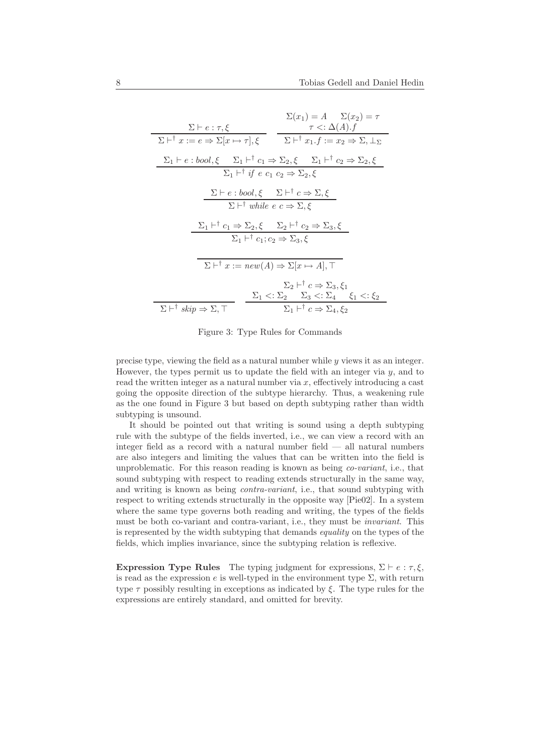$$\frac{\Sigma \vdash e : \tau, \xi}{\Sigma \vdash^{\dagger} x := e \Rightarrow \Sigma[x \mapsto \tau], \xi} \qquad \frac{\Sigma(x_1) = A \quad \Sigma(x_2) = \tau \quad \tau <: \Delta(A).f}{\Sigma \vdash^{\dagger} x_1.f := x_2 \Rightarrow \Sigma, \bot_{\Sigma}}$$

$$\frac{\Sigma_1 \vdash e : \mathit{bool}, \xi \quad \Sigma_1 \vdash^{\dagger} c_1 \Rightarrow \Sigma_2, \xi \quad \Sigma_1 \vdash^{\dagger} c_2 \Rightarrow \Sigma_2, \xi}{\Sigma_1 \vdash^{\dagger} \mathit{if}\ e\ c_1\ c_2 \Rightarrow \Sigma_2, \xi}$$

$$\frac{\Sigma \vdash e : \mathit{bool}, \xi \quad \Sigma \vdash^{\dagger} c \Rightarrow \Sigma, \xi}{\Sigma \vdash^{\dagger} \mathit{while}\ e\ c \Rightarrow \Sigma, \xi}$$

$$\frac{\Sigma_1 \vdash^{\dagger} c_1 \Rightarrow \Sigma_2, \xi \quad \Sigma_2 \vdash^{\dagger} c_2 \Rightarrow \Sigma_3, \xi}{\Sigma_1 \vdash^{\dagger} c_1; c_2 \Rightarrow \Sigma_3, \xi}$$

$$\frac{}{\Sigma \vdash^{\dagger} x := \mathit{new}(A) \Rightarrow \Sigma[x \mapsto A], \top}$$

$$\frac{}{\Sigma \vdash^{\dagger} \mathit{skip} \Rightarrow \Sigma, \top} \qquad \frac{\Sigma_2 \vdash^{\dagger} c \Rightarrow \Sigma_3, \xi_1 \quad \Sigma_1 <: \Sigma_2 \quad \Sigma_3 <: \Sigma_4 \quad \xi_1 <: \xi_2}{\Sigma_1 \vdash^{\dagger} c \Rightarrow \Sigma_4, \xi_2}$$

Figure 3: Type Rules for Commands

precise type, viewing the field as a natural number while $y$ views it as an integer. However, the types permit us to update the field with an integer via $y$, and to read the written integer as a natural number via $x$, effectively introducing a cast going the opposite direction of the subtype hierarchy. Thus, a weakening rule as the one found in Figure 3 but based on depth subtyping rather than width subtyping is unsound.

It should be pointed out that writing is sound using a depth subtyping rule with the subtype of the fields inverted, i.e., we can view a record with an integer field as a record with a natural number field — all natural numbers are also integers and limiting the values that can be written into the field is unproblematic. For this reason reading is known as being *co-variant*, i.e., that sound subtyping with respect to reading extends structurally in the same way, and writing is known as being *contra-variant*, i.e., that sound subtyping with respect to writing extends structurally in the opposite way [Pie02]. In a system where the same type governs both reading and writing, the types of the fields must be both co-variant and contra-variant, i.e., they must be *invariant*. This is represented by the width subtyping that demands *equality* on the types of the fields, which implies invariance, since the subtyping relation is reflexive.

**Expression Type Rules** The typing judgment for expressions, $\Sigma \vdash e : \tau, \xi$, is read as the expression $e$ is well-typed in the environment type $\Sigma$, with return type $\tau$ possibly resulting in exceptions as indicated by $\xi$. The type rules for the expressions are entirely standard, and omitted for brevity.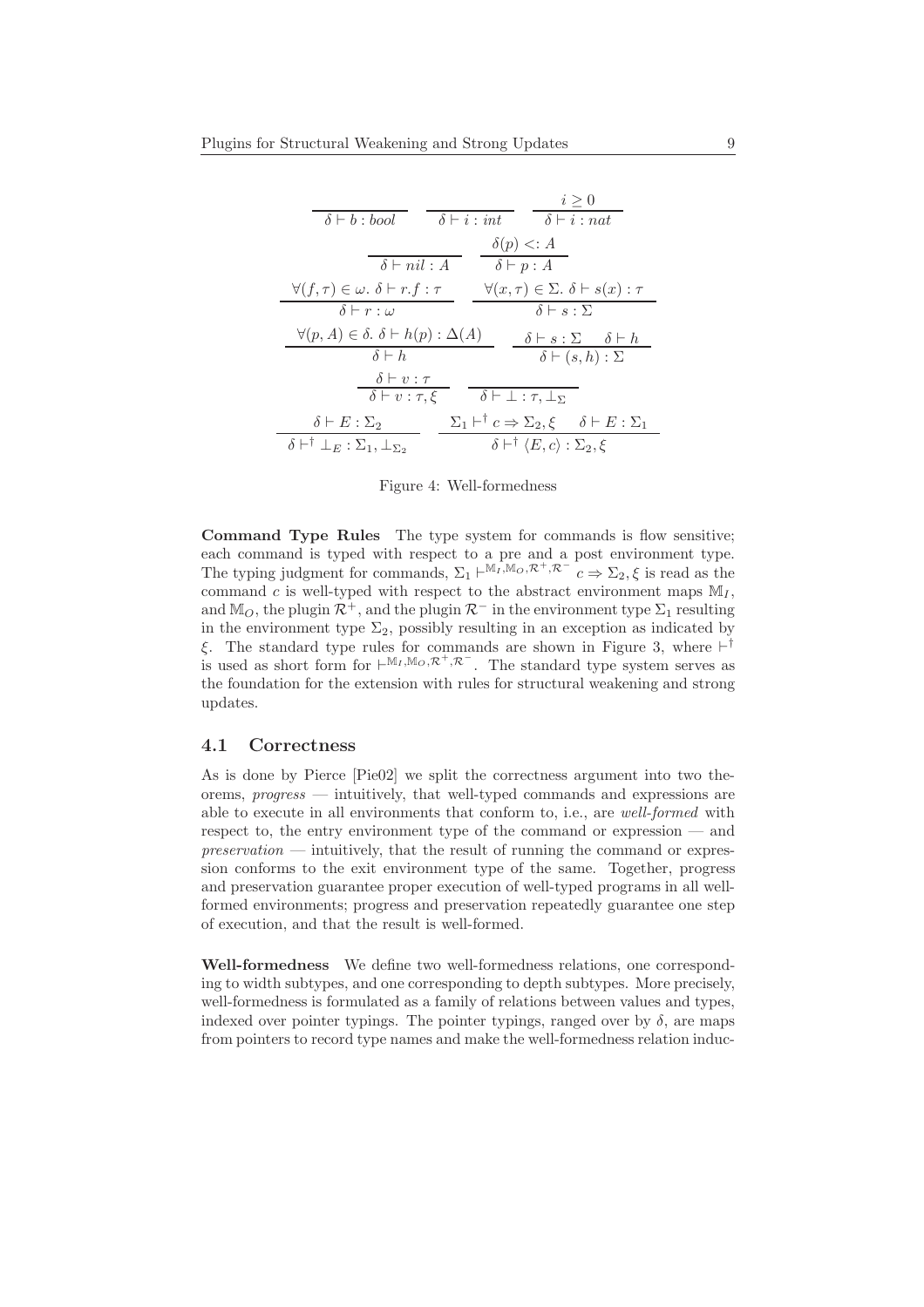$$\frac{}{\delta \vdash b : bool} \qquad \frac{}{\delta \vdash i : int} \qquad \frac{i \geq 0}{\delta \vdash i : nat}$$

$$\frac{}{\delta \vdash nil : A} \qquad \frac{\delta(p) <: A}{\delta \vdash p : A}$$

$$\frac{\forall (f, \tau) \in \omega.\ \delta \vdash r.f : \tau}{\delta \vdash r : \omega} \qquad \frac{\forall (x, \tau) \in \Sigma.\ \delta \vdash s(x) : \tau}{\delta \vdash s : \Sigma}$$

$$\frac{\forall (p, A) \in \delta.\ \delta \vdash h(p) : \Delta(A)}{\delta \vdash h} \qquad \frac{\delta \vdash s : \Sigma \quad \delta \vdash h}{\delta \vdash (s, h) : \Sigma}$$

$$\frac{\delta \vdash v : \tau}{\delta \vdash v : \tau, \xi} \qquad \frac{}{\delta \vdash \bot : \tau, \bot_\Sigma}$$

$$\frac{\delta \vdash E : \Sigma_2}{\delta \vdash^\dagger \bot_E : \Sigma_1, \bot_{\Sigma_2}} \qquad \frac{\Sigma_1 \vdash^\dagger c \Rightarrow \Sigma_2, \xi \quad \delta \vdash E : \Sigma_1}{\delta \vdash^\dagger \langle E, c \rangle : \Sigma_2, \xi}$$

Figure 4: Well-formedness

**Command Type Rules** The type system for commands is flow sensitive; each command is typed with respect to a pre and a post environment type. The typing judgment for commands, $\Sigma_1 \vdash^{\mathbb{M}_I, \mathbb{M}_O, \mathcal{R}^+, \mathcal{R}^-} c \Rightarrow \Sigma_2, \xi$ is read as the command $c$ is well-typed with respect to the abstract environment maps $\mathbb{M}_I$, and $\mathbb{M}_O$, the plugin $\mathcal{R}^+$, and the plugin $\mathcal{R}^-$ in the environment type $\Sigma_1$ resulting in the environment type $\Sigma_2$, possibly resulting in an exception as indicated by $\xi$. The standard type rules for commands are shown in Figure 3, where $\vdash^\dagger$ is used as short form for $\vdash^{\mathbb{M}_I, \mathbb{M}_O, \mathcal{R}^+, \mathcal{R}^-}$. The standard type system serves as the foundation for the extension with rules for structural weakening and strong updates.

## 4.1 Correctness

As is done by Pierce [Pie02] we split the correctness argument into two theorems, *progress* — intuitively, that well-typed commands and expressions are able to execute in all environments that conform to, i.e., are *well-formed* with respect to, the entry environment type of the command or expression — and *preservation* — intuitively, that the result of running the command or expression conforms to the exit environment type of the same. Together, progress and preservation guarantee proper execution of well-typed programs in all well-formed environments; progress and preservation repeatedly guarantee one step of execution, and that the result is well-formed.

**Well-formedness** We define two well-formedness relations, one corresponding to width subtypes, and one corresponding to depth subtypes. More precisely, well-formedness is formulated as a family of relations between values and types, indexed over pointer typings. The pointer typings, ranged over by $\delta$, are maps from pointers to record type names and make the well-formedness relation induc-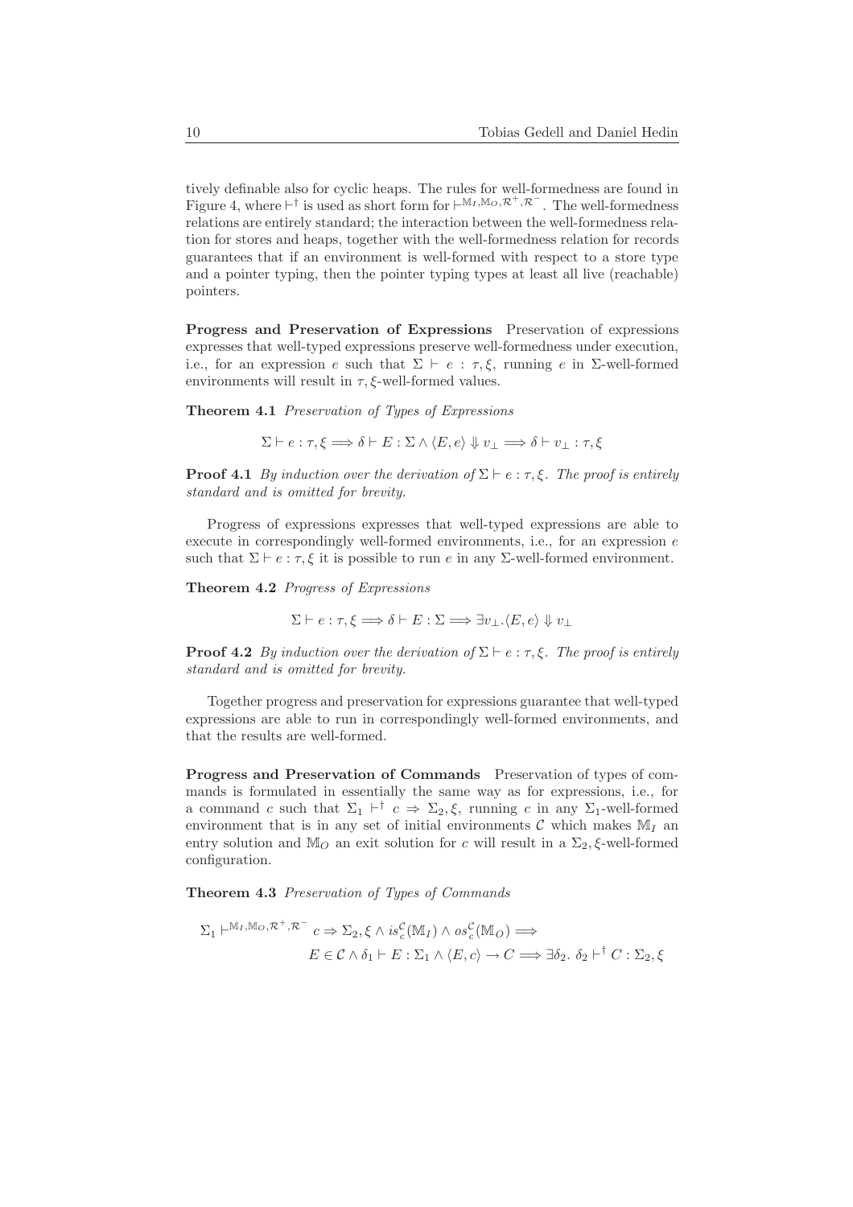tively definable also for cyclic heaps. The rules for well-formedness are found in Figure 4, where $\vdash^\dagger$ is used as short form for $\vdash^{\mathbb{M}_I,\mathbb{M}_O,\mathcal{R}^+,\mathcal{R}^-}$. The well-formedness relations are entirely standard; the interaction between the well-formedness relation for stores and heaps, together with the well-formedness relation for records guarantees that if an environment is well-formed with respect to a store type and a pointer typing, then the pointer typing types at least all live (reachable) pointers.

**Progress and Preservation of Expressions** Preservation of expressions expresses that well-typed expressions preserve well-formedness under execution, i.e., for an expression $e$ such that $\Sigma \vdash e : \tau, \xi$, running $e$ in $\Sigma$-well-formed environments will result in $\tau, \xi$-well-formed values.

**Theorem 4.1** *Preservation of Types of Expressions*

$$\Sigma \vdash e : \tau, \xi \Longrightarrow \delta \vdash E : \Sigma \wedge \langle E, e \rangle \Downarrow v_\perp \Longrightarrow \delta \vdash v_\perp : \tau, \xi$$

**Proof 4.1** *By induction over the derivation of $\Sigma \vdash e : \tau, \xi$. The proof is entirely standard and is omitted for brevity.*

Progress of expressions expresses that well-typed expressions are able to execute in correspondingly well-formed environments, i.e., for an expression $e$ such that $\Sigma \vdash e : \tau, \xi$ it is possible to run $e$ in any $\Sigma$-well-formed environment.

**Theorem 4.2** *Progress of Expressions*

$$\Sigma \vdash e : \tau, \xi \Longrightarrow \delta \vdash E : \Sigma \Longrightarrow \exists v_\perp . \langle E, e \rangle \Downarrow v_\perp$$

**Proof 4.2** *By induction over the derivation of $\Sigma \vdash e : \tau, \xi$. The proof is entirely standard and is omitted for brevity.*

Together progress and preservation for expressions guarantee that well-typed expressions are able to run in correspondingly well-formed environments, and that the results are well-formed.

**Progress and Preservation of Commands** Preservation of types of commands is formulated in essentially the same way as for expressions, i.e., for a command $c$ such that $\Sigma_1 \vdash^\dagger c \Rightarrow \Sigma_2, \xi$, running $c$ in any $\Sigma_1$-well-formed environment that is in any set of initial environments $\mathcal{C}$ which makes $\mathbb{M}_I$ an entry solution and $\mathbb{M}_O$ an exit solution for $c$ will result in a $\Sigma_2, \xi$-well-formed configuration.

**Theorem 4.3** *Preservation of Types of Commands*

$$\Sigma_1 \vdash^{\mathbb{M}_I,\mathbb{M}_O,\mathcal{R}^+,\mathcal{R}^-} c \Rightarrow \Sigma_2, \xi \wedge is_c^{\mathcal{C}}(\mathbb{M}_I) \wedge os_c^{\mathcal{C}}(\mathbb{M}_O) \Longrightarrow$$
$$E \in \mathcal{C} \wedge \delta_1 \vdash E : \Sigma_1 \wedge \langle E, c \rangle \to C \Longrightarrow \exists \delta_2 .\ \delta_2 \vdash^\dagger C : \Sigma_2, \xi$$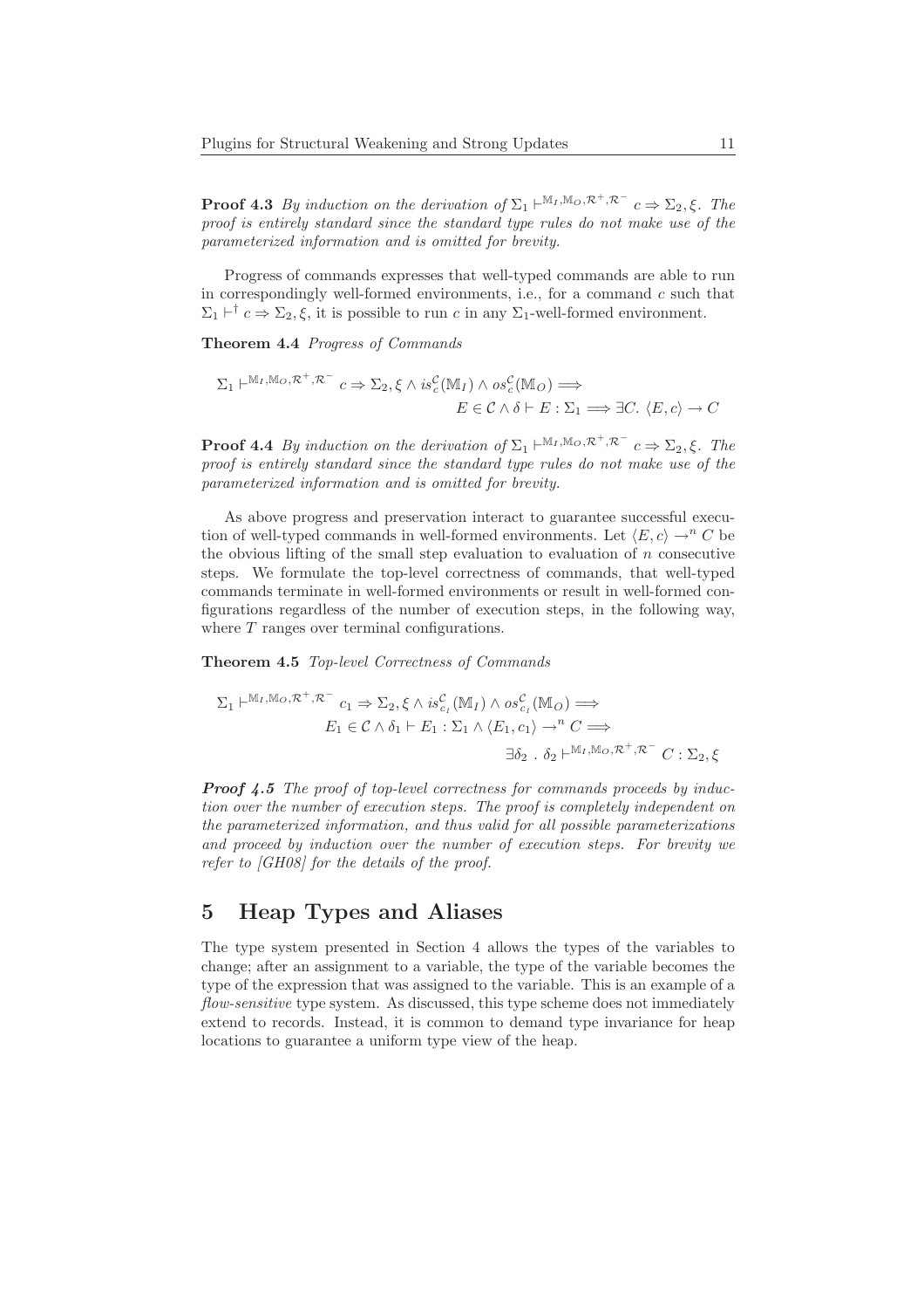**Proof 4.3** *By induction on the derivation of $\Sigma_1 \vdash^{\mathbb{M}_I,\mathbb{M}_O,\mathcal{R}^+,\mathcal{R}^-} c \Rightarrow \Sigma_2, \xi$. The proof is entirely standard since the standard type rules do not make use of the parameterized information and is omitted for brevity.*

Progress of commands expresses that well-typed commands are able to run in correspondingly well-formed environments, i.e., for a command $c$ such that $\Sigma_1 \vdash^{\dagger} c \Rightarrow \Sigma_2, \xi$, it is possible to run $c$ in any $\Sigma_1$-well-formed environment.

**Theorem 4.4** *Progress of Commands*

$$\Sigma_1 \vdash^{\mathbb{M}_I,\mathbb{M}_O,\mathcal{R}^+,\mathcal{R}^-} c \Rightarrow \Sigma_2, \xi \wedge is^{\mathcal{C}}_c(\mathbb{M}_I) \wedge os^{\mathcal{C}}_c(\mathbb{M}_O) \Longrightarrow$$
$$E \in \mathcal{C} \wedge \delta \vdash E : \Sigma_1 \Longrightarrow \exists C.\ \langle E, c\rangle \rightarrow C$$

**Proof 4.4** *By induction on the derivation of $\Sigma_1 \vdash^{\mathbb{M}_I,\mathbb{M}_O,\mathcal{R}^+,\mathcal{R}^-} c \Rightarrow \Sigma_2, \xi$. The proof is entirely standard since the standard type rules do not make use of the parameterized information and is omitted for brevity.*

As above progress and preservation interact to guarantee successful execution of well-typed commands in well-formed environments. Let $\langle E, c\rangle \rightarrow^n C$ be the obvious lifting of the small step evaluation to evaluation of $n$ consecutive steps. We formulate the top-level correctness of commands, that well-typed commands terminate in well-formed environments or result in well-formed configurations regardless of the number of execution steps, in the following way, where $T$ ranges over terminal configurations.

**Theorem 4.5** *Top-level Correctness of Commands*

$$\Sigma_1 \vdash^{\mathbb{M}_I,\mathbb{M}_O,\mathcal{R}^+,\mathcal{R}^-} c_1 \Rightarrow \Sigma_2, \xi \wedge is^{\mathcal{C}}_{c_I}(\mathbb{M}_I) \wedge os^{\mathcal{C}}_{c_I}(\mathbb{M}_O) \Longrightarrow$$
$$E_1 \in \mathcal{C} \wedge \delta_1 \vdash E_1 : \Sigma_1 \wedge \langle E_1, c_1\rangle \rightarrow^n C \Longrightarrow$$
$$\exists \delta_2\ .\ \delta_2 \vdash^{\mathbb{M}_I,\mathbb{M}_O,\mathcal{R}^+,\mathcal{R}^-} C : \Sigma_2, \xi$$

***Proof 4.5*** *The proof of top-level correctness for commands proceeds by induction over the number of execution steps. The proof is completely independent on the parameterized information, and thus valid for all possible parameterizations and proceed by induction over the number of execution steps. For brevity we refer to [GH08] for the details of the proof.*

# 5 Heap Types and Aliases

The type system presented in Section 4 allows the types of the variables to change; after an assignment to a variable, the type of the variable becomes the type of the expression that was assigned to the variable. This is an example of a *flow-sensitive* type system. As discussed, this type scheme does not immediately extend to records. Instead, it is common to demand type invariance for heap locations to guarantee a uniform type view of the heap.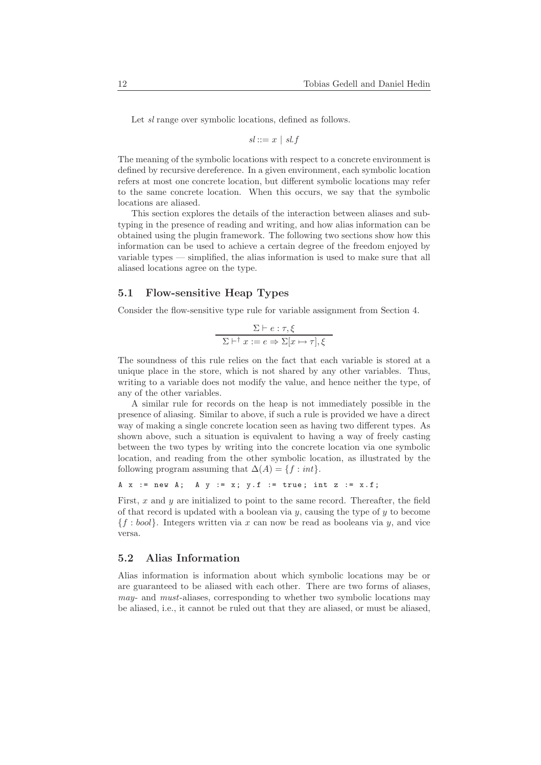Let *sl* range over symbolic locations, defined as follows.

$$sl ::= x \mid sl.f$$

The meaning of the symbolic locations with respect to a concrete environment is defined by recursive dereference. In a given environment, each symbolic location refers at most one concrete location, but different symbolic locations may refer to the same concrete location. When this occurs, we say that the symbolic locations are aliased.

This section explores the details of the interaction between aliases and subtyping in the presence of reading and writing, and how alias information can be obtained using the plugin framework. The following two sections show how this information can be used to achieve a certain degree of the freedom enjoyed by variable types — simplified, the alias information is used to make sure that all aliased locations agree on the type.

### 5.1 Flow-sensitive Heap Types

Consider the flow-sensitive type rule for variable assignment from Section 4.

$$\frac{\Sigma \vdash e : \tau, \xi}{\Sigma \vdash^{\dagger} x := e \Rightarrow \Sigma[x \mapsto \tau], \xi}$$

The soundness of this rule relies on the fact that each variable is stored at a unique place in the store, which is not shared by any other variables. Thus, writing to a variable does not modify the value, and hence neither the type, of any of the other variables.

A similar rule for records on the heap is not immediately possible in the presence of aliasing. Similar to above, if such a rule is provided we have a direct way of making a single concrete location seen as having two different types. As shown above, such a situation is equivalent to having a way of freely casting between the two types by writing into the concrete location via one symbolic location, and reading from the other symbolic location, as illustrated by the following program assuming that $\Delta(A) = \{f : int\}$.

```
A x := new A;  A y := x; y.f := true; int z := x.f;
```

First, $x$ and $y$ are initialized to point to the same record. Thereafter, the field of that record is updated with a boolean via $y$, causing the type of $y$ to become $\{f : bool\}$. Integers written via $x$ can now be read as booleans via $y$, and vice versa.

### 5.2 Alias Information

Alias information is information about which symbolic locations may be or are guaranteed to be aliased with each other. There are two forms of aliases, *may*- and *must*-aliases, corresponding to whether two symbolic locations may be aliased, i.e., it cannot be ruled out that they are aliased, or must be aliased,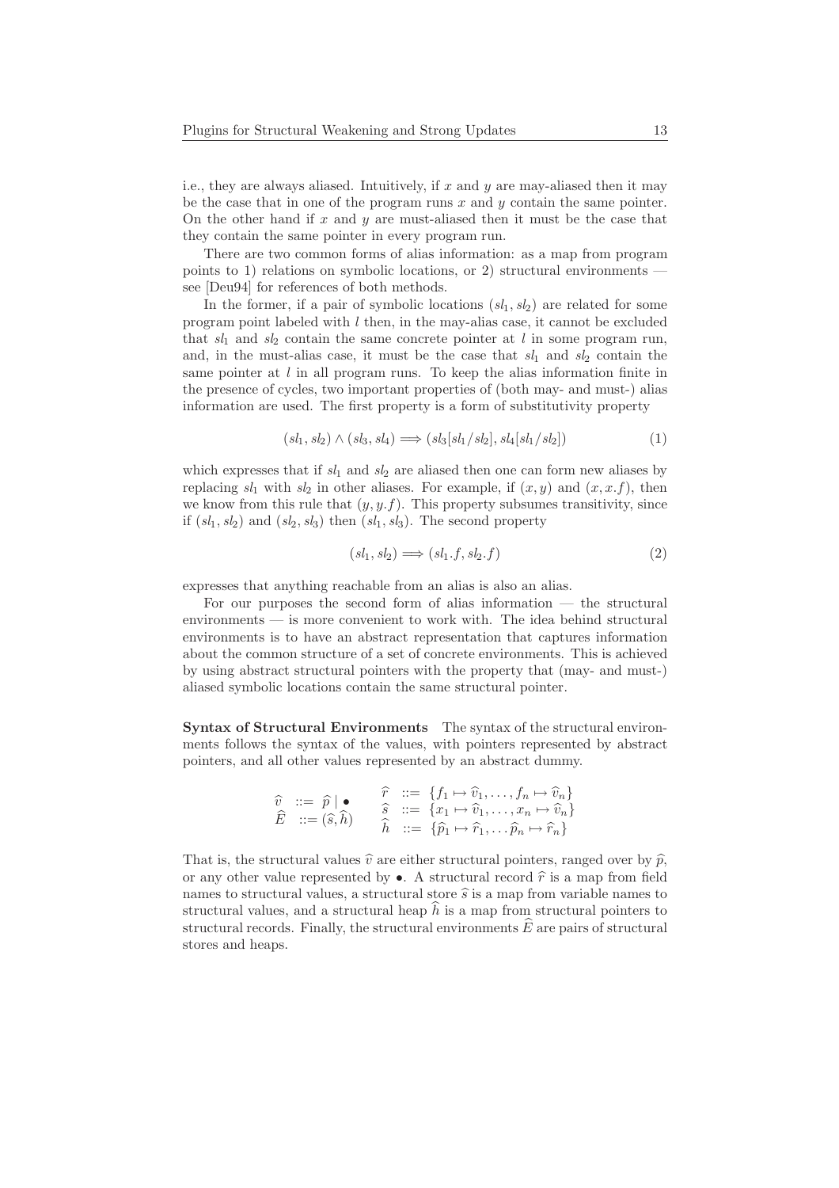i.e., they are always aliased. Intuitively, if $x$ and $y$ are may-aliased then it may be the case that in one of the program runs $x$ and $y$ contain the same pointer. On the other hand if $x$ and $y$ are must-aliased then it must be the case that they contain the same pointer in every program run.

There are two common forms of alias information: as a map from program points to 1) relations on symbolic locations, or 2) structural environments — see [Deu94] for references of both methods.

In the former, if a pair of symbolic locations $(sl_1, sl_2)$ are related for some program point labeled with $l$ then, in the may-alias case, it cannot be excluded that $sl_1$ and $sl_2$ contain the same concrete pointer at $l$ in some program run, and, in the must-alias case, it must be the case that $sl_1$ and $sl_2$ contain the same pointer at $l$ in all program runs. To keep the alias information finite in the presence of cycles, two important properties of (both may- and must-) alias information are used. The first property is a form of substitutivity property

$$(sl_1, sl_2) \wedge (sl_3, sl_4) \Longrightarrow (sl_3[sl_1/sl_2], sl_4[sl_1/sl_2]) \qquad (1)$$

which expresses that if $sl_1$ and $sl_2$ are aliased then one can form new aliases by replacing $sl_1$ with $sl_2$ in other aliases. For example, if $(x, y)$ and $(x, x.f)$, then we know from this rule that $(y, y.f)$. This property subsumes transitivity, since if $(sl_1, sl_2)$ and $(sl_2, sl_3)$ then $(sl_1, sl_3)$. The second property

$$(sl_1, sl_2) \Longrightarrow (sl_1.f, sl_2.f) \qquad (2)$$

expresses that anything reachable from an alias is also an alias.

For our purposes the second form of alias information — the structural environments — is more convenient to work with. The idea behind structural environments is to have an abstract representation that captures information about the common structure of a set of concrete environments. This is achieved by using abstract structural pointers with the property that (may- and must-) aliased symbolic locations contain the same structural pointer.

**Syntax of Structural Environments** The syntax of the structural environments follows the syntax of the values, with pointers represented by abstract pointers, and all other values represented by an abstract dummy.

$$\begin{array}{lll} \widehat{v} & ::= & \widehat{p} \mid \bullet \\ \widehat{E} & ::= & (\widehat{s}, \widehat{h}) \end{array} \qquad \begin{array}{lll} \widehat{r} & ::= & \{f_1 \mapsto \widehat{v}_1, \ldots, f_n \mapsto \widehat{v}_n\} \\ \widehat{s} & ::= & \{x_1 \mapsto \widehat{v}_1, \ldots, x_n \mapsto \widehat{v}_n\} \\ \widehat{h} & ::= & \{\widehat{p}_1 \mapsto \widehat{r}_1, \ldots \widehat{p}_n \mapsto \widehat{r}_n\} \end{array}$$

That is, the structural values $\widehat{v}$ are either structural pointers, ranged over by $\widehat{p}$, or any other value represented by $\bullet$. A structural record $\widehat{r}$ is a map from field names to structural values, a structural store $\widehat{s}$ is a map from variable names to structural values, and a structural heap $\widehat{h}$ is a map from structural pointers to structural records. Finally, the structural environments $\widehat{E}$ are pairs of structural stores and heaps.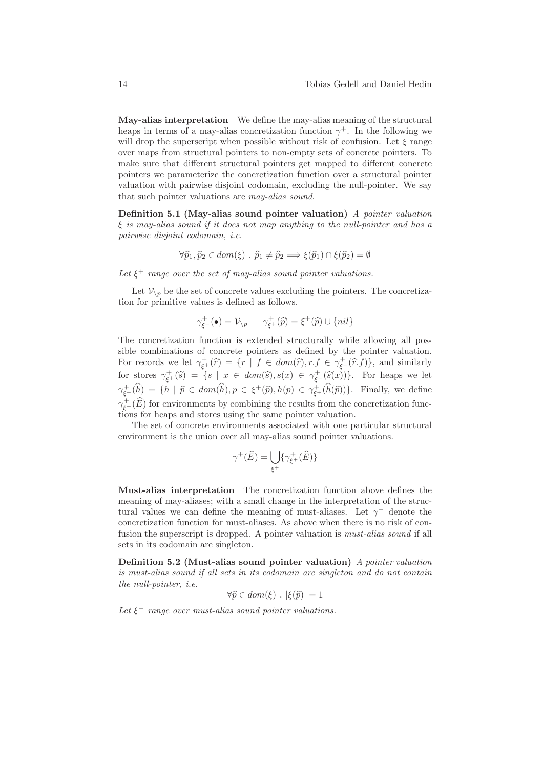**May-alias interpretation** We define the may-alias meaning of the structural heaps in terms of a may-alias concretization function $\gamma^+$. In the following we will drop the superscript when possible without risk of confusion. Let $\xi$ range over maps from structural pointers to non-empty sets of concrete pointers. To make sure that different structural pointers get mapped to different concrete pointers we parameterize the concretization function over a structural pointer valuation with pairwise disjoint codomain, excluding the null-pointer. We say that such pointer valuations are *may-alias sound*.

**Definition 5.1 (May-alias sound pointer valuation)** *A pointer valuation $\xi$ is may-alias sound if it does not map anything to the null-pointer and has a pairwise disjoint codomain, i.e.*

$$\forall \widehat{p}_1, \widehat{p}_2 \in dom(\xi) \;.\; \widehat{p}_1 \neq \widehat{p}_2 \Longrightarrow \xi(\widehat{p}_1) \cap \xi(\widehat{p}_2) = \emptyset$$

*Let $\xi^+$ range over the set of may-alias sound pointer valuations.*

Let $\mathcal{V}_{\setminus p}$ be the set of concrete values excluding the pointers. The concretization for primitive values is defined as follows.

$$\gamma^+_{\xi^+}(\bullet) = \mathcal{V}_{\setminus p} \qquad \gamma^+_{\xi^+}(\widehat{p}) = \xi^+(\widehat{p}) \cup \{nil\}$$

The concretization function is extended structurally while allowing all possible combinations of concrete pointers as defined by the pointer valuation. For records we let $\gamma^+_{\xi^+}(\widehat{r}) = \{r \mid f \in dom(\widehat{r}), r.f \in \gamma^+_{\xi^+}(\widehat{r}.f)\}$, and similarly for stores $\gamma^+_{\xi^+}(\widehat{s}) = \{s \mid x \in dom(\widehat{s}), s(x) \in \gamma^+_{\xi^+}(\widehat{s}(x))\}$. For heaps we let $\gamma^+_{\xi^+}(\widehat{h}) = \{h \mid \widehat{p} \in dom(\widehat{h}), p \in \xi^+(\widehat{p}), h(p) \in \gamma^+_{\xi^+}(\widehat{h}(\widehat{p}))\}$. Finally, we define $\gamma^+_{\xi^+}(\widehat{E})$ for environments by combining the results from the concretization functions for heaps and stores using the same pointer valuation.

The set of concrete environments associated with one particular structural environment is the union over all may-alias sound pointer valuations.

$$\gamma^+(\widehat{E}) = \bigcup_{\xi^+} \{\gamma^+_{\xi^+}(\widehat{E})\}$$

**Must-alias interpretation** The concretization function above defines the meaning of may-aliases; with a small change in the interpretation of the structural values we can define the meaning of must-aliases. Let $\gamma^-$ denote the concretization function for must-aliases. As above when there is no risk of confusion the superscript is dropped. A pointer valuation is *must-alias sound* if all sets in its codomain are singleton.

**Definition 5.2 (Must-alias sound pointer valuation)** *A pointer valuation is must-alias sound if all sets in its codomain are singleton and do not contain the null-pointer, i.e.*

$$\forall \widehat{p} \in dom(\xi) \;.\; |\xi(\widehat{p})| = 1$$

*Let $\xi^-$ range over must-alias sound pointer valuations.*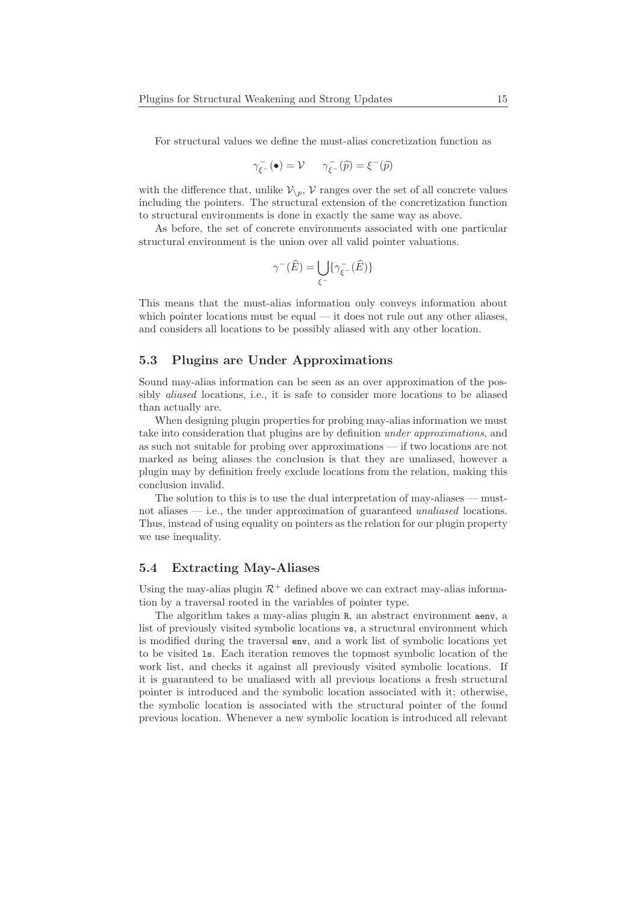For structural values we define the must-alias concretization function as

$$\gamma^{-}_{\xi^{-}}(\bullet) = \mathcal{V} \qquad \gamma^{-}_{\xi^{-}}(\widehat{p}) = \xi^{-}(\widehat{p})$$

with the difference that, unlike $\mathcal{V}_{\setminus p}$, $\mathcal{V}$ ranges over the set of all concrete values including the pointers. The structural extension of the concretization function to structural environments is done in exactly the same way as above.

As before, the set of concrete environments associated with one particular structural environment is the union over all valid pointer valuations.

$$\gamma^{-}(\widehat{E}) = \bigcup_{\xi^{-}} \{\gamma^{-}_{\xi^{-}}(\widehat{E})\}$$

This means that the must-alias information only conveys information about which pointer locations must be equal — it does not rule out any other aliases, and considers all locations to be possibly aliased with any other location.

### 5.3 Plugins are Under Approximations

Sound may-alias information can be seen as an over approximation of the possibly *aliased* locations, i.e., it is safe to consider more locations to be aliased than actually are.

When designing plugin properties for probing may-alias information we must take into consideration that plugins are by definition *under approximations*, and as such not suitable for probing over approximations — if two locations are not marked as being aliases the conclusion is that they are unaliased, however a plugin may by definition freely exclude locations from the relation, making this conclusion invalid.

The solution to this is to use the dual interpretation of may-aliases — must-not aliases — i.e., the under approximation of guaranteed *unaliased* locations. Thus, instead of using equality on pointers as the relation for our plugin property we use inequality.

### 5.4 Extracting May-Aliases

Using the may-alias plugin $\mathcal{R}^{+}$ defined above we can extract may-alias information by a traversal rooted in the variables of pointer type.

The algorithm takes a may-alias plugin `R`, an abstract environment `aenv`, a list of previously visited symbolic locations `vs`, a structural environment which is modified during the traversal `env`, and a work list of symbolic locations yet to be visited `ls`. Each iteration removes the topmost symbolic location of the work list, and checks it against all previously visited symbolic locations. If it is guaranteed to be unaliased with all previous locations a fresh structural pointer is introduced and the symbolic location associated with it; otherwise, the symbolic location is associated with the structural pointer of the found previous location. Whenever a new symbolic location is introduced all relevant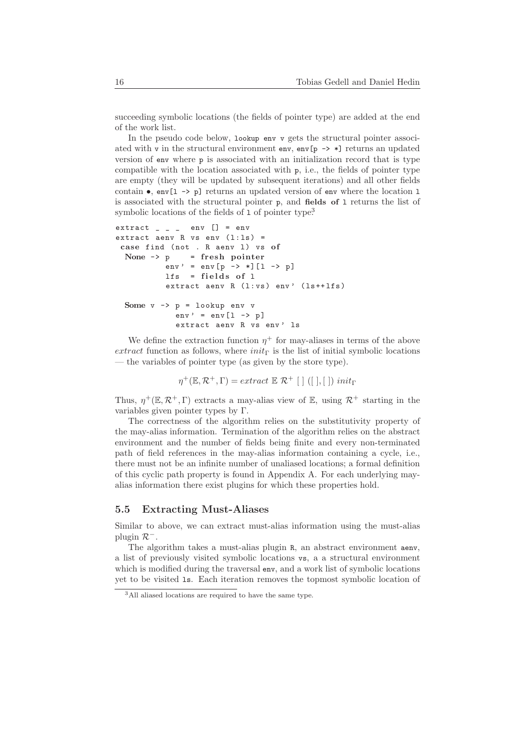succeeding symbolic locations (the fields of pointer type) are added at the end of the work list.

In the pseudo code below, `lookup env v` gets the structural pointer associated with `v` in the structural environment `env`, `env[p -> *]` returns an updated version of `env` where `p` is associated with an initialization record that is type compatible with the location associated with `p`, i.e., the fields of pointer type are empty (they will be updated by subsequent iterations) and all other fields contain •, `env[l -> p]` returns an updated version of `env` where the location `l` is associated with the structural pointer `p`, and **fields of** `l` returns the list of symbolic locations of the fields of `l` of pointer type[3]

```
extract _ _ _  env [] = env
extract aenv R vs env (l:ls) =
 case find (not . R aenv l) vs of
  None -> p    = fresh pointer
          env' = env[p -> *][l -> p]
          lfs  = fields of l
          extract aenv R (l:vs) env' (ls++lfs)

  Some v -> p = lookup env v
            env' = env[l -> p]
            extract aenv R vs env' ls
```

We define the extraction function $\eta^+$ for may-aliases in terms of the above *extract* function as follows, where $init_\Gamma$ is the list of initial symbolic locations — the variables of pointer type (as given by the store type).

$$\eta^+(\mathbb{E}, \mathcal{R}^+, \Gamma) = extract\ \mathbb{E}\ \mathcal{R}^+\ [\,]\ ([\,], [\,])\ init_\Gamma$$

Thus, $\eta^+(\mathbb{E}, \mathcal{R}^+, \Gamma)$ extracts a may-alias view of $\mathbb{E}$, using $\mathcal{R}^+$ starting in the variables given pointer types by $\Gamma$.

The correctness of the algorithm relies on the substitutivity property of the may-alias information. Termination of the algorithm relies on the abstract environment and the number of fields being finite and every non-terminated path of field references in the may-alias information containing a cycle, i.e., there must not be an infinite number of unaliased locations; a formal definition of this cyclic path property is found in Appendix A. For each underlying may-alias information there exist plugins for which these properties hold.

### 5.5 Extracting Must-Aliases

Similar to above, we can extract must-alias information using the must-alias plugin $\mathcal{R}^-$.

The algorithm takes a must-alias plugin `R`, an abstract environment `aenv`, a list of previously visited symbolic locations `vs`, a a structural environment which is modified during the traversal `env`, and a work list of symbolic locations yet to be visited `ls`. Each iteration removes the topmost symbolic location of

[3] All aliased locations are required to have the same type.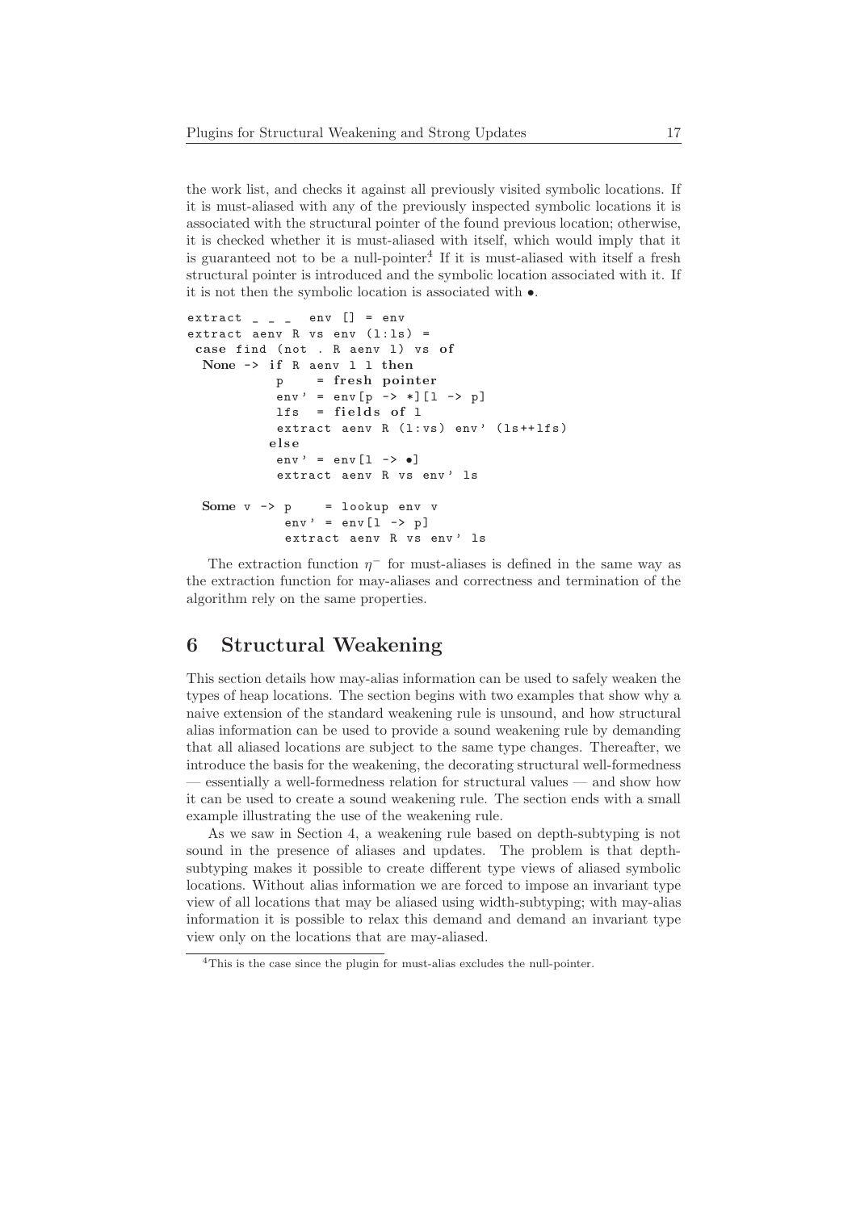the work list, and checks it against all previously visited symbolic locations. If it is must-aliased with any of the previously inspected symbolic locations it is associated with the structural pointer of the found previous location; otherwise, it is checked whether it is must-aliased with itself, which would imply that it is guaranteed not to be a null-pointer.[4] If it is must-aliased with itself a fresh structural pointer is introduced and the symbolic location associated with it. If it is not then the symbolic location is associated with •.

```
extract _ _ _  env [] = env
extract aenv R vs env (l:ls) =
 case find (not . R aenv l) vs of
  None -> if R aenv l l then
           p    = fresh pointer
           env' = env[p -> *][l -> p]
           lfs  = fields of l
           extract aenv R (l:vs) env' (ls++lfs)
          else
           env' = env[l -> •]
           extract aenv R vs env' ls

  Some v -> p    = lookup env v
            env' = env[l -> p]
            extract aenv R vs env' ls
```

The extraction function $\eta^{-}$ for must-aliases is defined in the same way as the extraction function for may-aliases and correctness and termination of the algorithm rely on the same properties.

## 6 Structural Weakening

This section details how may-alias information can be used to safely weaken the types of heap locations. The section begins with two examples that show why a naive extension of the standard weakening rule is unsound, and how structural alias information can be used to provide a sound weakening rule by demanding that all aliased locations are subject to the same type changes. Thereafter, we introduce the basis for the weakening, the decorating structural well-formedness — essentially a well-formedness relation for structural values — and show how it can be used to create a sound weakening rule. The section ends with a small example illustrating the use of the weakening rule.

As we saw in Section 4, a weakening rule based on depth-subtyping is not sound in the presence of aliases and updates. The problem is that depth-subtyping makes it possible to create different type views of aliased symbolic locations. Without alias information we are forced to impose an invariant type view of all locations that may be aliased using width-subtyping; with may-alias information it is possible to relax this demand and demand an invariant type view only on the locations that are may-aliased.

[4] This is the case since the plugin for must-alias excludes the null-pointer.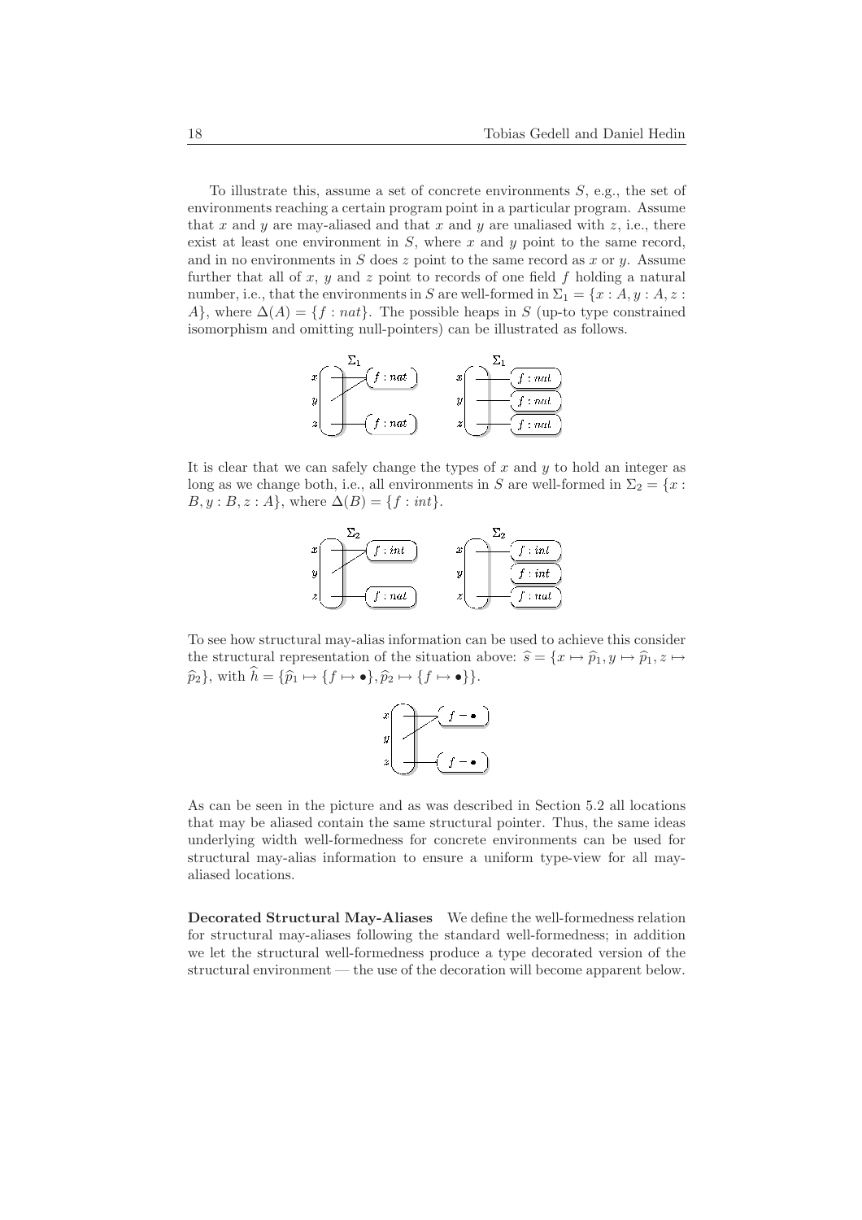To illustrate this, assume a set of concrete environments $S$, e.g., the set of environments reaching a certain program point in a particular program. Assume that $x$ and $y$ are may-aliased and that $x$ and $y$ are unaliased with $z$, i.e., there exist at least one environment in $S$, where $x$ and $y$ point to the same record, and in no environments in $S$ does $z$ point to the same record as $x$ or $y$. Assume further that all of $x$, $y$ and $z$ point to records of one field $f$ holding a natural number, i.e., that the environments in $S$ are well-formed in $\Sigma_1 = \{x : A, y : A, z : A\}$, where $\Delta(A) = \{f : nat\}$. The possible heaps in $S$ (up-to type constrained isomorphism and omitting null-pointers) can be illustrated as follows.

It is clear that we can safely change the types of $x$ and $y$ to hold an integer as long as we change both, i.e., all environments in $S$ are well-formed in $\Sigma_2 = \{x : B, y : B, z : A\}$, where $\Delta(B) = \{f : int\}$.

To see how structural may-alias information can be used to achieve this consider the structural representation of the situation above: $\widehat{s} = \{x \mapsto \widehat{p}_1, y \mapsto \widehat{p}_1, z \mapsto \widehat{p}_2\}$, with $\widehat{h} = \{\widehat{p}_1 \mapsto \{f \mapsto \bullet\}, \widehat{p}_2 \mapsto \{f \mapsto \bullet\}\}$.

As can be seen in the picture and as was described in Section 5.2 all locations that may be aliased contain the same structural pointer. Thus, the same ideas underlying width well-formedness for concrete environments can be used for structural may-alias information to ensure a uniform type-view for all may-aliased locations.

**Decorated Structural May-Aliases** We define the well-formedness relation for structural may-aliases following the standard well-formedness; in addition we let the structural well-formedness produce a type decorated version of the structural environment — the use of the decoration will become apparent below.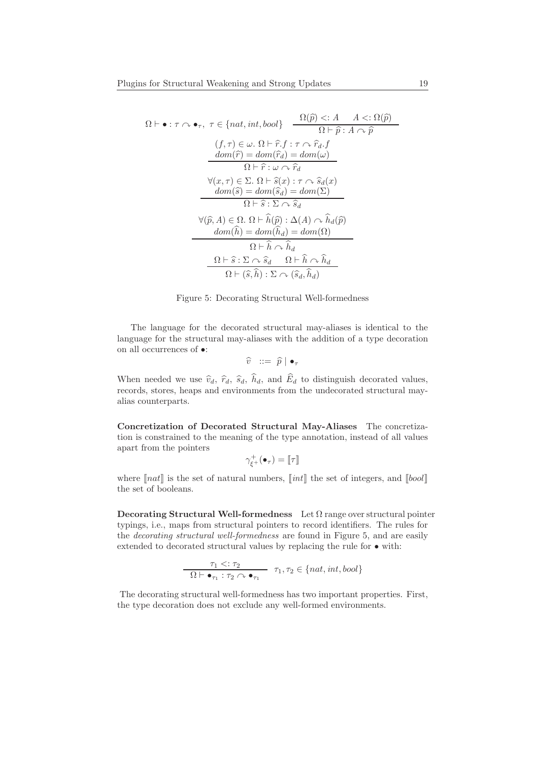$$\Omega \vdash \bullet : \tau \curvearrowright \bullet_\tau,\ \tau \in \{nat, int, bool\} \qquad \frac{\Omega(\widehat{p}) <: A \quad A <: \Omega(\widehat{p})}{\Omega \vdash \widehat{p} : A \curvearrowright \widehat{p}}$$

$$\frac{\begin{array}{c}(f,\tau) \in \omega.\ \Omega \vdash \widehat{r}.f : \tau \curvearrowright \widehat{r}_d.f \\ dom(\widehat{r}) = dom(\widehat{r}_d) = dom(\omega)\end{array}}{\Omega \vdash \widehat{r} : \omega \curvearrowright \widehat{r}_d}$$

$$\frac{\begin{array}{c}\forall (x,\tau) \in \Sigma.\ \Omega \vdash \widehat{s}(x) : \tau \curvearrowright \widehat{s}_d(x) \\ dom(\widehat{s}) = dom(\widehat{s}_d) = dom(\Sigma)\end{array}}{\Omega \vdash \widehat{s} : \Sigma \curvearrowright \widehat{s}_d}$$

$$\frac{\begin{array}{c}\forall (\widehat{p}, A) \in \Omega.\ \Omega \vdash \widehat{h}(\widehat{p}) : \Delta(A) \curvearrowright \widehat{h}_d(\widehat{p}) \\ dom(\widehat{h}) = dom(\widehat{h}_d) = dom(\Omega)\end{array}}{\Omega \vdash \widehat{h} \curvearrowright \widehat{h}_d}$$

$$\frac{\Omega \vdash \widehat{s} : \Sigma \curvearrowright \widehat{s}_d \quad \Omega \vdash \widehat{h} \curvearrowright \widehat{h}_d}{\Omega \vdash (\widehat{s}, \widehat{h}) : \Sigma \curvearrowright (\widehat{s}_d, \widehat{h}_d)}$$

Figure 5: Decorating Structural Well-formedness

The language for the decorated structural may-aliases is identical to the language for the structural may-aliases with the addition of a type decoration on all occurrences of $\bullet$:

$$\widehat{v} \ ::= \ \widehat{p} \mid \bullet_\tau$$

When needed we use $\widehat{v}_d$, $\widehat{r}_d$, $\widehat{s}_d$, $\widehat{h}_d$, and $\widehat{E}_d$ to distinguish decorated values, records, stores, heaps and environments from the undecorated structural may-alias counterparts.

**Concretization of Decorated Structural May-Aliases** The concretization is constrained to the meaning of the type annotation, instead of all values apart from the pointers

$$\gamma^+_{\xi^+}(\bullet_\tau) = [\![\tau]\!]$$

where $[\![nat]\!]$ is the set of natural numbers, $[\![int]\!]$ the set of integers, and $[\![bool]\!]$ the set of booleans.

**Decorating Structural Well-formedness** Let $\Omega$ range over structural pointer typings, i.e., maps from structural pointers to record identifiers. The rules for the *decorating structural well-formedness* are found in Figure 5, and are easily extended to decorated structural values by replacing the rule for $\bullet$ with:

$$\frac{\tau_1 <: \tau_2}{\Omega \vdash \bullet_{\tau_1} : \tau_2 \curvearrowright \bullet_{\tau_1}} \quad \tau_1, \tau_2 \in \{nat, int, bool\}$$

The decorating structural well-formedness has two important properties. First, the type decoration does not exclude any well-formed environments.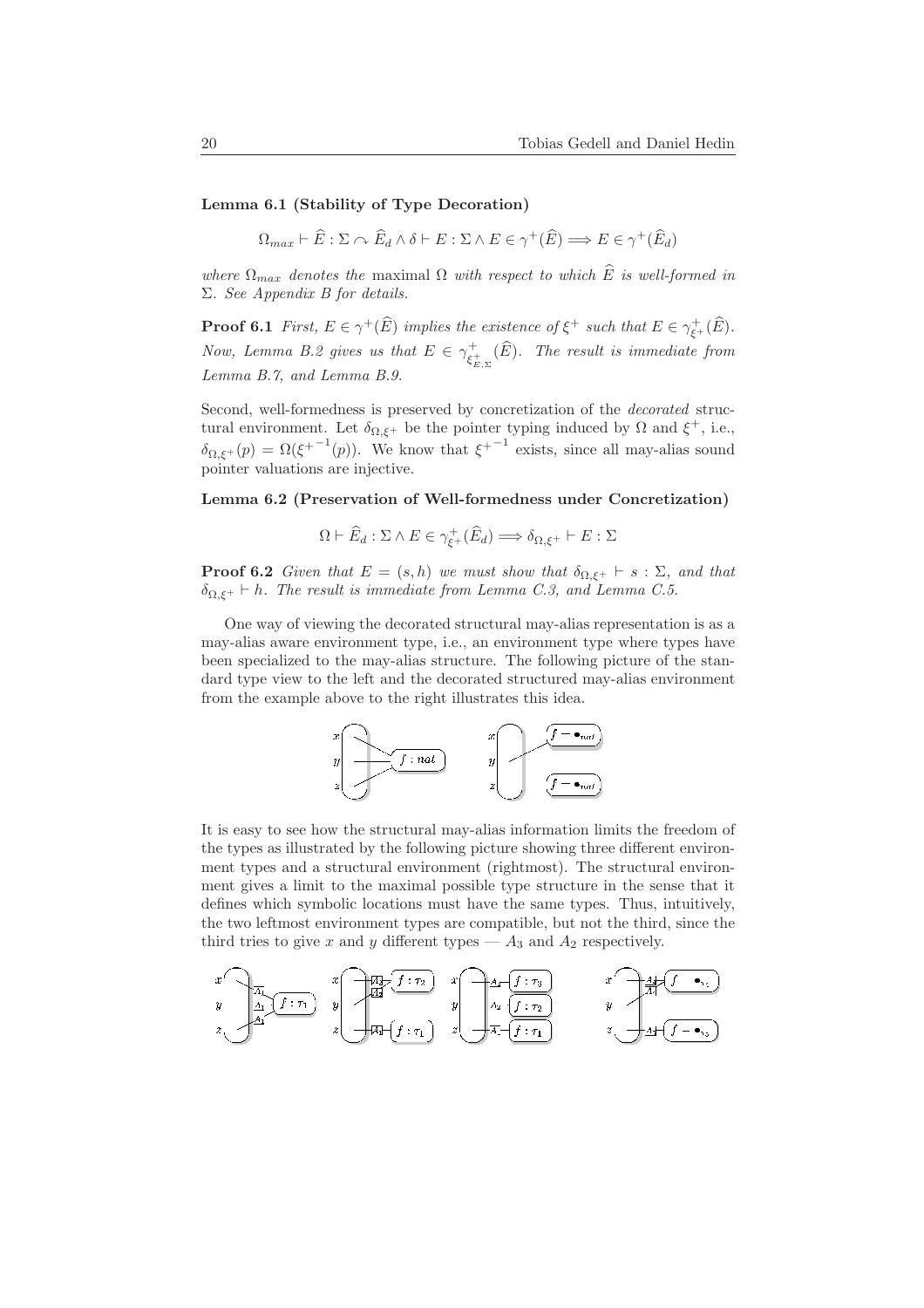**Lemma 6.1 (Stability of Type Decoration)**

$$\Omega_{max} \vdash \widehat{E} : \Sigma \curvearrowright \widehat{E}_d \wedge \delta \vdash E : \Sigma \wedge E \in \gamma^+(\widehat{E}) \Longrightarrow E \in \gamma^+(\widehat{E}_d)$$

*where $\Omega_{max}$ denotes the* maximal $\Omega$ *with respect to which $\widehat{E}$ is well-formed in $\Sigma$. See Appendix B for details.*

**Proof 6.1** *First, $E \in \gamma^+(\widehat{E})$ implies the existence of $\xi^+$ such that $E \in \gamma^+_{\xi^+}(\widehat{E})$. Now, Lemma B.2 gives us that $E \in \gamma^+_{\xi^+_{E,\Sigma}}(\widehat{E})$. The result is immediate from Lemma B.7, and Lemma B.9.*

Second, well-formedness is preserved by concretization of the *decorated* structural environment. Let $\delta_{\Omega,\xi^+}$ be the pointer typing induced by $\Omega$ and $\xi^+$, i.e., $\delta_{\Omega,\xi^+}(p) = \Omega({\xi^+}^{-1}(p))$. We know that ${\xi^+}^{-1}$ exists, since all may-alias sound pointer valuations are injective.

**Lemma 6.2 (Preservation of Well-formedness under Concretization)**

$$\Omega \vdash \widehat{E}_d : \Sigma \wedge E \in \gamma^+_{\xi^+}(\widehat{E}_d) \Longrightarrow \delta_{\Omega,\xi^+} \vdash E : \Sigma$$

**Proof 6.2** *Given that $E = (s, h)$ we must show that $\delta_{\Omega,\xi^+} \vdash s : \Sigma$, and that $\delta_{\Omega,\xi^+} \vdash h$. The result is immediate from Lemma C.3, and Lemma C.5.*

One way of viewing the decorated structural may-alias representation is as a may-alias aware environment type, i.e., an environment type where types have been specialized to the may-alias structure. The following picture of the standard type view to the left and the decorated structured may-alias environment from the example above to the right illustrates this idea.

It is easy to see how the structural may-alias information limits the freedom of the types as illustrated by the following picture showing three different environment types and a structural environment (rightmost). The structural environment gives a limit to the maximal possible type structure in the sense that it defines which symbolic locations must have the same types. Thus, intuitively, the two leftmost environment types are compatible, but not the third, since the third tries to give $x$ and $y$ different types — $A_3$ and $A_2$ respectively.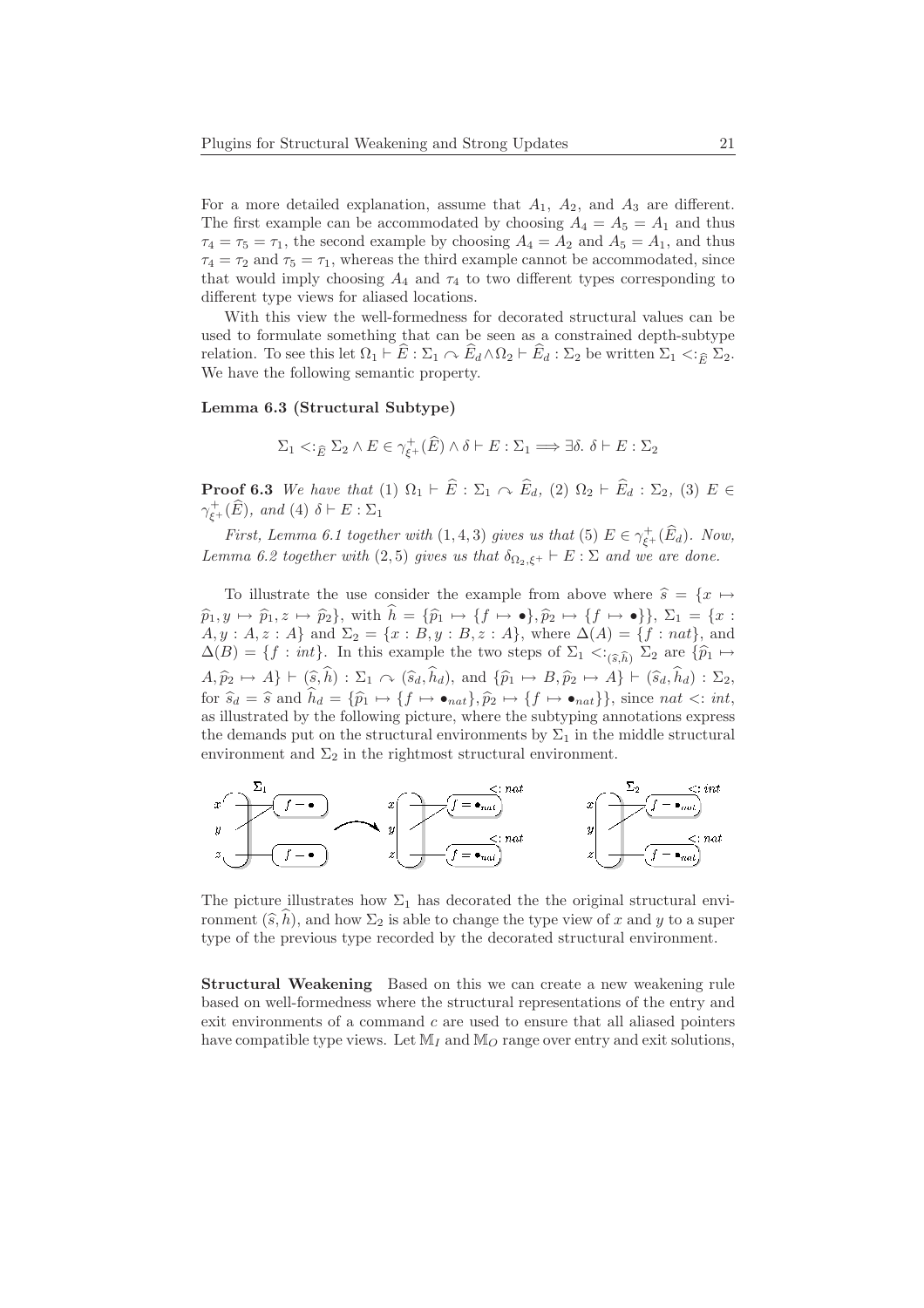For a more detailed explanation, assume that $A_1$, $A_2$, and $A_3$ are different. The first example can be accommodated by choosing $A_4 = A_5 = A_1$ and thus $\tau_4 = \tau_5 = \tau_1$, the second example by choosing $A_4 = A_2$ and $A_5 = A_1$, and thus $\tau_4 = \tau_2$ and $\tau_5 = \tau_1$, whereas the third example cannot be accommodated, since that would imply choosing $A_4$ and $\tau_4$ to two different types corresponding to different type views for aliased locations.

With this view the well-formedness for decorated structural values can be used to formulate something that can be seen as a constrained depth-subtype relation. To see this let $\Omega_1 \vdash \widehat{E} : \Sigma_1 \curvearrowright \widehat{E}_d \wedge \Omega_2 \vdash \widehat{E}_d : \Sigma_2$ be written $\Sigma_1 <:_{\widehat{E}} \Sigma_2$. We have the following semantic property.

**Lemma 6.3 (Structural Subtype)**

$$\Sigma_1 <:_{\widehat{E}} \Sigma_2 \wedge E \in \gamma^+_{\xi^+}(\widehat{E}) \wedge \delta \vdash E : \Sigma_1 \Longrightarrow \exists \delta.\ \delta \vdash E : \Sigma_2$$

**Proof 6.3** *We have that* (1) $\Omega_1 \vdash \widehat{E} : \Sigma_1 \curvearrowright \widehat{E}_d$, (2) $\Omega_2 \vdash \widehat{E}_d : \Sigma_2$, (3) $E \in \gamma^+_{\xi^+}(\widehat{E})$, *and* (4) $\delta \vdash E : \Sigma_1$

*First, Lemma 6.1 together with* $(1, 4, 3)$ *gives us that* (5) $E \in \gamma^+_{\xi^+}(\widehat{E}_d)$. *Now, Lemma 6.2 together with* $(2, 5)$ *gives us that* $\delta_{\Omega_2, \xi^+} \vdash E : \Sigma$ *and we are done.*

To illustrate the use consider the example from above where $\widehat{s} = \{x \mapsto \widehat{p}_1, y \mapsto \widehat{p}_1, z \mapsto \widehat{p}_2\}$, with $\widehat{h} = \{\widehat{p}_1 \mapsto \{f \mapsto \bullet\}, \widehat{p}_2 \mapsto \{f \mapsto \bullet\}\}$, $\Sigma_1 = \{x : A, y : A, z : A\}$ and $\Sigma_2 = \{x : B, y : B, z : A\}$, where $\Delta(A) = \{f : nat\}$, and $\Delta(B) = \{f : int\}$. In this example the two steps of $\Sigma_1 <:_{(\widehat{s},\widehat{h})} \Sigma_2$ are $\{\widehat{p}_1 \mapsto A, \widehat{p}_2 \mapsto A\} \vdash (\widehat{s}, \widehat{h}) : \Sigma_1 \curvearrowright (\widehat{s}_d, \widehat{h}_d)$, and $\{\widehat{p}_1 \mapsto B, \widehat{p}_2 \mapsto A\} \vdash (\widehat{s}_d, \widehat{h}_d) : \Sigma_2$, for $\widehat{s}_d = \widehat{s}$ and $\widehat{h}_d = \{\widehat{p}_1 \mapsto \{f \mapsto \bullet_{nat}\}, \widehat{p}_2 \mapsto \{f \mapsto \bullet_{nat}\}\}$, since $nat <: int$, as illustrated by the following picture, where the subtyping annotations express the demands put on the structural environments by $\Sigma_1$ in the middle structural environment and $\Sigma_2$ in the rightmost structural environment.

The picture illustrates how $\Sigma_1$ has decorated the the original structural environment $(\widehat{s}, \widehat{h})$, and how $\Sigma_2$ is able to change the type view of $x$ and $y$ to a super type of the previous type recorded by the decorated structural environment.

**Structural Weakening** Based on this we can create a new weakening rule based on well-formedness where the structural representations of the entry and exit environments of a command $c$ are used to ensure that all aliased pointers have compatible type views. Let $\mathbb{M}_I$ and $\mathbb{M}_O$ range over entry and exit solutions,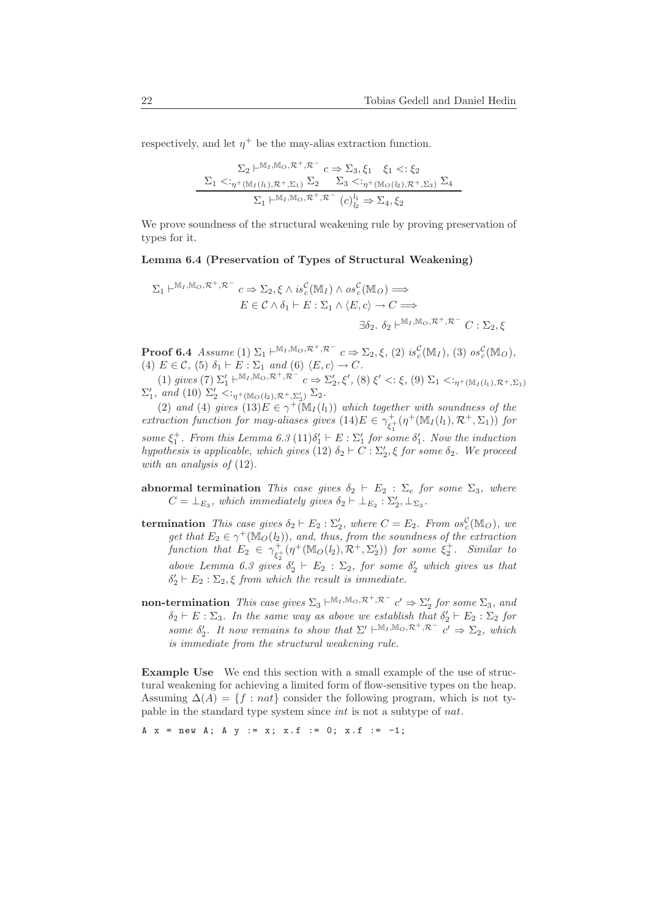respectively, and let $\eta^+$ be the may-alias extraction function.

$$\frac{\Sigma_2 \vdash^{\mathbb{M}_I,\mathbb{M}_O,\mathcal{R}^+,\mathcal{R}^-} c \Rightarrow \Sigma_3, \xi_1 \quad \xi_1 <: \xi_2 \qquad \Sigma_1 <:_{\eta^+(\mathbb{M}_I(l_1),\mathcal{R}^+,\Sigma_1)} \Sigma_2 \quad \Sigma_3 <:_{\eta^+(\mathbb{M}_O(l_2),\mathcal{R}^+,\Sigma_3)} \Sigma_4}{\Sigma_1 \vdash^{\mathbb{M}_I,\mathbb{M}_O,\mathcal{R}^+,\mathcal{R}^-} (c)^{l_1}_{l_2} \Rightarrow \Sigma_4, \xi_2}$$

We prove soundness of the structural weakening rule by proving preservation of types for it.

**Lemma 6.4 (Preservation of Types of Structural Weakening)**

$$\begin{aligned}
\Sigma_1 \vdash^{\mathbb{M}_I,\mathbb{M}_O,\mathcal{R}^+,\mathcal{R}^-} c \Rightarrow \Sigma_2, \xi \wedge is^{\mathcal{C}}_c(\mathbb{M}_I) \wedge os^{\mathcal{C}}_c(\mathbb{M}_O) \Longrightarrow \\
E \in \mathcal{C} \wedge \delta_1 \vdash E : \Sigma_1 \wedge \langle E, c\rangle \to C \Longrightarrow \\
\exists \delta_2.\ \delta_2 \vdash^{\mathbb{M}_I,\mathbb{M}_O,\mathcal{R}^+,\mathcal{R}^-} C : \Sigma_2, \xi
\end{aligned}$$

**Proof 6.4** *Assume* (1) $\Sigma_1 \vdash^{\mathbb{M}_I,\mathbb{M}_O,\mathcal{R}^+,\mathcal{R}^-} c \Rightarrow \Sigma_2, \xi$, (2) $is^{\mathcal{C}}_c(\mathbb{M}_I)$, (3) $os^{\mathcal{C}}_c(\mathbb{M}_O)$, (4) $E \in \mathcal{C}$, (5) $\delta_1 \vdash E : \Sigma_1$ *and* (6) $\langle E, c\rangle \to C$.

(1) *gives* (7) $\Sigma_1' \vdash^{\mathbb{M}_I,\mathbb{M}_O,\mathcal{R}^+,\mathcal{R}^-} c \Rightarrow \Sigma_2', \xi'$, (8) $\xi' <: \xi$, (9) $\Sigma_1 <:_{\eta^+(\mathbb{M}_I(l_1),\mathcal{R}^+,\Sigma_1)} \Sigma_1'$, *and* (10) $\Sigma_2' <:_{\eta^+(\mathbb{M}_O(l_2),\mathcal{R}^+,\Sigma_2')} \Sigma_2$.

(2) *and* (4) *gives* (13)$E \in \gamma^+(\mathbb{M}_I(l_1))$ *which together with soundness of the extraction function for may-aliases gives* (14)$E \in \gamma^+_{\xi_1^+}(\eta^+(\mathbb{M}_I(l_1), \mathcal{R}^+, \Sigma_1))$ *for some* $\xi_1^+$. *From this Lemma 6.3* (11)$\delta_1' \vdash E : \Sigma_1'$ *for some* $\delta_1'$. *Now the induction hypothesis is applicable, which gives* (12) $\delta_2 \vdash C : \Sigma_2', \xi$ *for some* $\delta_2$. *We proceed with an analysis of* (12).

**abnormal termination** *This case gives* $\delta_2 \vdash E_2 : \Sigma_e$ *for some* $\Sigma_3$, *where* $C = \bot_{E_3}$, *which immediately gives* $\delta_2 \vdash \bot_{E_2} : \Sigma_2', \bot_{\Sigma_3}$.

**termination** *This case gives* $\delta_2 \vdash E_2 : \Sigma_2'$, *where* $C = E_2$. *From* $os^{\mathcal{C}}_c(\mathbb{M}_O)$, *we get that* $E_2 \in \gamma^+(\mathbb{M}_O(l_2))$, *and, thus, from the soundness of the extraction function that* $E_2 \in \gamma^+_{\xi_2^+}(\eta^+(\mathbb{M}_O(l_2), \mathcal{R}^+, \Sigma_2'))$ *for some* $\xi_2^+$. *Similar to above Lemma 6.3 gives* $\delta_2' \vdash E_2 : \Sigma_2$, *for some* $\delta_2'$ *which gives us that* $\delta_2' \vdash E_2 : \Sigma_2, \xi$ *from which the result is immediate.*

**non-termination** *This case gives* $\Sigma_3 \vdash^{\mathbb{M}_I,\mathbb{M}_O,\mathcal{R}^+,\mathcal{R}^-} c' \Rightarrow \Sigma_2'$ *for some* $\Sigma_3$, *and* $\delta_2 \vdash E : \Sigma_3$. *In the same way as above we establish that* $\delta_2' \vdash E_2 : \Sigma_2$ *for some* $\delta_2'$. *It now remains to show that* $\Sigma' \vdash^{\mathbb{M}_I,\mathbb{M}_O,\mathcal{R}^+,\mathcal{R}^-} c' \Rightarrow \Sigma_2$, *which is immediate from the structural weakening rule.*

**Example Use** We end this section with a small example of the use of structural weakening for achieving a limited form of flow-sensitive types on the heap. Assuming $\Delta(A) = \{f : nat\}$ consider the following program, which is not typable in the standard type system since *int* is not a subtype of *nat*.

```
A x = new A; A y := x; x.f := 0; x.f := -1;
```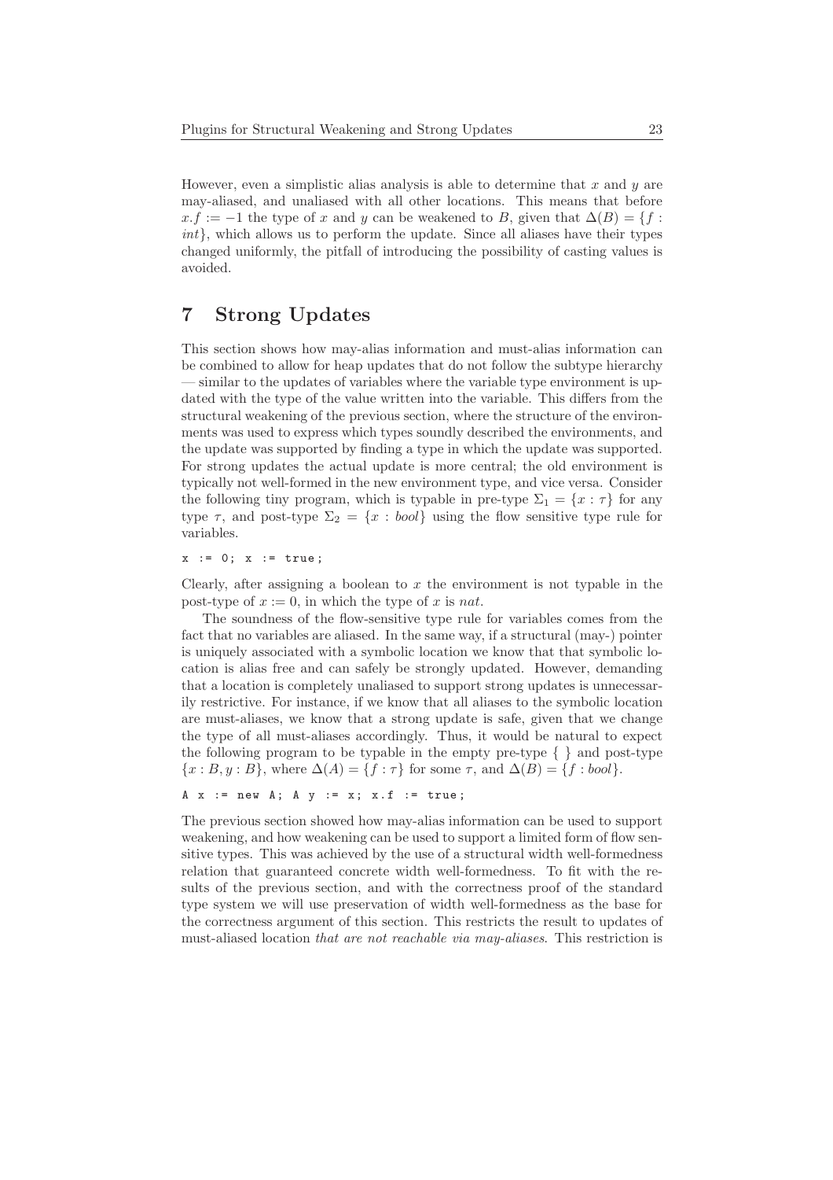However, even a simplistic alias analysis is able to determine that $x$ and $y$ are may-aliased, and unaliased with all other locations. This means that before $x.f := -1$ the type of $x$ and $y$ can be weakened to $B$, given that $\Delta(B) = \{f : \mathit{int}\}$, which allows us to perform the update. Since all aliases have their types changed uniformly, the pitfall of introducing the possibility of casting values is avoided.

## 7 Strong Updates

This section shows how may-alias information and must-alias information can be combined to allow for heap updates that do not follow the subtype hierarchy — similar to the updates of variables where the variable type environment is updated with the type of the value written into the variable. This differs from the structural weakening of the previous section, where the structure of the environments was used to express which types soundly described the environments, and the update was supported by finding a type in which the update was supported. For strong updates the actual update is more central; the old environment is typically not well-formed in the new environment type, and vice versa. Consider the following tiny program, which is typable in pre-type $\Sigma_1 = \{x : \tau\}$ for any type $\tau$, and post-type $\Sigma_2 = \{x : \mathit{bool}\}$ using the flow sensitive type rule for variables.

```
x := 0; x := true;
```

Clearly, after assigning a boolean to $x$ the environment is not typable in the post-type of $x := 0$, in which the type of $x$ is *nat*.

The soundness of the flow-sensitive type rule for variables comes from the fact that no variables are aliased. In the same way, if a structural (may-) pointer is uniquely associated with a symbolic location we know that that symbolic location is alias free and can safely be strongly updated. However, demanding that a location is completely unaliased to support strong updates is unnecessarily restrictive. For instance, if we know that all aliases to the symbolic location are must-aliases, we know that a strong update is safe, given that we change the type of all must-aliases accordingly. Thus, it would be natural to expect the following program to be typable in the empty pre-type $\{\ \}$ and post-type $\{x : B, y : B\}$, where $\Delta(A) = \{f : \tau\}$ for some $\tau$, and $\Delta(B) = \{f : \mathit{bool}\}$.

```
A x := new A; A y := x; x.f := true;
```

The previous section showed how may-alias information can be used to support weakening, and how weakening can be used to support a limited form of flow sensitive types. This was achieved by the use of a structural width well-formedness relation that guaranteed concrete width well-formedness. To fit with the results of the previous section, and with the correctness proof of the standard type system we will use preservation of width well-formedness as the base for the correctness argument of this section. This restricts the result to updates of must-aliased location *that are not reachable via may-aliases*. This restriction is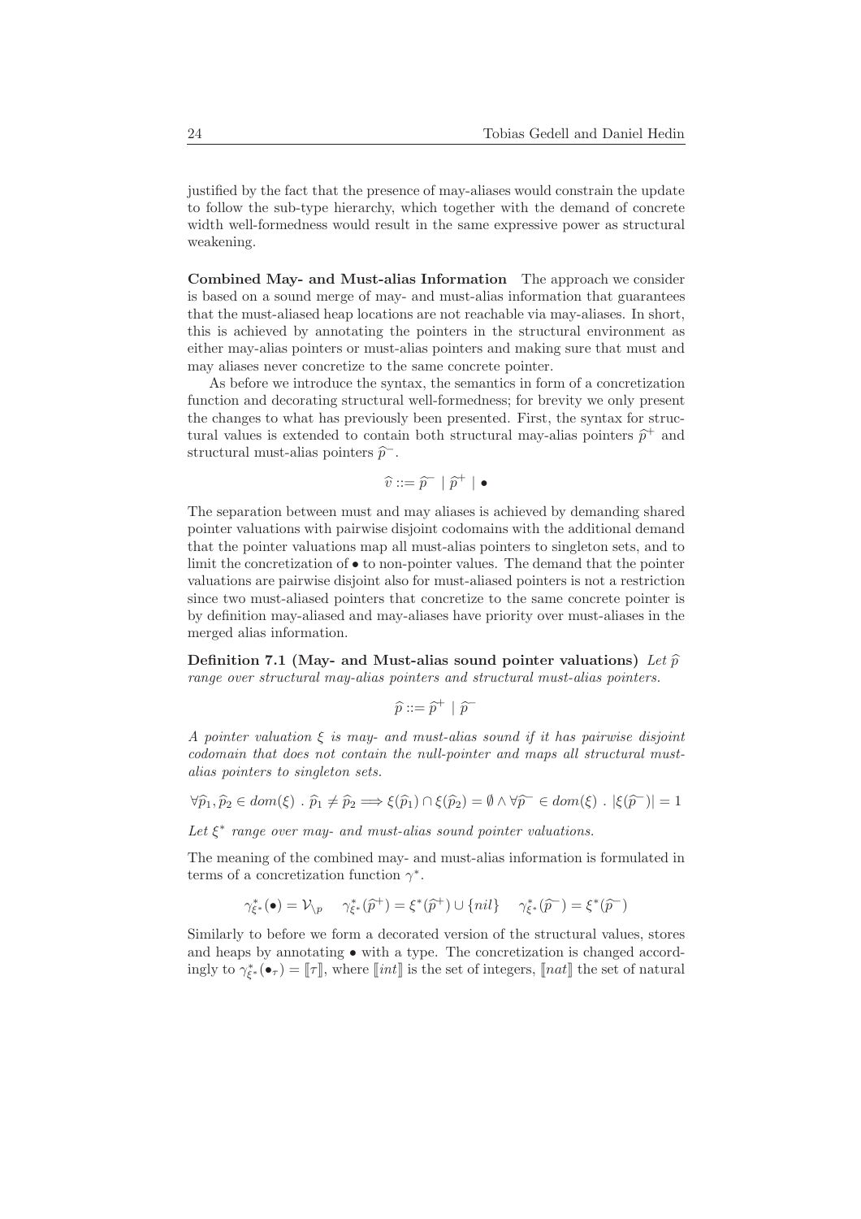justified by the fact that the presence of may-aliases would constrain the update to follow the sub-type hierarchy, which together with the demand of concrete width well-formedness would result in the same expressive power as structural weakening.

**Combined May- and Must-alias Information** The approach we consider is based on a sound merge of may- and must-alias information that guarantees that the must-aliased heap locations are not reachable via may-aliases. In short, this is achieved by annotating the pointers in the structural environment as either may-alias pointers or must-alias pointers and making sure that must and may aliases never concretize to the same concrete pointer.

As before we introduce the syntax, the semantics in form of a concretization function and decorating structural well-formedness; for brevity we only present the changes to what has previously been presented. First, the syntax for structural values is extended to contain both structural may-alias pointers $\widehat{p}^{+}$ and structural must-alias pointers $\widehat{p}^{-}$.

$$\widehat{v} ::= \widehat{p^{-}} \mid \widehat{p}^{+} \mid \bullet$$

The separation between must and may aliases is achieved by demanding shared pointer valuations with pairwise disjoint codomains with the additional demand that the pointer valuations map all must-alias pointers to singleton sets, and to limit the concretization of $\bullet$ to non-pointer values. The demand that the pointer valuations are pairwise disjoint also for must-aliased pointers is not a restriction since two must-aliased pointers that concretize to the same concrete pointer is by definition may-aliased and may-aliases have priority over must-aliases in the merged alias information.

**Definition 7.1 (May- and Must-alias sound pointer valuations)** *Let $\widehat{p}$ range over structural may-alias pointers and structural must-alias pointers.*

$$\widehat{p} ::= \widehat{p}^{+} \mid \widehat{p^{-}}$$

*A pointer valuation $\xi$ is may- and must-alias sound if it has pairwise disjoint codomain that does not contain the null-pointer and maps all structural must-alias pointers to singleton sets.*

$$\forall \widehat{p}_1, \widehat{p}_2 \in dom(\xi) \ . \ \widehat{p}_1 \neq \widehat{p}_2 \Longrightarrow \xi(\widehat{p}_1) \cap \xi(\widehat{p}_2) = \emptyset \wedge \forall \widehat{p^{-}} \in dom(\xi) \ . \ |\xi(\widehat{p^{-}})| = 1$$

*Let $\xi^{*}$ range over may- and must-alias sound pointer valuations.*

The meaning of the combined may- and must-alias information is formulated in terms of a concretization function $\gamma^{*}$.

$$\gamma^{*}_{\xi^{*}}(\bullet) = \mathcal{V}_{\backslash p} \qquad \gamma^{*}_{\xi^{*}}(\widehat{p}^{+}) = \xi^{*}(\widehat{p}^{+}) \cup \{nil\} \qquad \gamma^{*}_{\xi^{*}}(\widehat{p^{-}}) = \xi^{*}(\widehat{p^{-}})$$

Similarly to before we form a decorated version of the structural values, stores and heaps by annotating $\bullet$ with a type. The concretization is changed accordingly to $\gamma^{*}_{\xi^{*}}(\bullet_{\tau}) = [\![\tau]\!]$, where $[\![int]\!]$ is the set of integers, $[\![nat]\!]$ the set of natural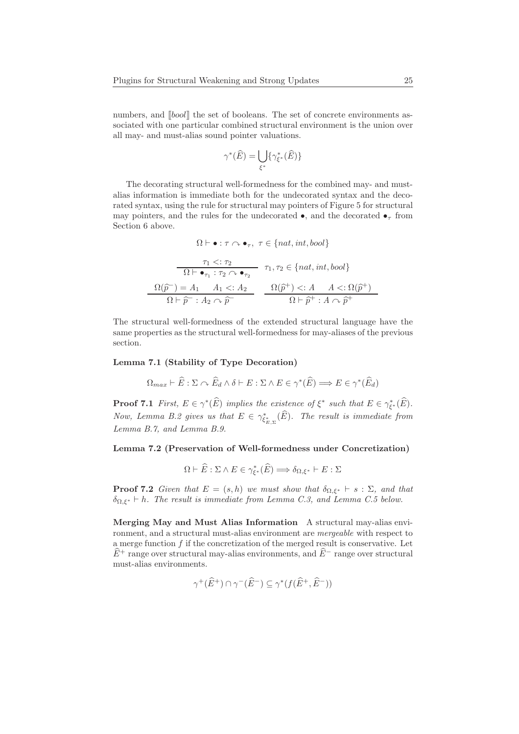numbers, and $[\![bool]\!]$ the set of booleans. The set of concrete environments associated with one particular combined structural environment is the union over all may- and must-alias sound pointer valuations.

$$\gamma^*(\widehat{E}) = \bigcup_{\xi^*} \{\gamma^*_{\xi^*}(\widehat{E})\}$$

The decorating structural well-formedness for the combined may- and must-alias information is immediate both for the undecorated syntax and the decorated syntax, using the rule for structural may pointers of Figure 5 for structural may pointers, and the rules for the undecorated $\bullet$, and the decorated $\bullet_\tau$ from Section 6 above.

$$\Omega \vdash \bullet : \tau \curvearrowright \bullet_\tau,\ \tau \in \{nat, int, bool\}$$

$$\frac{\tau_1 <: \tau_2}{\Omega \vdash \bullet_{\tau_1} : \tau_2 \curvearrowright \bullet_{\tau_2}} \quad \tau_1, \tau_2 \in \{nat, int, bool\}$$

$$\frac{\Omega(\widehat{p}^-) = A_1 \quad A_1 <: A_2}{\Omega \vdash \widehat{p}^- : A_2 \curvearrowright \widehat{p}^-} \qquad \frac{\Omega(\widehat{p}^+) <: A \quad A <: \Omega(\widehat{p}^+)}{\Omega \vdash \widehat{p}^+ : A \curvearrowright \widehat{p}^+}$$

The structural well-formedness of the extended structural language have the same properties as the structural well-formedness for may-aliases of the previous section.

**Lemma 7.1 (Stability of Type Decoration)**

$$\Omega_{max} \vdash \widehat{E} : \Sigma \curvearrowright \widehat{E}_d \wedge \delta \vdash E : \Sigma \wedge E \in \gamma^*(\widehat{E}) \Longrightarrow E \in \gamma^*(\widehat{E}_d)$$

**Proof 7.1** *First, $E \in \gamma^*(\widehat{E})$ implies the existence of $\xi^*$ such that $E \in \gamma^*_{\xi^*}(\widehat{E})$. Now, Lemma B.2 gives us that $E \in \gamma^*_{\xi^*_{E,\Sigma}}(\widehat{E})$. The result is immediate from Lemma B.7, and Lemma B.9.*

**Lemma 7.2 (Preservation of Well-formedness under Concretization)**

$$\Omega \vdash \widehat{E} : \Sigma \wedge E \in \gamma^*_{\xi^*}(\widehat{E}) \Longrightarrow \delta_{\Omega,\xi^*} \vdash E : \Sigma$$

**Proof 7.2** *Given that $E = (s, h)$ we must show that $\delta_{\Omega,\xi^*} \vdash s : \Sigma$, and that $\delta_{\Omega,\xi^*} \vdash h$. The result is immediate from Lemma C.3, and Lemma C.5 below.*

**Merging May and Must Alias Information** A structural may-alias environment, and a structural must-alias environment are *mergeable* with respect to a merge function $f$ if the concretization of the merged result is conservative. Let $\widehat{E}^+$ range over structural may-alias environments, and $\widehat{E}^-$ range over structural must-alias environments.

$$\gamma^+(\widehat{E}^+) \cap \gamma^-(\widehat{E}^-) \subseteq \gamma^*(f(\widehat{E}^+, \widehat{E}^-))$$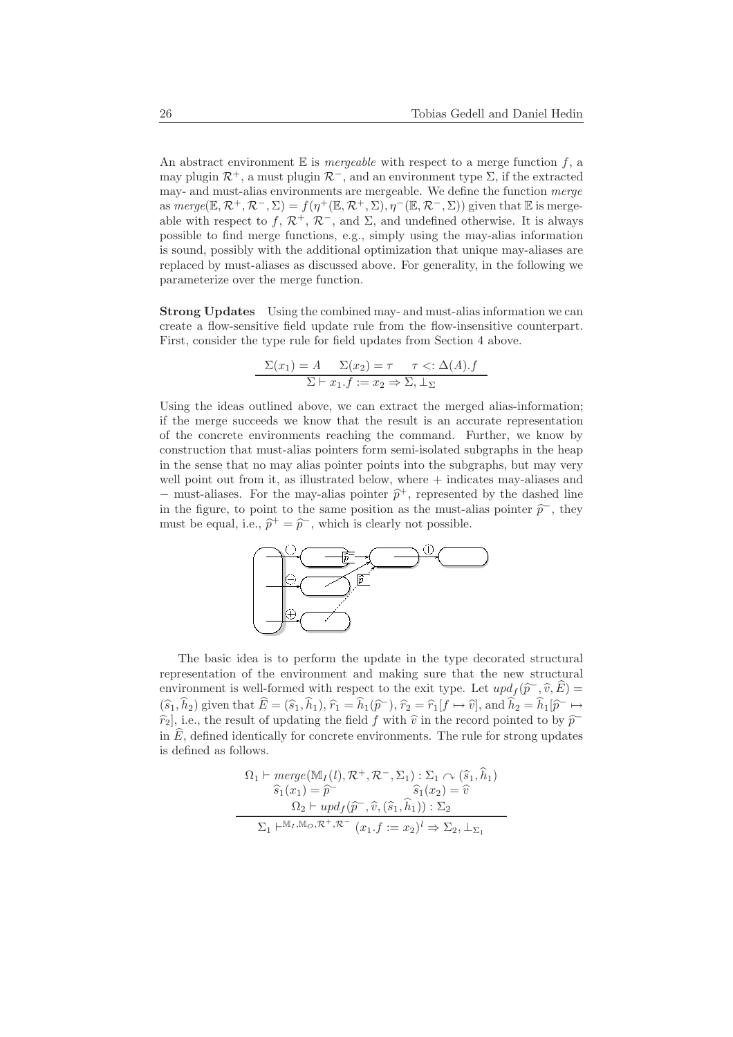An abstract environment $\mathbb{E}$ is *mergeable* with respect to a merge function $f$, a may plugin $\mathcal{R}^+$, a must plugin $\mathcal{R}^-$, and an environment type $\Sigma$, if the extracted may- and must-alias environments are mergeable. We define the function *merge* as $merge(\mathbb{E}, \mathcal{R}^+, \mathcal{R}^-, \Sigma) = f(\eta^+(\mathbb{E}, \mathcal{R}^+, \Sigma), \eta^-(\mathbb{E}, \mathcal{R}^-, \Sigma))$ given that $\mathbb{E}$ is mergeable with respect to $f$, $\mathcal{R}^+$, $\mathcal{R}^-$, and $\Sigma$, and undefined otherwise. It is always possible to find merge functions, e.g., simply using the may-alias information is sound, possibly with the additional optimization that unique may-aliases are replaced by must-aliases as discussed above. For generality, in the following we parameterize over the merge function.

**Strong Updates** Using the combined may- and must-alias information we can create a flow-sensitive field update rule from the flow-insensitive counterpart. First, consider the type rule for field updates from Section 4 above.

$$\frac{\Sigma(x_1) = A \qquad \Sigma(x_2) = \tau \qquad \tau <: \Delta(A).f}{\Sigma \vdash x_1.f := x_2 \Rightarrow \Sigma, \bot_\Sigma}$$

Using the ideas outlined above, we can extract the merged alias-information; if the merge succeeds we know that the result is an accurate representation of the concrete environments reaching the command. Further, we know by construction that must-alias pointers form semi-isolated subgraphs in the heap in the sense that no may alias pointer points into the subgraphs, but may very well point out from it, as illustrated below, where + indicates may-aliases and − must-aliases. For the may-alias pointer $\widehat{p}^+$, represented by the dashed line in the figure, to point to the same position as the must-alias pointer $\widehat{p}^-$, they must be equal, i.e., $\widehat{p}^+ = \widehat{p}^-$, which is clearly not possible.

The basic idea is to perform the update in the type decorated structural representation of the environment and making sure that the new structural environment is well-formed with respect to the exit type. Let $upd_f(\widehat{p}^-, \widehat{v}, \widehat{E}) = (\widehat{s}_1, \widehat{h}_2)$ given that $\widehat{E} = (\widehat{s}_1, \widehat{h}_1)$, $\widehat{r}_1 = \widehat{h}_1(\widehat{p}^-)$, $\widehat{r}_2 = \widehat{r}_1[f \mapsto \widehat{v}]$, and $\widehat{h}_2 = \widehat{h}_1[\widehat{p}^- \mapsto \widehat{r}_2]$, i.e., the result of updating the field $f$ with $\widehat{v}$ in the record pointed to by $\widehat{p}^-$ in $\widehat{E}$, defined identically for concrete environments. The rule for strong updates is defined as follows.

$$\frac{\begin{array}{c}\Omega_1 \vdash merge(\mathbb{M}_I(l), \mathcal{R}^+, \mathcal{R}^-, \Sigma_1) : \Sigma_1 \curvearrowright (\widehat{s}_1, \widehat{h}_1) \\ \widehat{s}_1(x_1) = \widehat{p}^- \qquad \widehat{s}_1(x_2) = \widehat{v} \\ \Omega_2 \vdash upd_f(\widehat{p}^-, \widehat{v}, (\widehat{s}_1, \widehat{h}_1)) : \Sigma_2\end{array}}{\Sigma_1 \vdash^{\mathbb{M}_I, \mathbb{M}_O, \mathcal{R}^+, \mathcal{R}^-} (x_1.f := x_2)^l \Rightarrow \Sigma_2, \bot_{\Sigma_1}}$$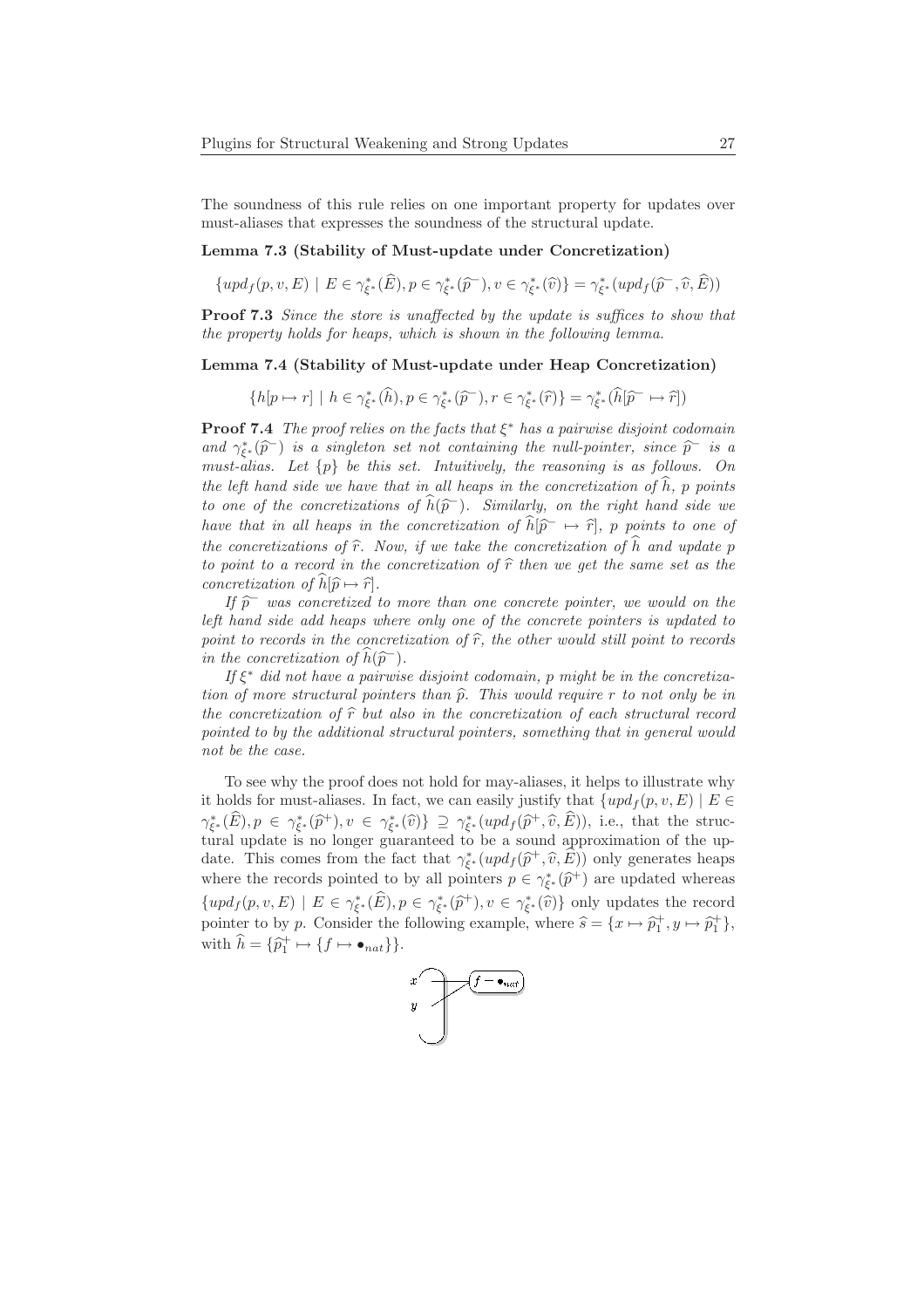The soundness of this rule relies on one important property for updates over must-aliases that expresses the soundness of the structural update.

**Lemma 7.3 (Stability of Must-update under Concretization)**

$$\{upd_f(p, v, E) \mid E \in \gamma^*_{\xi^*}(\widehat{E}), p \in \gamma^*_{\xi^*}(\widehat{p}^-), v \in \gamma^*_{\xi^*}(\widehat{v})\} = \gamma^*_{\xi^*}(upd_f(\widehat{p}^-, \widehat{v}, \widehat{E}))$$

**Proof 7.3** *Since the store is unaffected by the update is suffices to show that the property holds for heaps, which is shown in the following lemma.*

**Lemma 7.4 (Stability of Must-update under Heap Concretization)**

$$\{h[p \mapsto r] \mid h \in \gamma^*_{\xi^*}(\widehat{h}), p \in \gamma^*_{\xi^*}(\widehat{p}^-), r \in \gamma^*_{\xi^*}(\widehat{r})\} = \gamma^*_{\xi^*}(\widehat{h}[\widehat{p}^- \mapsto \widehat{r}])$$

**Proof 7.4** *The proof relies on the facts that $\xi^*$ has a pairwise disjoint codomain and $\gamma^*_{\xi^*}(\widehat{p}^-)$ is a singleton set not containing the null-pointer, since $\widehat{p}^-$ is a must-alias. Let $\{p\}$ be this set. Intuitively, the reasoning is as follows. On the left hand side we have that in all heaps in the concretization of $\widehat{h}$, $p$ points to one of the concretizations of $\widehat{h}(\widehat{p}^-)$. Similarly, on the right hand side we have that in all heaps in the concretization of $\widehat{h}[\widehat{p}^- \mapsto \widehat{r}]$, $p$ points to one of the concretizations of $\widehat{r}$. Now, if we take the concretization of $\widehat{h}$ and update $p$ to point to a record in the concretization of $\widehat{r}$ then we get the same set as the concretization of $\widehat{h}[\widehat{p} \mapsto \widehat{r}]$.*

*If $\widehat{p}^-$ was concretized to more than one concrete pointer, we would on the left hand side add heaps where only one of the concrete pointers is updated to point to records in the concretization of $\widehat{r}$, the other would still point to records in the concretization of $\widehat{h}(\widehat{p}^-)$.*

*If $\xi^*$ did not have a pairwise disjoint codomain, $p$ might be in the concretization of more structural pointers than $\widehat{p}$. This would require $r$ to not only be in the concretization of $\widehat{r}$ but also in the concretization of each structural record pointed to by the additional structural pointers, something that in general would not be the case.*

To see why the proof does not hold for may-aliases, it helps to illustrate why it holds for must-aliases. In fact, we can easily justify that $\{upd_f(p, v, E) \mid E \in \gamma^*_{\xi^*}(\widehat{E}), p \in \gamma^*_{\xi^*}(\widehat{p}^+), v \in \gamma^*_{\xi^*}(\widehat{v})\} \supseteq \gamma^*_{\xi^*}(upd_f(\widehat{p}^+, \widehat{v}, \widehat{E}))$, i.e., that the structural update is no longer guaranteed to be a sound approximation of the update. This comes from the fact that $\gamma^*_{\xi^*}(upd_f(\widehat{p}^+, \widehat{v}, \widehat{E}))$ only generates heaps where the records pointed to by all pointers $p \in \gamma^*_{\xi^*}(\widehat{p}^+)$ are updated whereas $\{upd_f(p, v, E) \mid E \in \gamma^*_{\xi^*}(\widehat{E}), p \in \gamma^*_{\xi^*}(\widehat{p}^+), v \in \gamma^*_{\xi^*}(\widehat{v})\}$ only updates the record pointer to by $p$. Consider the following example, where $\widehat{s} = \{x \mapsto \widehat{p}_1^+, y \mapsto \widehat{p}_1^+\}$, with $\widehat{h} = \{\widehat{p}_1^+ \mapsto \{f \mapsto \bullet_{nat}\}\}$.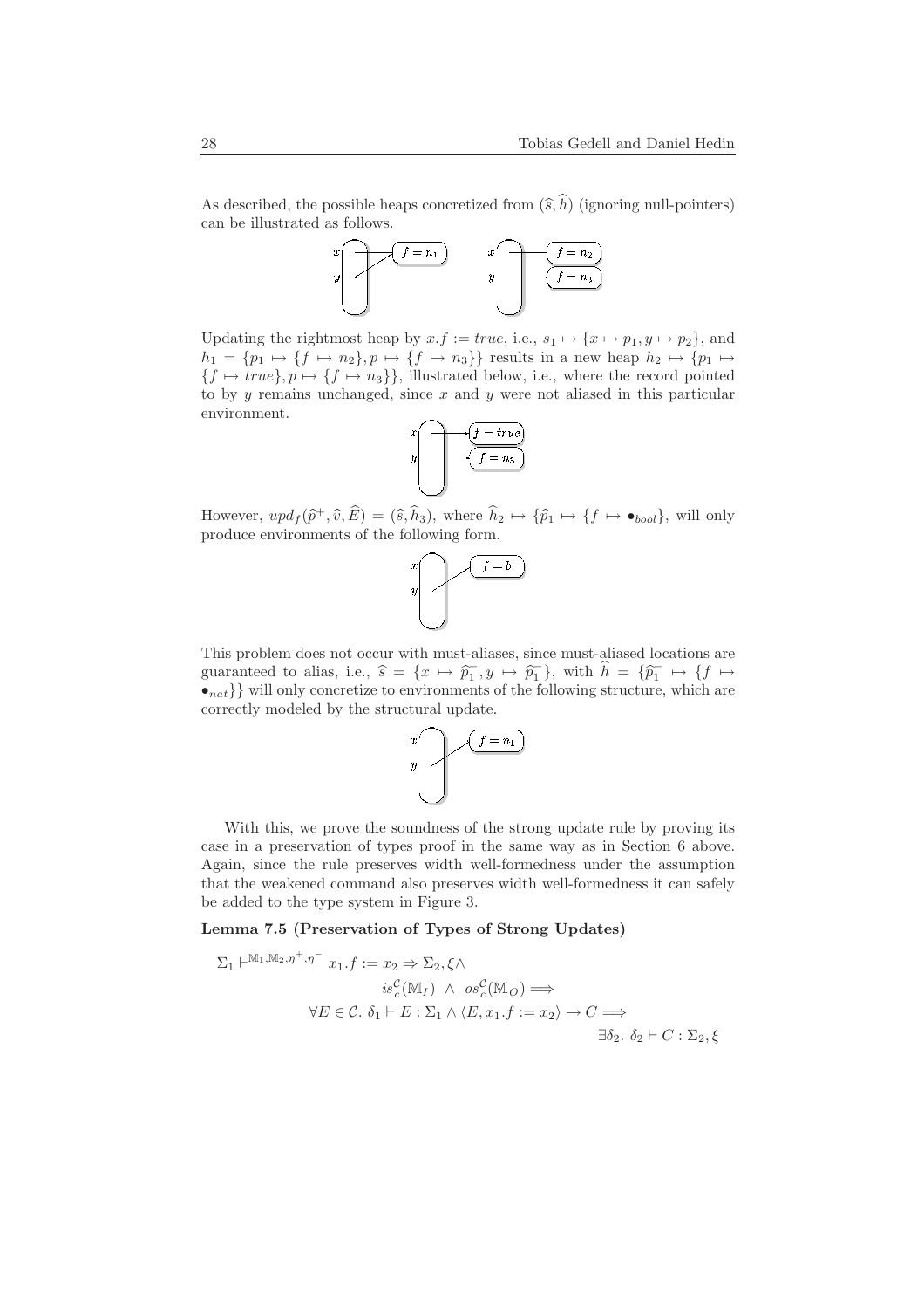As described, the possible heaps concretized from $(\widehat{s}, \widehat{h})$ (ignoring null-pointers) can be illustrated as follows.

Updating the rightmost heap by $x.f := true$, i.e., $s_1 \mapsto \{x \mapsto p_1, y \mapsto p_2\}$, and $h_1 = \{p_1 \mapsto \{f \mapsto n_2\}, p \mapsto \{f \mapsto n_3\}\}$ results in a new heap $h_2 \mapsto \{p_1 \mapsto \{f \mapsto true\}, p \mapsto \{f \mapsto n_3\}\}$, illustrated below, i.e., where the record pointed to by $y$ remains unchanged, since $x$ and $y$ were not aliased in this particular environment.

However, $upd_f(\widehat{p}^+, \widehat{v}, \widehat{E}) = (\widehat{s}, \widehat{h}_3)$, where $\widehat{h}_2 \mapsto \{\widehat{p}_1 \mapsto \{f \mapsto \bullet_{bool}\}$, will only produce environments of the following form.

This problem does not occur with must-aliases, since must-aliased locations are guaranteed to alias, i.e., $\widehat{s} = \{x \mapsto \widehat{p_1^-}, y \mapsto \widehat{p_1^-}\}$, with $\widehat{h} = \{\widehat{p_1^-} \mapsto \{f \mapsto \bullet_{nat}\}\}$ will only concretize to environments of the following structure, which are correctly modeled by the structural update.

With this, we prove the soundness of the strong update rule by proving its case in a preservation of types proof in the same way as in Section 6 above. Again, since the rule preserves width well-formedness under the assumption that the weakened command also preserves width well-formedness it can safely be added to the type system in Figure 3.

**Lemma 7.5 (Preservation of Types of Strong Updates)**

$$
\begin{aligned}
&\Sigma_1 \vdash^{\mathbb{M}_1, \mathbb{M}_2, \eta^+, \eta^-} x_1.f := x_2 \Rightarrow \Sigma_2, \xi \wedge \\
&\qquad is^{\mathcal{C}}_c(\mathbb{M}_I) \;\wedge\; os^{\mathcal{C}}_c(\mathbb{M}_O) \Longrightarrow \\
&\qquad \forall E \in \mathcal{C}.\ \delta_1 \vdash E : \Sigma_1 \wedge \langle E, x_1.f := x_2 \rangle \rightarrow C \Longrightarrow \\
&\qquad\qquad \exists \delta_2.\ \delta_2 \vdash C : \Sigma_2, \xi
\end{aligned}
$$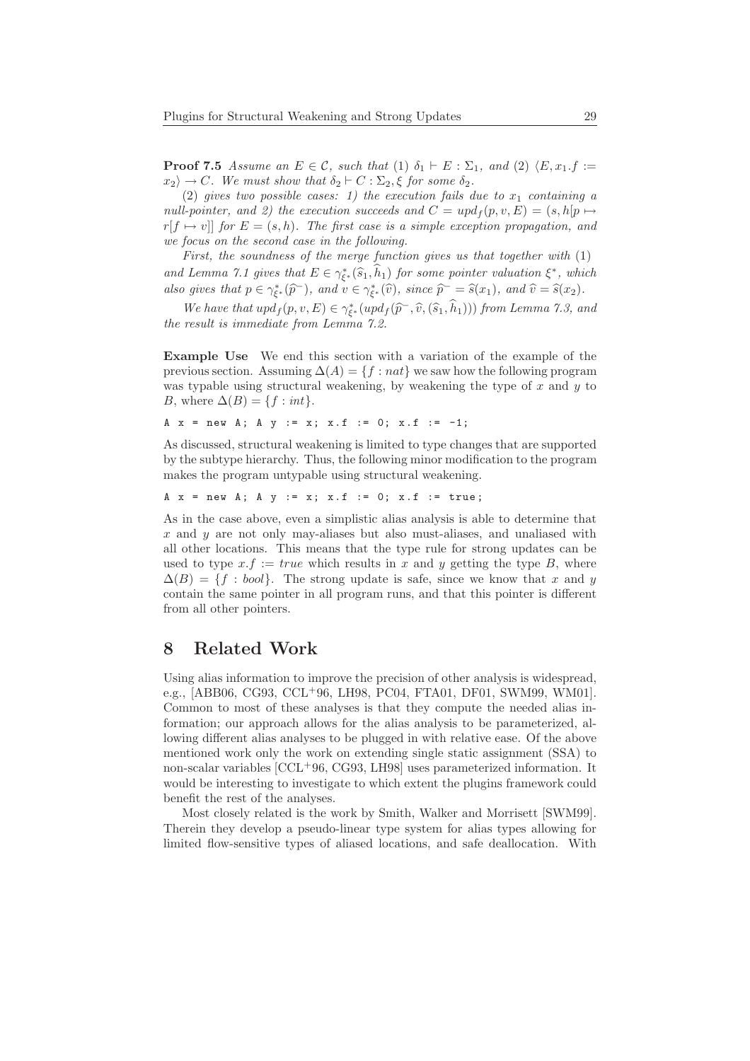**Proof 7.5** *Assume an $E \in \mathcal{C}$, such that (1) $\delta_1 \vdash E : \Sigma_1$, and (2) $\langle E, x_1.f := x_2\rangle \to C$. We must show that $\delta_2 \vdash C : \Sigma_2, \xi$ for some $\delta_2$.*

*(2) gives two possible cases: 1) the execution fails due to $x_1$ containing a null-pointer, and 2) the execution succeeds and $C = upd_f(p, v, E) = (s, h[p \mapsto r[f \mapsto v]]$ for $E = (s, h)$. The first case is a simple exception propagation, and we focus on the second case in the following.*

*First, the soundness of the merge function gives us that together with (1) and Lemma 7.1 gives that $E \in \gamma^*_{\xi^*}(\widehat{s}_1, \widehat{h}_1)$ for some pointer valuation $\xi^*$, which also gives that $p \in \gamma^*_{\xi^*}(\widehat{p}^-)$, and $v \in \gamma^*_{\xi^*}(\widehat{v})$, since $\widehat{p}^- = \widehat{s}(x_1)$, and $\widehat{v} = \widehat{s}(x_2)$.*

*We have that $upd_f(p, v, E) \in \gamma^*_{\xi^*}(upd_f(\widehat{p}^-, \widehat{v}, (\widehat{s}_1, \widehat{h}_1)))$ from Lemma 7.3, and the result is immediate from Lemma 7.2.*

**Example Use** We end this section with a variation of the example of the previous section. Assuming $\Delta(A) = \{f : nat\}$ we saw how the following program was typable using structural weakening, by weakening the type of $x$ and $y$ to $B$, where $\Delta(B) = \{f : int\}$.

```
A x = new A; A y := x; x.f := 0; x.f := -1;
```

As discussed, structural weakening is limited to type changes that are supported by the subtype hierarchy. Thus, the following minor modification to the program makes the program untypable using structural weakening.

```
A x = new A; A y := x; x.f := 0; x.f := true;
```

As in the case above, even a simplistic alias analysis is able to determine that $x$ and $y$ are not only may-aliases but also must-aliases, and unaliased with all other locations. This means that the type rule for strong updates can be used to type $x.f := true$ which results in $x$ and $y$ getting the type $B$, where $\Delta(B) = \{f : bool\}$. The strong update is safe, since we know that $x$ and $y$ contain the same pointer in all program runs, and that this pointer is different from all other pointers.

# 8 Related Work

Using alias information to improve the precision of other analysis is widespread, e.g., [ABB06, CG93, CCL+96, LH98, PC04, FTA01, DF01, SWM99, WM01]. Common to most of these analyses is that they compute the needed alias information; our approach allows for the alias analysis to be parameterized, allowing different alias analyses to be plugged in with relative ease. Of the above mentioned work only the work on extending single static assignment (SSA) to non-scalar variables [CCL+96, CG93, LH98] uses parameterized information. It would be interesting to investigate to which extent the plugins framework could benefit the rest of the analyses.

Most closely related is the work by Smith, Walker and Morrisett [SWM99]. Therein they develop a pseudo-linear type system for alias types allowing for limited flow-sensitive types of aliased locations, and safe deallocation. With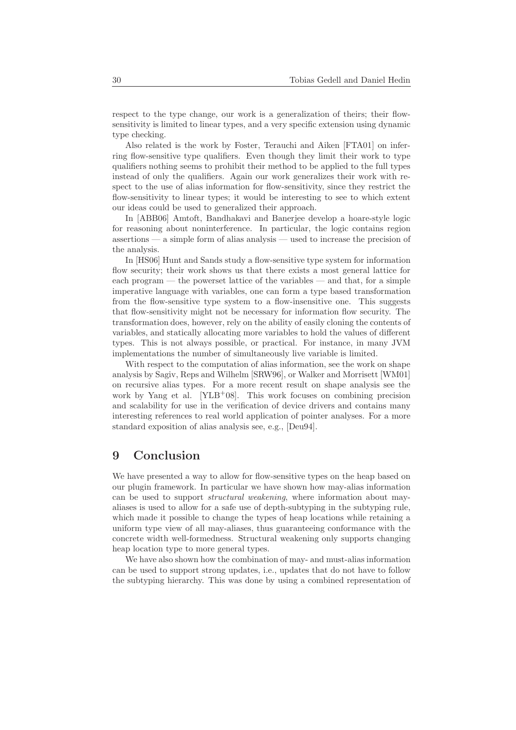respect to the type change, our work is a generalization of theirs; their flow-sensitivity is limited to linear types, and a very specific extension using dynamic type checking.

Also related is the work by Foster, Terauchi and Aiken [FTA01] on inferring flow-sensitive type qualifiers. Even though they limit their work to type qualifiers nothing seems to prohibit their method to be applied to the full types instead of only the qualifiers. Again our work generalizes their work with respect to the use of alias information for flow-sensitivity, since they restrict the flow-sensitivity to linear types; it would be interesting to see to which extent our ideas could be used to generalized their approach.

In [ABB06] Amtoft, Bandhakavi and Banerjee develop a hoare-style logic for reasoning about noninterference. In particular, the logic contains region assertions — a simple form of alias analysis — used to increase the precision of the analysis.

In [HS06] Hunt and Sands study a flow-sensitive type system for information flow security; their work shows us that there exists a most general lattice for each program — the powerset lattice of the variables — and that, for a simple imperative language with variables, one can form a type based transformation from the flow-sensitive type system to a flow-insensitive one. This suggests that flow-sensitivity might not be necessary for information flow security. The transformation does, however, rely on the ability of easily cloning the contents of variables, and statically allocating more variables to hold the values of different types. This is not always possible, or practical. For instance, in many JVM implementations the number of simultaneously live variable is limited.

With respect to the computation of alias information, see the work on shape analysis by Sagiv, Reps and Wilhelm [SRW96], or Walker and Morrisett [WM01] on recursive alias types. For a more recent result on shape analysis see the work by Yang et al. [YLB+08]. This work focuses on combining precision and scalability for use in the verification of device drivers and contains many interesting references to real world application of pointer analyses. For a more standard exposition of alias analysis see, e.g., [Deu94].

## 9 Conclusion

We have presented a way to allow for flow-sensitive types on the heap based on our plugin framework. In particular we have shown how may-alias information can be used to support *structural weakening*, where information about may-aliases is used to allow for a safe use of depth-subtyping in the subtyping rule, which made it possible to change the types of heap locations while retaining a uniform type view of all may-aliases, thus guaranteeing conformance with the concrete width well-formedness. Structural weakening only supports changing heap location type to more general types.

We have also shown how the combination of may- and must-alias information can be used to support strong updates, i.e., updates that do not have to follow the subtyping hierarchy. This was done by using a combined representation of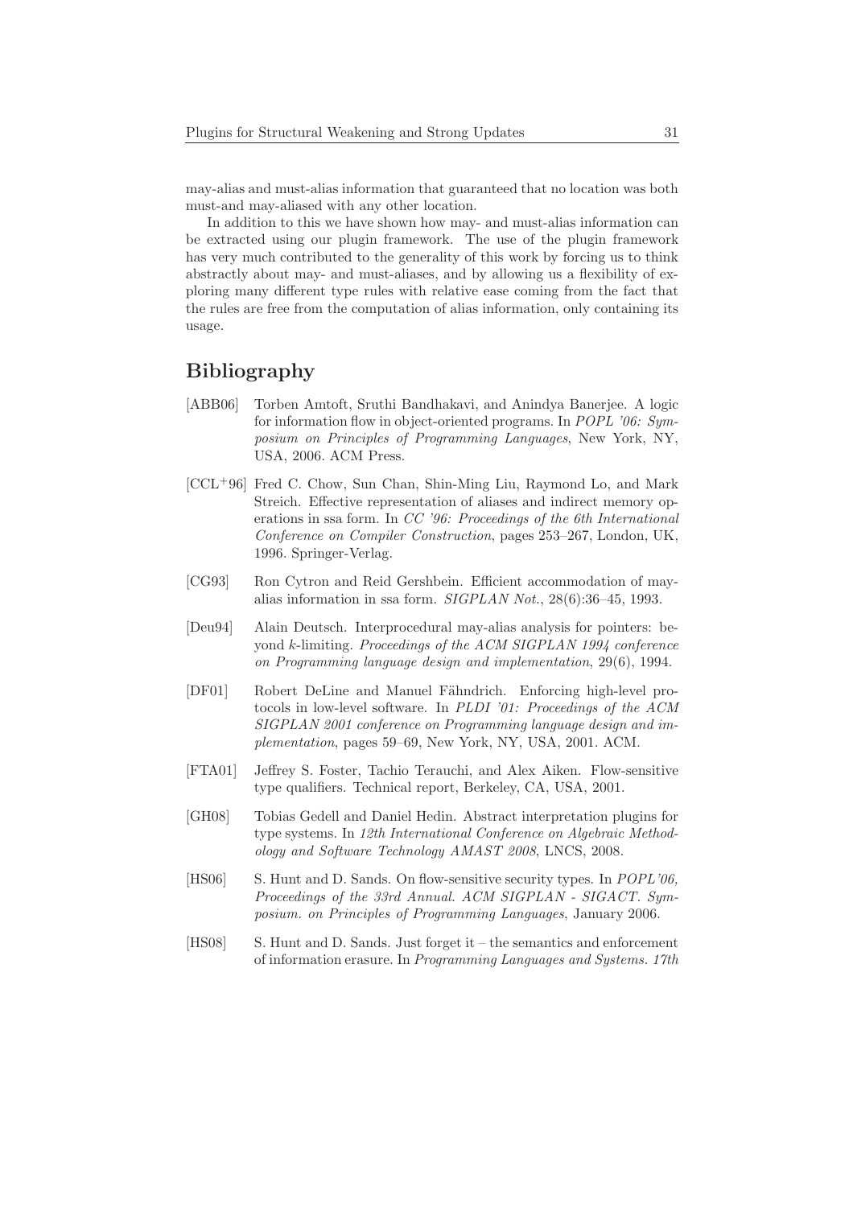may-alias and must-alias information that guaranteed that no location was both must-and may-aliased with any other location.

In addition to this we have shown how may- and must-alias information can be extracted using our plugin framework. The use of the plugin framework has very much contributed to the generality of this work by forcing us to think abstractly about may- and must-aliases, and by allowing us a flexibility of exploring many different type rules with relative ease coming from the fact that the rules are free from the computation of alias information, only containing its usage.

## Bibliography

[ABB06] Torben Amtoft, Sruthi Bandhakavi, and Anindya Banerjee. A logic for information flow in object-oriented programs. In *POPL '06: Symposium on Principles of Programming Languages*, New York, NY, USA, 2006. ACM Press.

[CCL+96] Fred C. Chow, Sun Chan, Shin-Ming Liu, Raymond Lo, and Mark Streich. Effective representation of aliases and indirect memory operations in ssa form. In *CC '96: Proceedings of the 6th International Conference on Compiler Construction*, pages 253–267, London, UK, 1996. Springer-Verlag.

[CG93] Ron Cytron and Reid Gershbein. Efficient accommodation of may-alias information in ssa form. *SIGPLAN Not.*, 28(6):36–45, 1993.

[Deu94] Alain Deutsch. Interprocedural may-alias analysis for pointers: beyond $k$-limiting. *Proceedings of the ACM SIGPLAN 1994 conference on Programming language design and implementation*, 29(6), 1994.

[DF01] Robert DeLine and Manuel Fähndrich. Enforcing high-level protocols in low-level software. In *PLDI '01: Proceedings of the ACM SIGPLAN 2001 conference on Programming language design and implementation*, pages 59–69, New York, NY, USA, 2001. ACM.

[FTA01] Jeffrey S. Foster, Tachio Terauchi, and Alex Aiken. Flow-sensitive type qualifiers. Technical report, Berkeley, CA, USA, 2001.

[GH08] Tobias Gedell and Daniel Hedin. Abstract interpretation plugins for type systems. In *12th International Conference on Algebraic Methodology and Software Technology AMAST 2008*, LNCS, 2008.

[HS06] S. Hunt and D. Sands. On flow-sensitive security types. In *POPL'06, Proceedings of the 33rd Annual. ACM SIGPLAN - SIGACT. Symposium. on Principles of Programming Languages*, January 2006.

[HS08] S. Hunt and D. Sands. Just forget it – the semantics and enforcement of information erasure. In *Programming Languages and Systems. 17th*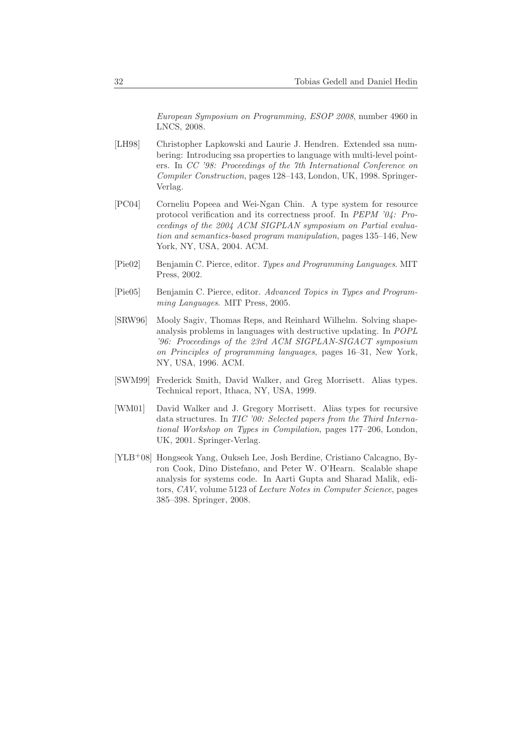*European Symposium on Programming, ESOP 2008*, number 4960 in LNCS, 2008.

[LH98] Christopher Lapkowski and Laurie J. Hendren. Extended ssa numbering: Introducing ssa properties to language with multi-level pointers. In *CC '98: Proceedings of the 7th International Conference on Compiler Construction*, pages 128–143, London, UK, 1998. Springer-Verlag.

[PC04] Corneliu Popeea and Wei-Ngan Chin. A type system for resource protocol verification and its correctness proof. In *PEPM '04: Proceedings of the 2004 ACM SIGPLAN symposium on Partial evaluation and semantics-based program manipulation*, pages 135–146, New York, NY, USA, 2004. ACM.

[Pie02] Benjamin C. Pierce, editor. *Types and Programming Languages*. MIT Press, 2002.

[Pie05] Benjamin C. Pierce, editor. *Advanced Topics in Types and Programming Languages*. MIT Press, 2005.

[SRW96] Mooly Sagiv, Thomas Reps, and Reinhard Wilhelm. Solving shape-analysis problems in languages with destructive updating. In *POPL '96: Proceedings of the 23rd ACM SIGPLAN-SIGACT symposium on Principles of programming languages*, pages 16–31, New York, NY, USA, 1996. ACM.

[SWM99] Frederick Smith, David Walker, and Greg Morrisett. Alias types. Technical report, Ithaca, NY, USA, 1999.

[WM01] David Walker and J. Gregory Morrisett. Alias types for recursive data structures. In *TIC '00: Selected papers from the Third International Workshop on Types in Compilation*, pages 177–206, London, UK, 2001. Springer-Verlag.

[YLB+08] Hongseok Yang, Oukseh Lee, Josh Berdine, Cristiano Calcagno, Byron Cook, Dino Distefano, and Peter W. O'Hearn. Scalable shape analysis for systems code. In Aarti Gupta and Sharad Malik, editors, *CAV*, volume 5123 of *Lecture Notes in Computer Science*, pages 385–398. Springer, 2008.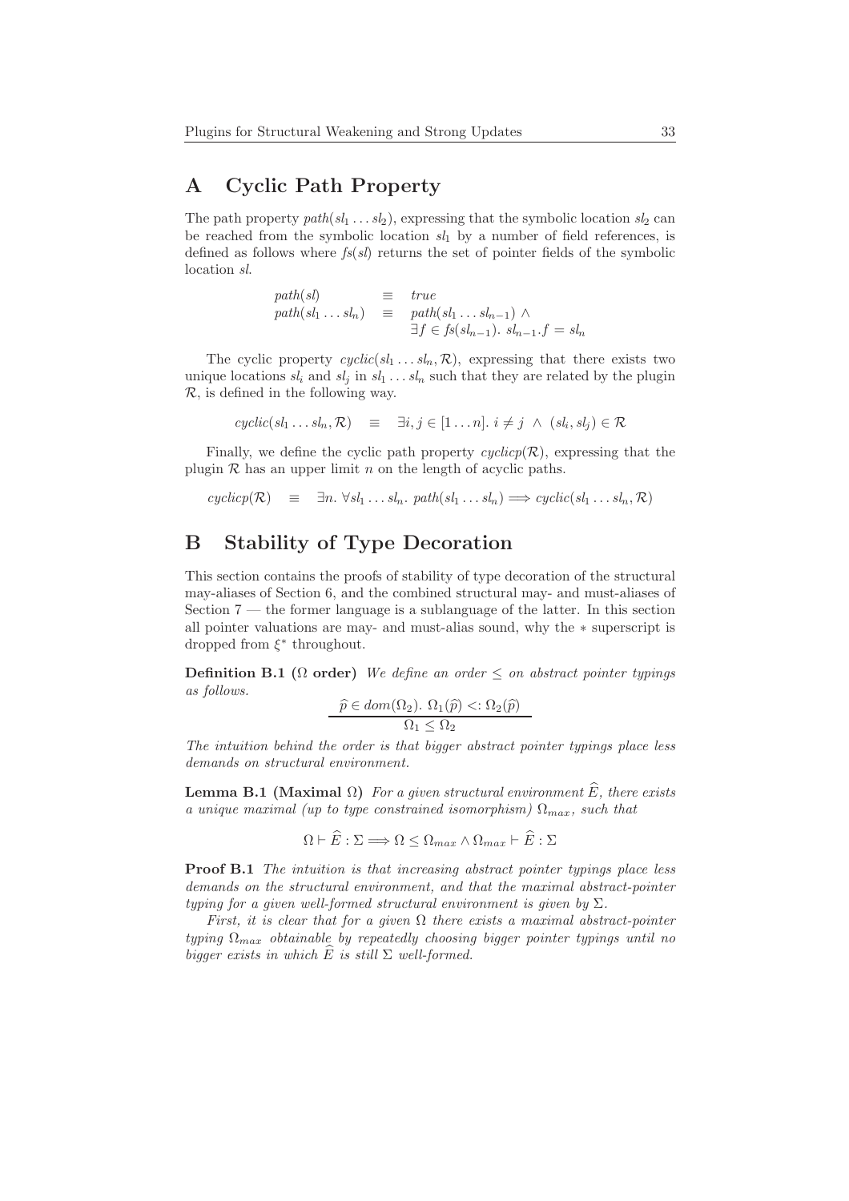## A Cyclic Path Property

The path property $path(sl_1 \ldots sl_2)$, expressing that the symbolic location $sl_2$ can be reached from the symbolic location $sl_1$ by a number of field references, is defined as follows where $fs(sl)$ returns the set of pointer fields of the symbolic location $sl$.

$$
\begin{array}{lcl}
path(sl) & \equiv & true \\
path(sl_1 \ldots sl_n) & \equiv & path(sl_1 \ldots sl_{n-1}) \wedge \\
 & & \exists f \in fs(sl_{n-1}).\ sl_{n-1}.f = sl_n
\end{array}
$$

The cyclic property $cyclic(sl_1 \ldots sl_n, \mathcal{R})$, expressing that there exists two unique locations $sl_i$ and $sl_j$ in $sl_1 \ldots sl_n$ such that they are related by the plugin $\mathcal{R}$, is defined in the following way.

$$
cyclic(sl_1 \ldots sl_n, \mathcal{R}) \quad \equiv \quad \exists i, j \in [1 \ldots n].\ i \neq j \ \wedge \ (sl_i, sl_j) \in \mathcal{R}
$$

Finally, we define the cyclic path property $cyclicp(\mathcal{R})$, expressing that the plugin $\mathcal{R}$ has an upper limit $n$ on the length of acyclic paths.

$$
cyclicp(\mathcal{R}) \quad \equiv \quad \exists n.\ \forall sl_1 \ldots sl_n.\ path(sl_1 \ldots sl_n) \Longrightarrow cyclic(sl_1 \ldots sl_n, \mathcal{R})
$$

## B Stability of Type Decoration

This section contains the proofs of stability of type decoration of the structural may-aliases of Section 6, and the combined structural may- and must-aliases of Section 7 — the former language is a sublanguage of the latter. In this section all pointer valuations are may- and must-alias sound, why the $*$ superscript is dropped from $\xi^*$ throughout.

**Definition B.1 ($\Omega$ order)** *We define an order $\leq$ on abstract pointer typings as follows.*

$$
\frac{\widehat{p} \in dom(\Omega_2).\ \Omega_1(\widehat{p}) <: \Omega_2(\widehat{p})}{\Omega_1 \leq \Omega_2}
$$

*The intuition behind the order is that bigger abstract pointer typings place less demands on structural environment.*

**Lemma B.1 (Maximal $\Omega$)** *For a given structural environment $\widehat{E}$, there exists a unique maximal (up to type constrained isomorphism) $\Omega_{max}$, such that*

$$
\Omega \vdash \widehat{E} : \Sigma \Longrightarrow \Omega \leq \Omega_{max} \wedge \Omega_{max} \vdash \widehat{E} : \Sigma
$$

**Proof B.1** *The intuition is that increasing abstract pointer typings place less demands on the structural environment, and that the maximal abstract-pointer typing for a given well-formed structural environment is given by $\Sigma$.*

*First, it is clear that for a given $\Omega$ there exists a maximal abstract-pointer typing $\Omega_{max}$ obtainable by repeatedly choosing bigger pointer typings until no bigger exists in which $\widehat{E}$ is still $\Sigma$ well-formed.*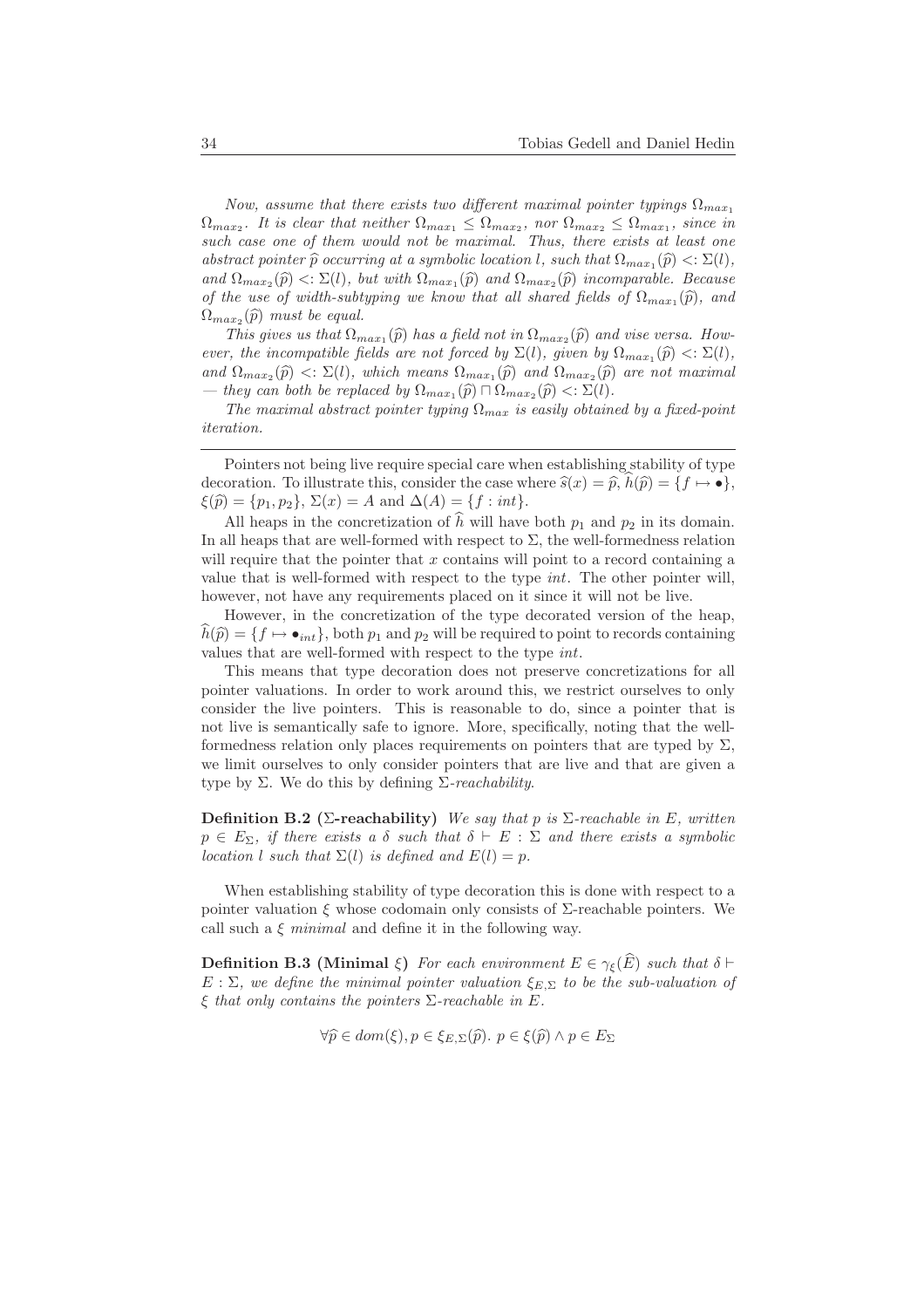*Now, assume that there exists two different maximal pointer typings $\Omega_{max_1}$ $\Omega_{max_2}$. It is clear that neither $\Omega_{max_1} \leq \Omega_{max_2}$, nor $\Omega_{max_2} \leq \Omega_{max_1}$, since in such case one of them would not be maximal. Thus, there exists at least one abstract pointer $\widehat{p}$ occurring at a symbolic location $l$, such that $\Omega_{max_1}(\widehat{p}) <: \Sigma(l)$, and $\Omega_{max_2}(\widehat{p}) <: \Sigma(l)$, but with $\Omega_{max_1}(\widehat{p})$ and $\Omega_{max_2}(\widehat{p})$ incomparable. Because of the use of width-subtyping we know that all shared fields of $\Omega_{max_1}(\widehat{p})$, and $\Omega_{max_2}(\widehat{p})$ must be equal.*

*This gives us that $\Omega_{max_1}(\widehat{p})$ has a field not in $\Omega_{max_2}(\widehat{p})$ and vise versa. However, the incompatible fields are not forced by $\Sigma(l)$, given by $\Omega_{max_1}(\widehat{p}) <: \Sigma(l)$, and $\Omega_{max_2}(\widehat{p}) <: \Sigma(l)$, which means $\Omega_{max_1}(\widehat{p})$ and $\Omega_{max_2}(\widehat{p})$ are not maximal — they can both be replaced by $\Omega_{max_1}(\widehat{p}) \sqcap \Omega_{max_2}(\widehat{p}) <: \Sigma(l)$.*

*The maximal abstract pointer typing $\Omega_{max}$ is easily obtained by a fixed-point iteration.*

---

Pointers not being live require special care when establishing stability of type decoration. To illustrate this, consider the case where $\widehat{s}(x) = \widehat{p}$, $\widehat{h}(\widehat{p}) = \{f \mapsto \bullet\}$, $\xi(\widehat{p}) = \{p_1, p_2\}$, $\Sigma(x) = A$ and $\Delta(A) = \{f : int\}$.

All heaps in the concretization of $\widehat{h}$ will have both $p_1$ and $p_2$ in its domain. In all heaps that are well-formed with respect to $\Sigma$, the well-formedness relation will require that the pointer that $x$ contains will point to a record containing a value that is well-formed with respect to the type *int*. The other pointer will, however, not have any requirements placed on it since it will not be live.

However, in the concretization of the type decorated version of the heap, $\widehat{h}(\widehat{p}) = \{f \mapsto \bullet_{int}\}$, both $p_1$ and $p_2$ will be required to point to records containing values that are well-formed with respect to the type *int*.

This means that type decoration does not preserve concretizations for all pointer valuations. In order to work around this, we restrict ourselves to only consider the live pointers. This is reasonable to do, since a pointer that is not live is semantically safe to ignore. More, specifically, noting that the well-formedness relation only places requirements on pointers that are typed by $\Sigma$, we limit ourselves to only consider pointers that are live and that are given a type by $\Sigma$. We do this by defining $\Sigma$*-reachability*.

**Definition B.2 ($\Sigma$-reachability)** *We say that $p$ is $\Sigma$-reachable in $E$, written $p \in E_\Sigma$, if there exists a $\delta$ such that $\delta \vdash E : \Sigma$ and there exists a symbolic location $l$ such that $\Sigma(l)$ is defined and $E(l) = p$.*

When establishing stability of type decoration this is done with respect to a pointer valuation $\xi$ whose codomain only consists of $\Sigma$-reachable pointers. We call such a $\xi$ *minimal* and define it in the following way.

**Definition B.3 (Minimal $\xi$)** *For each environment $E \in \gamma_\xi(\widehat{E})$ such that $\delta \vdash E : \Sigma$, we define the minimal pointer valuation $\xi_{E,\Sigma}$ to be the sub-valuation of $\xi$ that only contains the pointers $\Sigma$-reachable in $E$.*

$$\forall \widehat{p} \in dom(\xi), p \in \xi_{E,\Sigma}(\widehat{p}).\ p \in \xi(\widehat{p}) \wedge p \in E_\Sigma$$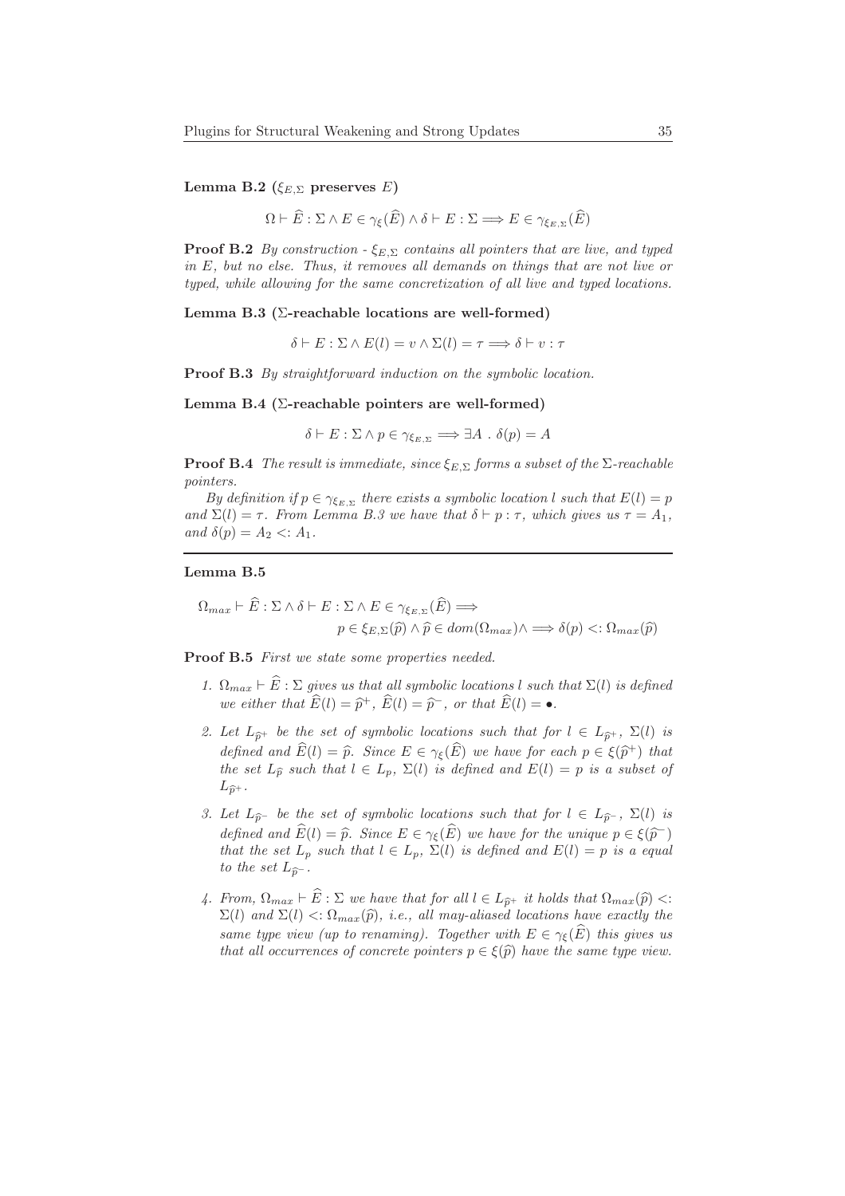**Lemma B.2 ($\xi_{E,\Sigma}$ preserves $E$)**

$$\Omega \vdash \widehat{E} : \Sigma \wedge E \in \gamma_\xi(\widehat{E}) \wedge \delta \vdash E : \Sigma \Longrightarrow E \in \gamma_{\xi_{E,\Sigma}}(\widehat{E})$$

**Proof B.2** *By construction - $\xi_{E,\Sigma}$ contains all pointers that are live, and typed in $E$, but no else. Thus, it removes all demands on things that are not live or typed, while allowing for the same concretization of all live and typed locations.*

**Lemma B.3 ($\Sigma$-reachable locations are well-formed)**

$$\delta \vdash E : \Sigma \wedge E(l) = v \wedge \Sigma(l) = \tau \Longrightarrow \delta \vdash v : \tau$$

**Proof B.3** *By straightforward induction on the symbolic location.*

**Lemma B.4 ($\Sigma$-reachable pointers are well-formed)**

$$\delta \vdash E : \Sigma \wedge p \in \gamma_{\xi_{E,\Sigma}} \Longrightarrow \exists A \;.\; \delta(p) = A$$

**Proof B.4** *The result is immediate, since $\xi_{E,\Sigma}$ forms a subset of the $\Sigma$-reachable pointers.*

*By definition if $p \in \gamma_{\xi_{E,\Sigma}}$ there exists a symbolic location $l$ such that $E(l) = p$ and $\Sigma(l) = \tau$. From Lemma B.3 we have that $\delta \vdash p : \tau$, which gives us $\tau = A_1$, and $\delta(p) = A_2 <: A_1$.*

---

**Lemma B.5**

$$\Omega_{max} \vdash \widehat{E} : \Sigma \wedge \delta \vdash E : \Sigma \wedge E \in \gamma_{\xi_{E,\Sigma}}(\widehat{E}) \Longrightarrow$$
$$p \in \xi_{E,\Sigma}(\widehat{p}) \wedge \widehat{p} \in dom(\Omega_{max}) \wedge \Longrightarrow \delta(p) <: \Omega_{max}(\widehat{p})$$

**Proof B.5** *First we state some properties needed.*

1. *$\Omega_{max} \vdash \widehat{E} : \Sigma$ gives us that all symbolic locations $l$ such that $\Sigma(l)$ is defined we either that $\widehat{E}(l) = \widehat{p}^+$, $\widehat{E}(l) = \widehat{p}^-$, or that $\widehat{E}(l) = \bullet$.*
2. *Let $L_{\widehat{p}^+}$ be the set of symbolic locations such that for $l \in L_{\widehat{p}^+}$, $\Sigma(l)$ is defined and $\widehat{E}(l) = \widehat{p}$. Since $E \in \gamma_\xi(\widehat{E})$ we have for each $p \in \xi(\widehat{p}^+)$ that the set $L_{\widehat{p}}$ such that $l \in L_p$, $\Sigma(l)$ is defined and $E(l) = p$ is a subset of $L_{\widehat{p}^+}$.*
3. *Let $L_{\widehat{p}^-}$ be the set of symbolic locations such that for $l \in L_{\widehat{p}^-}$, $\Sigma(l)$ is defined and $\widehat{E}(l) = \widehat{p}$. Since $E \in \gamma_\xi(\widehat{E})$ we have for the unique $p \in \xi(\widehat{p}^-)$ that the set $L_p$ such that $l \in L_p$, $\Sigma(l)$ is defined and $E(l) = p$ is a equal to the set $L_{\widehat{p}^-}$.*
4. *From, $\Omega_{max} \vdash \widehat{E} : \Sigma$ we have that for all $l \in L_{\widehat{p}^+}$ it holds that $\Omega_{max}(\widehat{p}) <: \Sigma(l)$ and $\Sigma(l) <: \Omega_{max}(\widehat{p})$, i.e., all may-aliased locations have exactly the same type view (up to renaming). Together with $E \in \gamma_\xi(\widehat{E})$ this gives us that all occurrences of concrete pointers $p \in \xi(\widehat{p})$ have the same type view.*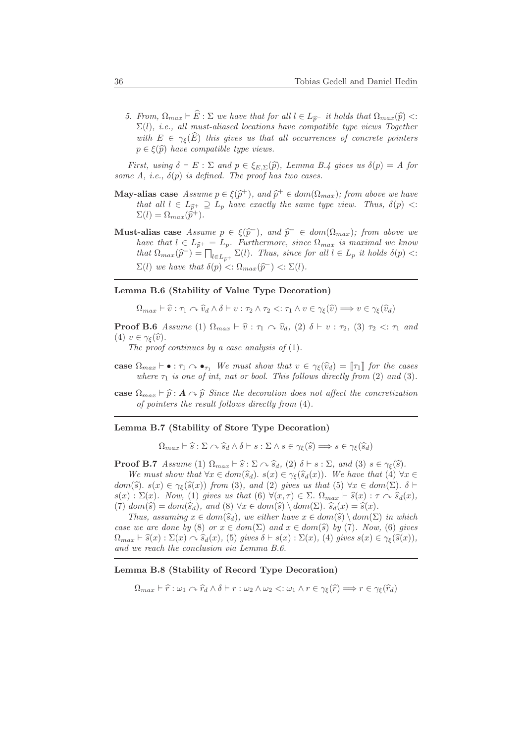5. *From,* $\Omega_{max} \vdash \widehat{E} : \Sigma$ *we have that for all* $l \in L_{\widehat{p}^-}$ *it holds that* $\Omega_{max}(\widehat{p}) <: \Sigma(l)$*, i.e., all must-aliased locations have compatible type views Together with* $E \in \gamma_\xi(\widehat{E})$ *this gives us that all occurrences of concrete pointers* $p \in \xi(\widehat{p})$ *have compatible type views.*

*First, using* $\delta \vdash E : \Sigma$ *and* $p \in \xi_{E,\Sigma}(\widehat{p})$*, Lemma B.4 gives us* $\delta(p) = A$ *for some* $A$*, i.e.,* $\delta(p)$ *is defined. The proof has two cases.*

**May-alias case** *Assume* $p \in \xi(\widehat{p}^+)$*, and* $\widehat{p}^+ \in dom(\Omega_{max})$*; from above we have that all* $l \in L_{\widehat{p}^+} \supseteq L_p$ *have exactly the same type view. Thus,* $\delta(p) <: \Sigma(l) = \Omega_{max}(\widehat{p}^+)$*.*

**Must-alias case** *Assume* $p \in \xi(\widehat{p}^-)$*, and* $\widehat{p}^- \in dom(\Omega_{max})$*; from above we have that* $l \in L_{\widehat{p}^+} = L_p$*. Furthermore, since* $\Omega_{max}$ *is maximal we know that* $\Omega_{max}(\widehat{p}^-) = \prod_{l \in L_{\widehat{p}^+}} \Sigma(l)$*. Thus, since for all* $l \in L_p$ *it holds* $\delta(p) <: \Sigma(l)$ *we have that* $\delta(p) <: \Omega_{max}(\widehat{p}^-) <: \Sigma(l)$*.*

---

**Lemma B.6 (Stability of Value Type Decoration)**

$$\Omega_{max} \vdash \widehat{v} : \tau_1 \curvearrowright \widehat{v}_d \wedge \delta \vdash v : \tau_2 \wedge \tau_2 <: \tau_1 \wedge v \in \gamma_\xi(\widehat{v}) \Longrightarrow v \in \gamma_\xi(\widehat{v}_d)$$

**Proof B.6** *Assume* (1) $\Omega_{max} \vdash \widehat{v} : \tau_1 \curvearrowright \widehat{v}_d$, (2) $\delta \vdash v : \tau_2$, (3) $\tau_2 <: \tau_1$ *and* (4) $v \in \gamma_\xi(\widehat{v})$*.*

*The proof continues by a case analysis of* (1)*.*

**case** $\Omega_{max} \vdash \bullet : \tau_1 \curvearrowright \bullet_{\tau_1}$ *We must show that* $v \in \gamma_\xi(\widehat{v}_d) = [\![\tau_1]\!]$ *for the cases where* $\tau_1$ *is one of int, nat or bool. This follows directly from* (2) *and* (3)*.*

**case** $\Omega_{max} \vdash \widehat{p} : \boldsymbol{A} \curvearrowright \widehat{p}$ *Since the decoration does not affect the concretization of pointers the result follows directly from* (4)*.*

---

**Lemma B.7 (Stability of Store Type Decoration)**

$$\Omega_{max} \vdash \widehat{s} : \Sigma \curvearrowright \widehat{s}_d \wedge \delta \vdash s : \Sigma \wedge s \in \gamma_\xi(\widehat{s}) \Longrightarrow s \in \gamma_\xi(\widehat{s}_d)$$

**Proof B.7** *Assume* (1) $\Omega_{max} \vdash \widehat{s} : \Sigma \curvearrowright \widehat{s}_d$, (2) $\delta \vdash s : \Sigma$*, and* (3) $s \in \gamma_\xi(\widehat{s})$*.*

*We must show that* $\forall x \in dom(\widehat{s}_d).\ s(x) \in \gamma_\xi(\widehat{s}_d(x))$*. We have that* (4) $\forall x \in dom(\widehat{s}).\ s(x) \in \gamma_\xi(\widehat{s}(x))$ *from* (3)*, and* (2) *gives us that* (5) $\forall x \in dom(\Sigma).\ \delta \vdash s(x) : \Sigma(x)$*. Now,* (1) *gives us that* (6) $\forall (x, \tau) \in \Sigma.\ \Omega_{max} \vdash \widehat{s}(x) : \tau \curvearrowright \widehat{s}_d(x)$*,* (7) $dom(\widehat{s}) = dom(\widehat{s}_d)$*, and* (8) $\forall x \in dom(\widehat{s}) \setminus dom(\Sigma).\ \widehat{s}_d(x) = \widehat{s}(x)$*.*

*Thus, assuming* $x \in dom(\widehat{s}_d)$*, we either have* $x \in dom(\widehat{s}) \setminus dom(\Sigma)$ *in which case we are done by* (8) *or* $x \in dom(\Sigma)$ *and* $x \in dom(\widehat{s})$ *by* (7)*. Now,* (6) *gives* $\Omega_{max} \vdash \widehat{s}(x) : \Sigma(x) \curvearrowright \widehat{s}_d(x)$*,* (5) *gives* $\delta \vdash s(x) : \Sigma(x)$*,* (4) *gives* $s(x) \in \gamma_\xi(\widehat{s}(x))$*, and we reach the conclusion via Lemma B.6.*

---

**Lemma B.8 (Stability of Record Type Decoration)**

$$\Omega_{max} \vdash \widehat{r} : \omega_1 \curvearrowright \widehat{r}_d \wedge \delta \vdash r : \omega_2 \wedge \omega_2 <: \omega_1 \wedge r \in \gamma_\xi(\widehat{r}) \Longrightarrow r \in \gamma_\xi(\widehat{r}_d)$$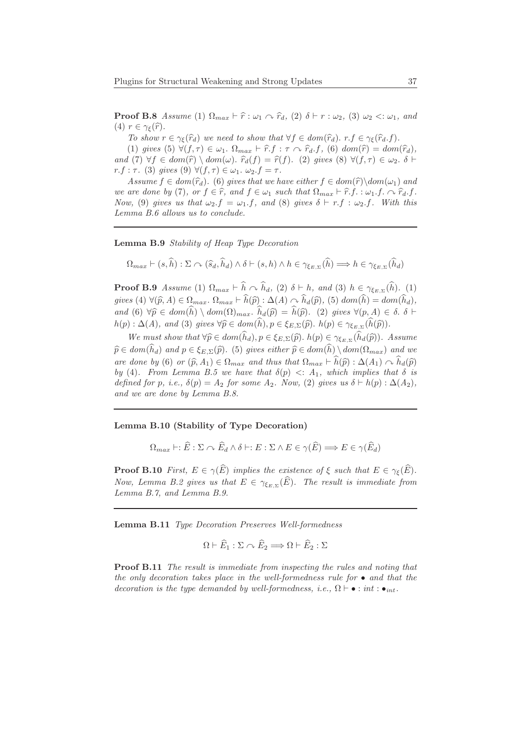**Proof B.8** *Assume* (1) $\Omega_{max} \vdash \widehat{r} : \omega_1 \curvearrowright \widehat{r}_d$, (2) $\delta \vdash r : \omega_2$, (3) $\omega_2 <: \omega_1$, *and* (4) $r \in \gamma_\xi(\widehat{r})$.

*To show* $r \in \gamma_\xi(\widehat{r}_d)$ *we need to show that* $\forall f \in dom(\widehat{r}_d).\ r.f \in \gamma_\xi(\widehat{r}_d.f)$.

(1) *gives* (5) $\forall (f, \tau) \in \omega_1.\ \Omega_{max} \vdash \widehat{r}.f : \tau \curvearrowright \widehat{r}_d.f$, (6) $dom(\widehat{r}) = dom(\widehat{r}_d)$, *and* (7) $\forall f \in dom(\widehat{r}) \setminus dom(\omega).\ \widehat{r}_d(f) = \widehat{r}(f)$. (2) *gives* (8) $\forall (f, \tau) \in \omega_2.\ \delta \vdash r.f : \tau$. (3) *gives* (9) $\forall (f, \tau) \in \omega_1.\ \omega_2.f = \tau$.

*Assume* $f \in dom(\widehat{r}_d)$. (6) *gives that we have either* $f \in dom(\widehat{r}) \setminus dom(\omega_1)$ *and we are done by* (7), *or* $f \in \widehat{r}$, *and* $f \in \omega_1$ *such that* $\Omega_{max} \vdash \widehat{r}.f. : \omega_1.f. \curvearrowright \widehat{r}_d.f$. *Now,* (9) *gives us that* $\omega_2.f = \omega_1.f$, *and* (8) *gives* $\delta \vdash r.f : \omega_2.f$. *With this Lemma B.6 allows us to conclude.*

---

**Lemma B.9** *Stability of Heap Type Decoration*

$$\Omega_{max} \vdash (s, \widehat{h}) : \Sigma \curvearrowright (\widehat{s}_d, \widehat{h}_d) \wedge \delta \vdash (s, h) \wedge h \in \gamma_{\xi_{E,\Sigma}}(\widehat{h}) \Longrightarrow h \in \gamma_{\xi_{E,\Sigma}}(\widehat{h}_d)$$

**Proof B.9** *Assume* (1) $\Omega_{max} \vdash \widehat{h} \curvearrowright \widehat{h}_d$, (2) $\delta \vdash h$, *and* (3) $h \in \gamma_{\xi_{E,\Sigma}}(\widehat{h})$. (1) *gives* (4) $\forall (\widehat{p}, A) \in \Omega_{max}.\ \Omega_{max} \vdash \widehat{h}(\widehat{p}) : \Delta(A) \curvearrowright \widehat{h}_d(\widehat{p})$, (5) $dom(\widehat{h}) = dom(\widehat{h}_d)$, *and* (6) $\forall \widehat{p} \in dom(\widehat{h}) \setminus dom(\Omega)_{max}.\ \widehat{h}_d(\widehat{p}) = \widehat{h}(\widehat{p})$. (2) *gives* $\forall (p, A) \in \delta.\ \delta \vdash h(p) : \Delta(A)$, *and* (3) *gives* $\forall \widehat{p} \in dom(\widehat{h}), p \in \xi_{E,\Sigma}(\widehat{p}).\ h(p) \in \gamma_{\xi_{E,\Sigma}}(\widehat{h}(\widehat{p}))$.

*We must show that* $\forall \widehat{p} \in dom(\widehat{h}_d), p \in \xi_{E,\Sigma}(\widehat{p}).\ h(p) \in \gamma_{\xi_{E,\Sigma}}(\widehat{h}_d(\widehat{p}))$. *Assume* $\widehat{p} \in dom(\widehat{h}_d)$ *and* $p \in \xi_{E,\Sigma}(\widehat{p})$. (5) *gives either* $\widehat{p} \in dom(\widehat{h}) \setminus dom(\Omega_{max})$ *and we are done by* (6) *or* $(\widehat{p}, A_1) \in \Omega_{max}$ *and thus that* $\Omega_{max} \vdash \widehat{h}(\widehat{p}) : \Delta(A_1) \curvearrowright \widehat{h}_d(\widehat{p})$ *by* (4). *From Lemma B.5 we have that* $\delta(p) <: A_1$, *which implies that* $\delta$ *is defined for* $p$, *i.e.,* $\delta(p) = A_2$ *for some* $A_2$. *Now,* (2) *gives us* $\delta \vdash h(p) : \Delta(A_2)$, *and we are done by Lemma B.8.*

---

**Lemma B.10 (Stability of Type Decoration)**

$$\Omega_{max} \vdash: \widehat{E} : \Sigma \curvearrowright \widehat{E}_d \wedge \delta \vdash: E : \Sigma \wedge E \in \gamma(\widehat{E}) \Longrightarrow E \in \gamma(\widehat{E}_d)$$

**Proof B.10** *First,* $E \in \gamma(\widehat{E})$ *implies the existence of* $\xi$ *such that* $E \in \gamma_\xi(\widehat{E})$. *Now, Lemma B.2 gives us that* $E \in \gamma_{\xi_{E,\Sigma}}(\widehat{E})$. *The result is immediate from Lemma B.7, and Lemma B.9.*

---

**Lemma B.11** *Type Decoration Preserves Well-formedness*

$$\Omega \vdash \widehat{E}_1 : \Sigma \curvearrowright \widehat{E}_2 \Longrightarrow \Omega \vdash \widehat{E}_2 : \Sigma$$

**Proof B.11** *The result is immediate from inspecting the rules and noting that the only decoration takes place in the well-formedness rule for* $\bullet$ *and that the decoration is the type demanded by well-formedness, i.e.,* $\Omega \vdash \bullet : int : \bullet_{int}$.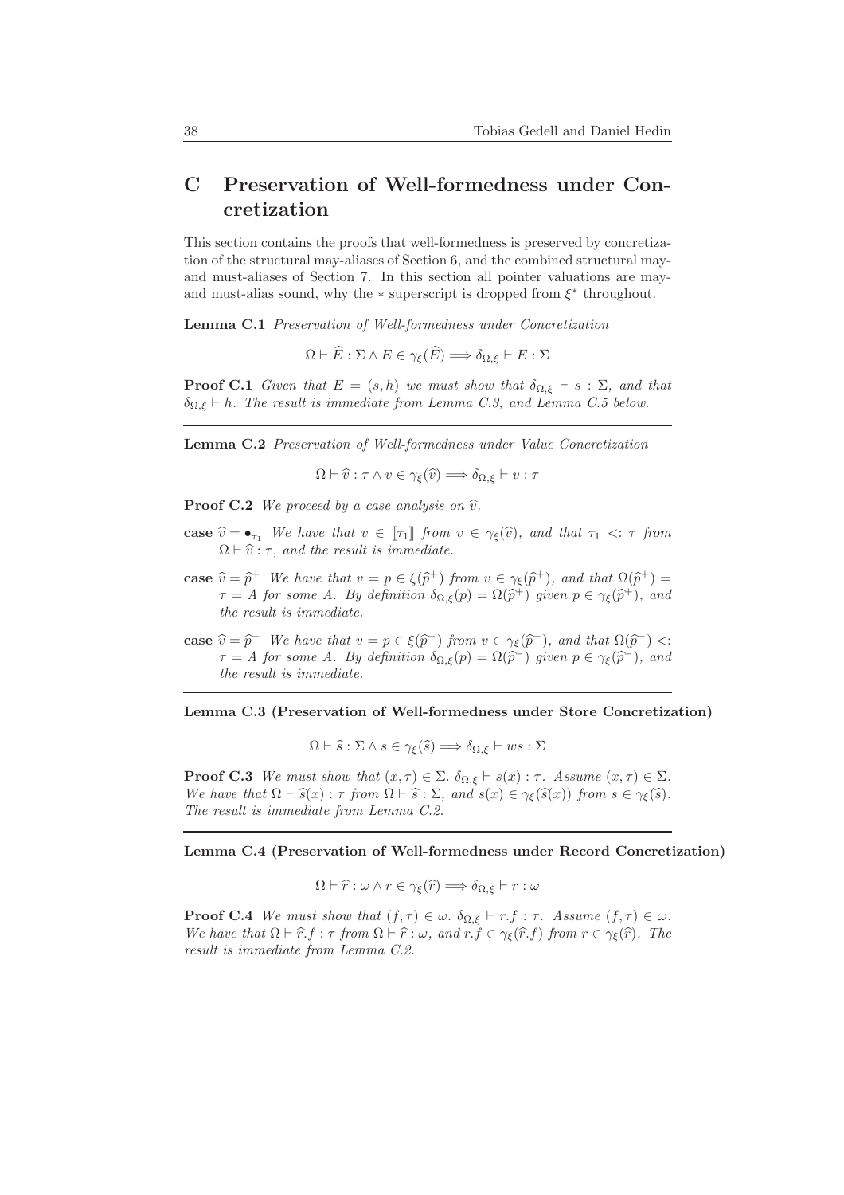## C Preservation of Well-formedness under Concretization

This section contains the proofs that well-formedness is preserved by concretization of the structural may-aliases of Section 6, and the combined structural may- and must-aliases of Section 7. In this section all pointer valuations are may- and must-alias sound, why the $*$ superscript is dropped from $\xi^*$ throughout.

**Lemma C.1** *Preservation of Well-formedness under Concretization*

$$\Omega \vdash \widehat{E} : \Sigma \wedge E \in \gamma_\xi(\widehat{E}) \Longrightarrow \delta_{\Omega,\xi} \vdash E : \Sigma$$

**Proof C.1** *Given that $E = (s, h)$ we must show that $\delta_{\Omega,\xi} \vdash s : \Sigma$, and that $\delta_{\Omega,\xi} \vdash h$. The result is immediate from Lemma C.3, and Lemma C.5 below.*

---

**Lemma C.2** *Preservation of Well-formedness under Value Concretization*

$$\Omega \vdash \widehat{v} : \tau \wedge v \in \gamma_\xi(\widehat{v}) \Longrightarrow \delta_{\Omega,\xi} \vdash v : \tau$$

**Proof C.2** *We proceed by a case analysis on $\widehat{v}$.*

**case** $\widehat{v} = \bullet_{\tau_1}$ *We have that $v \in [\![\tau_1]\!]$ from $v \in \gamma_\xi(\widehat{v})$, and that $\tau_1 <: \tau$ from $\Omega \vdash \widehat{v} : \tau$, and the result is immediate.*

**case** $\widehat{v} = \widehat{p}^+$ *We have that $v = p \in \xi(\widehat{p}^+)$ from $v \in \gamma_\xi(\widehat{p}^+)$, and that $\Omega(\widehat{p}^+) = \tau = A$ for some $A$. By definition $\delta_{\Omega,\xi}(p) = \Omega(\widehat{p}^+)$ given $p \in \gamma_\xi(\widehat{p}^+)$, and the result is immediate.*

**case** $\widehat{v} = \widehat{p}^-$ *We have that $v = p \in \xi(\widehat{p}^-)$ from $v \in \gamma_\xi(\widehat{p}^-)$, and that $\Omega(\widehat{p}^-) <: \tau = A$ for some $A$. By definition $\delta_{\Omega,\xi}(p) = \Omega(\widehat{p}^-)$ given $p \in \gamma_\xi(\widehat{p}^-)$, and the result is immediate.*

---

**Lemma C.3 (Preservation of Well-formedness under Store Concretization)**

$$\Omega \vdash \widehat{s} : \Sigma \wedge s \in \gamma_\xi(\widehat{s}) \Longrightarrow \delta_{\Omega,\xi} \vdash ws : \Sigma$$

**Proof C.3** *We must show that $(x, \tau) \in \Sigma.\ \delta_{\Omega,\xi} \vdash s(x) : \tau$. Assume $(x, \tau) \in \Sigma$. We have that $\Omega \vdash \widehat{s}(x) : \tau$ from $\Omega \vdash \widehat{s} : \Sigma$, and $s(x) \in \gamma_\xi(\widehat{s}(x))$ from $s \in \gamma_\xi(\widehat{s})$. The result is immediate from Lemma C.2.*

---

**Lemma C.4 (Preservation of Well-formedness under Record Concretization)**

$$\Omega \vdash \widehat{r} : \omega \wedge r \in \gamma_\xi(\widehat{r}) \Longrightarrow \delta_{\Omega,\xi} \vdash r : \omega$$

**Proof C.4** *We must show that $(f, \tau) \in \omega.\ \delta_{\Omega,\xi} \vdash r.f : \tau$. Assume $(f, \tau) \in \omega$. We have that $\Omega \vdash \widehat{r}.f : \tau$ from $\Omega \vdash \widehat{r} : \omega$, and $r.f \in \gamma_\xi(\widehat{r}.f)$ from $r \in \gamma_\xi(\widehat{r})$. The result is immediate from Lemma C.2.*

---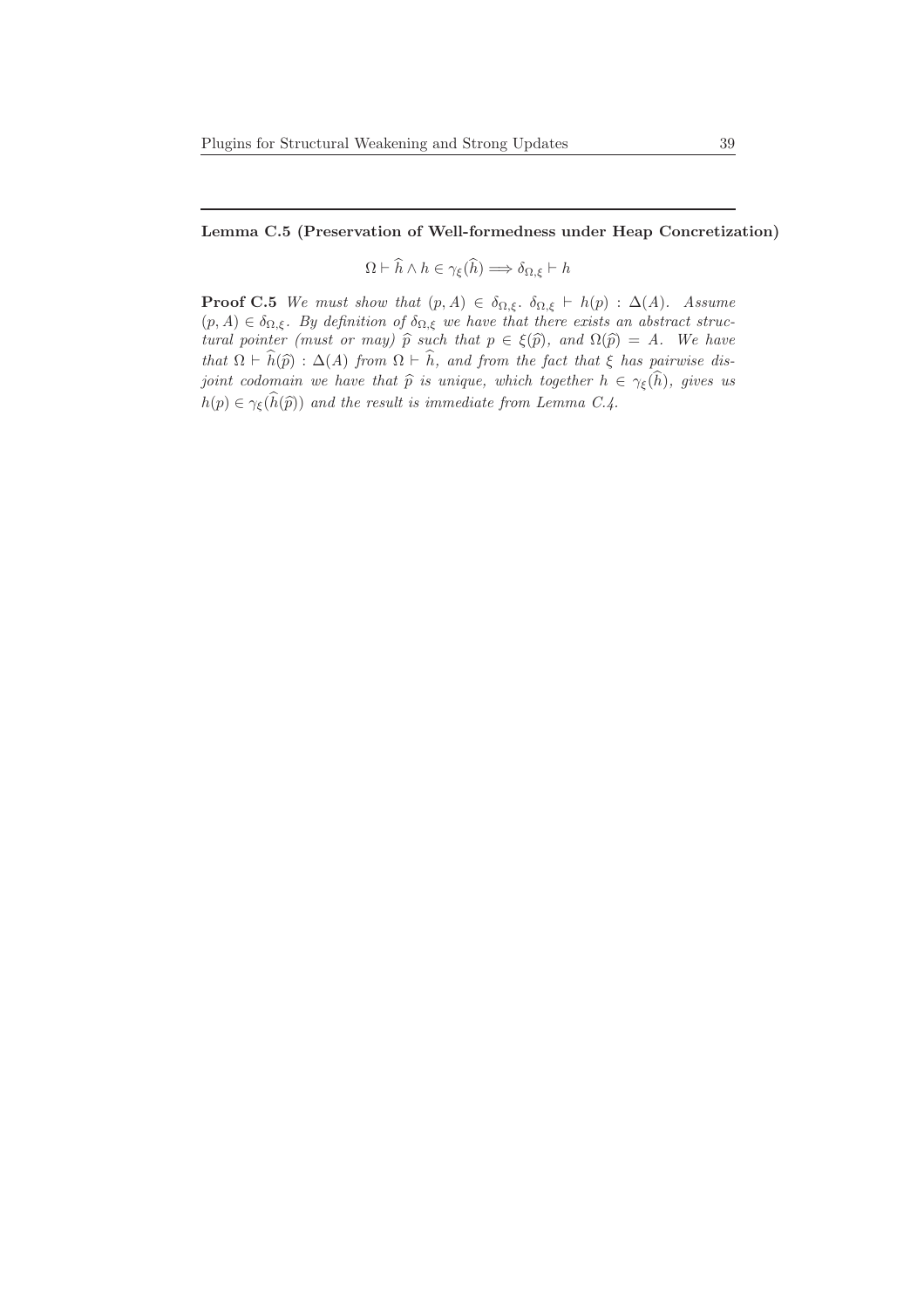**Lemma C.5 (Preservation of Well-formedness under Heap Concretization)**

$$\Omega \vdash \widehat{h} \wedge h \in \gamma_\xi(\widehat{h}) \Longrightarrow \delta_{\Omega,\xi} \vdash h$$

**Proof C.5** *We must show that $(p, A) \in \delta_{\Omega,\xi}$. $\delta_{\Omega,\xi} \vdash h(p) : \Delta(A)$. Assume $(p, A) \in \delta_{\Omega,\xi}$. By definition of $\delta_{\Omega,\xi}$ we have that there exists an abstract structural pointer (must or may) $\widehat{p}$ such that $p \in \xi(\widehat{p})$, and $\Omega(\widehat{p}) = A$. We have that $\Omega \vdash \widehat{h}(\widehat{p}) : \Delta(A)$ from $\Omega \vdash \widehat{h}$, and from the fact that $\xi$ has pairwise disjoint codomain we have that $\widehat{p}$ is unique, which together $h \in \gamma_\xi(\widehat{h})$, gives us $h(p) \in \gamma_\xi(\widehat{h}(\widehat{p}))$ and the result is immediate from Lemma C.4.*